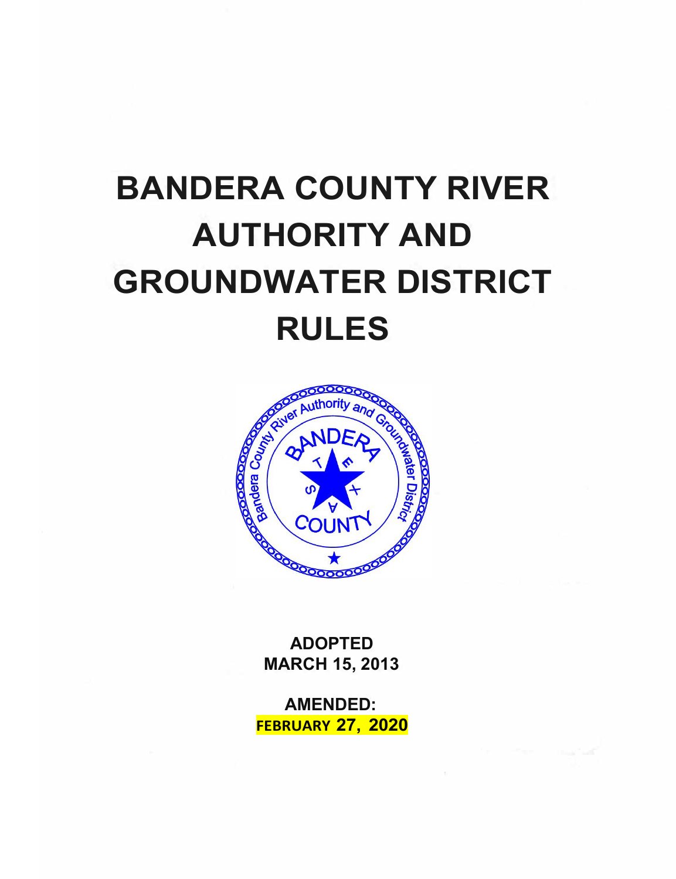# BANDERA COUNTY RIVER AUTHORITY AND GROUNDWATER DISTRICT RULES

**ADOPTED**
**MARCH 15, 2013**

**AMENDED:**
**FEBRUARY 27, 2020**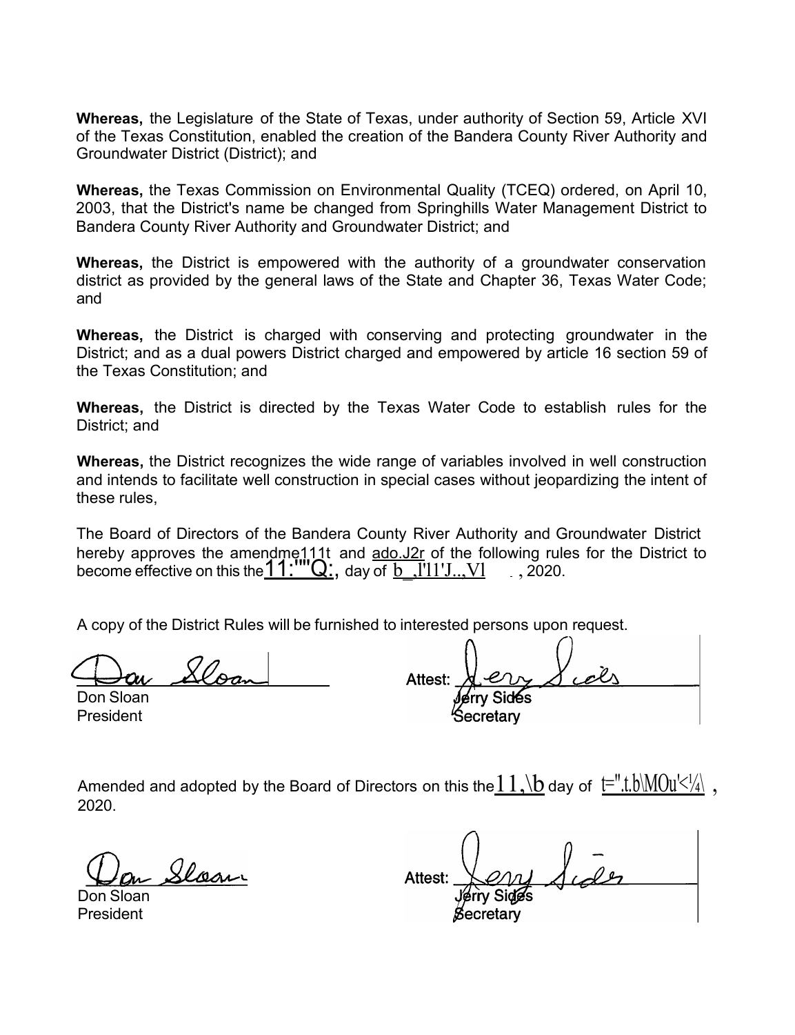**Whereas,** the Legislature of the State of Texas, under authority of Section 59, Article XVI of the Texas Constitution, enabled the creation of the Bandera County River Authority and Groundwater District (District); and

**Whereas,** the Texas Commission on Environmental Quality (TCEQ) ordered, on April 10, 2003, that the District's name be changed from Springhills Water Management District to Bandera County River Authority and Groundwater District; and

**Whereas,** the District is empowered with the authority of a groundwater conservation district as provided by the general laws of the State and Chapter 36, Texas Water Code; and

**Whereas,** the District is charged with conserving and protecting groundwater in the District; and as a dual powers District charged and empowered by article 16 section 59 of the Texas Constitution; and

**Whereas,** the District is directed by the Texas Water Code to establish rules for the District; and

**Whereas,** the District recognizes the wide range of variables involved in well construction and intends to facilitate well construction in special cases without jeopardizing the intent of these rules,

The Board of Directors of the Bandera County River Authority and Groundwater District hereby approves the amendme111t and ado.J2r of the following rules for the District to become effective on this the 11:""Q:, day of b_,l'11'J..,Vl , 2020.

A copy of the District Rules will be furnished to interested persons upon request.

Don Sloan
Don Sloan
President

Attest: Jerry Sides
Jerry Sides
Secretary

Amended and adopted by the Board of Directors on this the 11,\b day of t=".t.b\M0u'<¼\ , 2020.

Don Sloan
Don Sloan
President

Attest: Jerry Sides
Jerry Sides
Secretary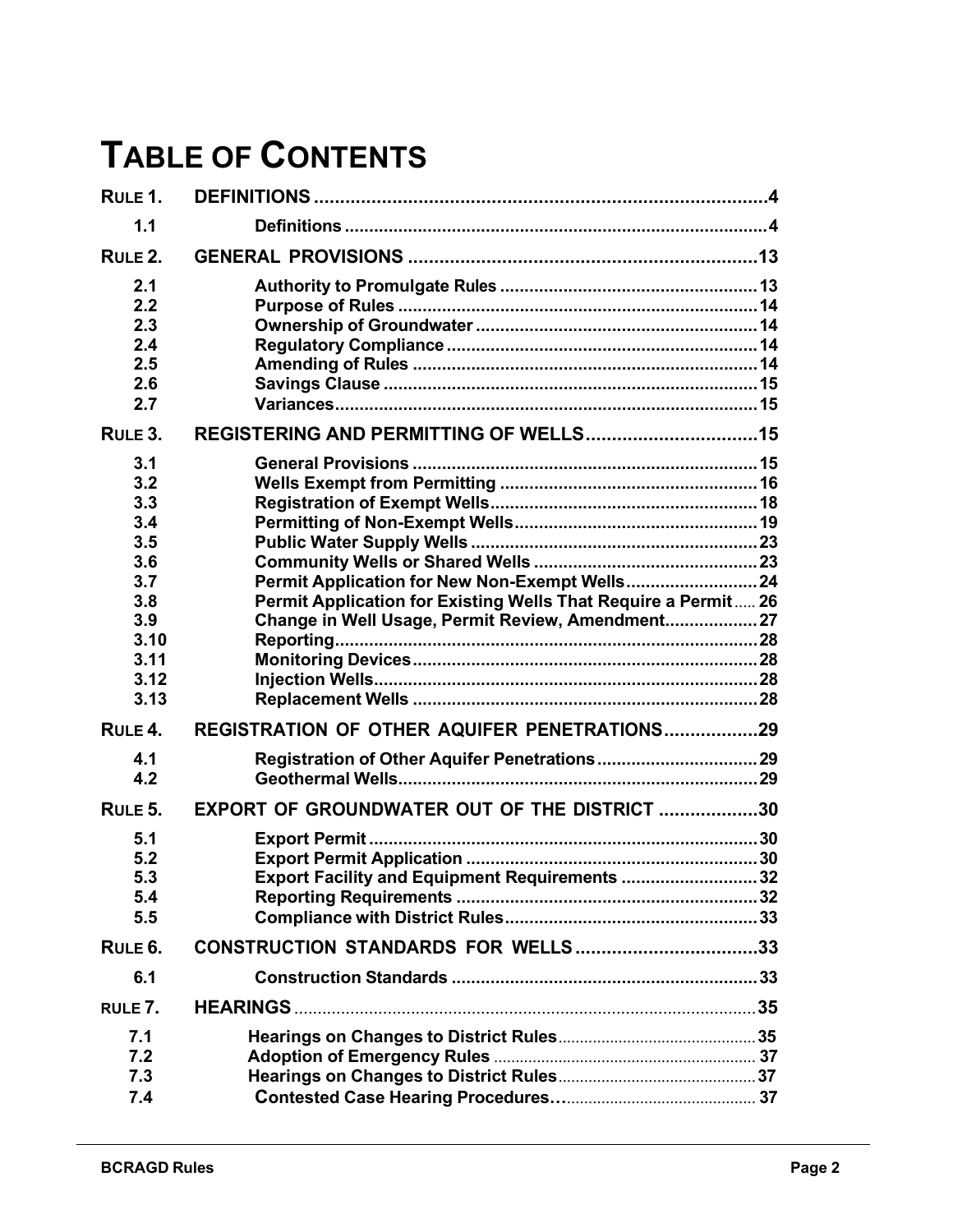# TABLE OF CONTENTS

| | | |
|---|---|---|
| **RULE 1.** | **DEFINITIONS** | **4** |
| 1.1 | Definitions | 4 |
| **RULE 2.** | **GENERAL PROVISIONS** | **13** |
| 2.1 | Authority to Promulgate Rules | 13 |
| 2.2 | Purpose of Rules | 14 |
| 2.3 | Ownership of Groundwater | 14 |
| 2.4 | Regulatory Compliance | 14 |
| 2.5 | Amending of Rules | 14 |
| 2.6 | Savings Clause | 15 |
| 2.7 | Variances | 15 |
| **RULE 3.** | **REGISTERING AND PERMITTING OF WELLS** | **15** |
| 3.1 | General Provisions | 15 |
| 3.2 | Wells Exempt from Permitting | 16 |
| 3.3 | Registration of Exempt Wells | 18 |
| 3.4 | Permitting of Non-Exempt Wells | 19 |
| 3.5 | Public Water Supply Wells | 23 |
| 3.6 | Community Wells or Shared Wells | 23 |
| 3.7 | Permit Application for New Non-Exempt Wells | 24 |
| 3.8 | Permit Application for Existing Wells That Require a Permit | 26 |
| 3.9 | Change in Well Usage, Permit Review, Amendment | 27 |
| 3.10 | Reporting | 28 |
| 3.11 | Monitoring Devices | 28 |
| 3.12 | Injection Wells | 28 |
| 3.13 | Replacement Wells | 28 |
| **RULE 4.** | **REGISTRATION OF OTHER AQUIFER PENETRATIONS** | **29** |
| 4.1 | Registration of Other Aquifer Penetrations | 29 |
| 4.2 | Geothermal Wells | 29 |
| **RULE 5.** | **EXPORT OF GROUNDWATER OUT OF THE DISTRICT** | **30** |
| 5.1 | Export Permit | 30 |
| 5.2 | Export Permit Application | 30 |
| 5.3 | Export Facility and Equipment Requirements | 32 |
| 5.4 | Reporting Requirements | 32 |
| 5.5 | Compliance with District Rules | 33 |
| **RULE 6.** | **CONSTRUCTION STANDARDS FOR WELLS** | **33** |
| 6.1 | Construction Standards | 33 |
| **RULE 7.** | **HEARINGS** | **35** |
| 7.1 | Hearings on Changes to District Rules | 35 |
| 7.2 | Adoption of Emergency Rules | 37 |
| 7.3 | Hearings on Changes to District Rules | 37 |
| 7.4 | Contested Case Hearing Procedures… | 37 |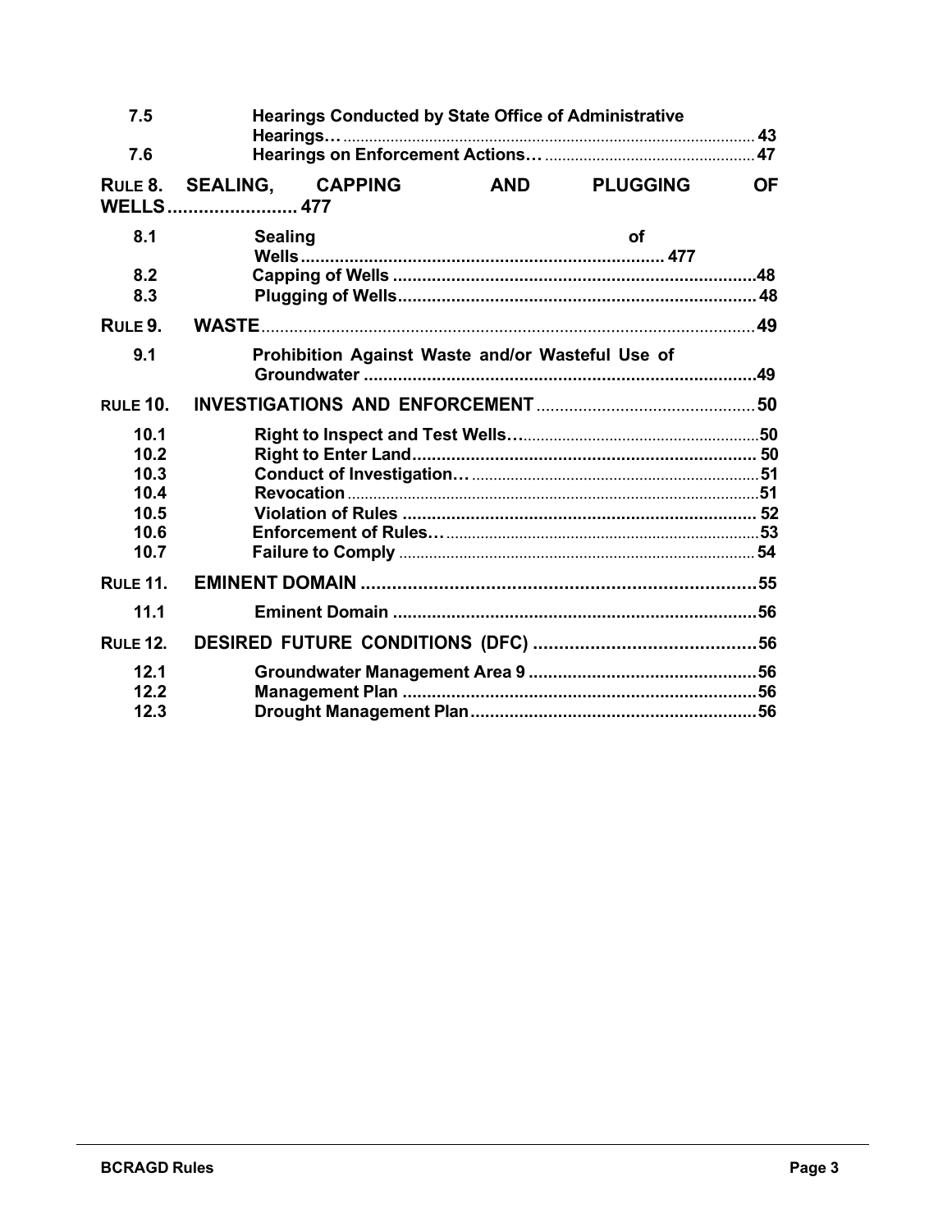| | | |
|---|---|---|
| 7.5 | Hearings Conducted by State Office of Administrative Hearings… | 43 |
| 7.6 | Hearings on Enforcement Actions… | 47 |
| RULE 8. | SEALING, CAPPING AND PLUGGING OF WELLS | 477 |
| 8.1 | Sealing of Wells | 477 |
| 8.2 | Capping of Wells | 48 |
| 8.3 | Plugging of Wells | 48 |
| RULE 9. | WASTE | 49 |
| 9.1 | Prohibition Against Waste and/or Wasteful Use of Groundwater | 49 |
| RULE 10. | INVESTIGATIONS AND ENFORCEMENT | 50 |
| 10.1 | Right to Inspect and Test Wells… | 50 |
| 10.2 | Right to Enter Land | 50 |
| 10.3 | Conduct of Investigation… | 51 |
| 10.4 | Revocation | 51 |
| 10.5 | Violation of Rules | 52 |
| 10.6 | Enforcement of Rules… | 53 |
| 10.7 | Failure to Comply | 54 |
| RULE 11. | EMINENT DOMAIN | 55 |
| 11.1 | Eminent Domain | 56 |
| RULE 12. | DESIRED FUTURE CONDITIONS (DFC) | 56 |
| 12.1 | Groundwater Management Area 9 | 56 |
| 12.2 | Management Plan | 56 |
| 12.3 | Drought Management Plan | 56 |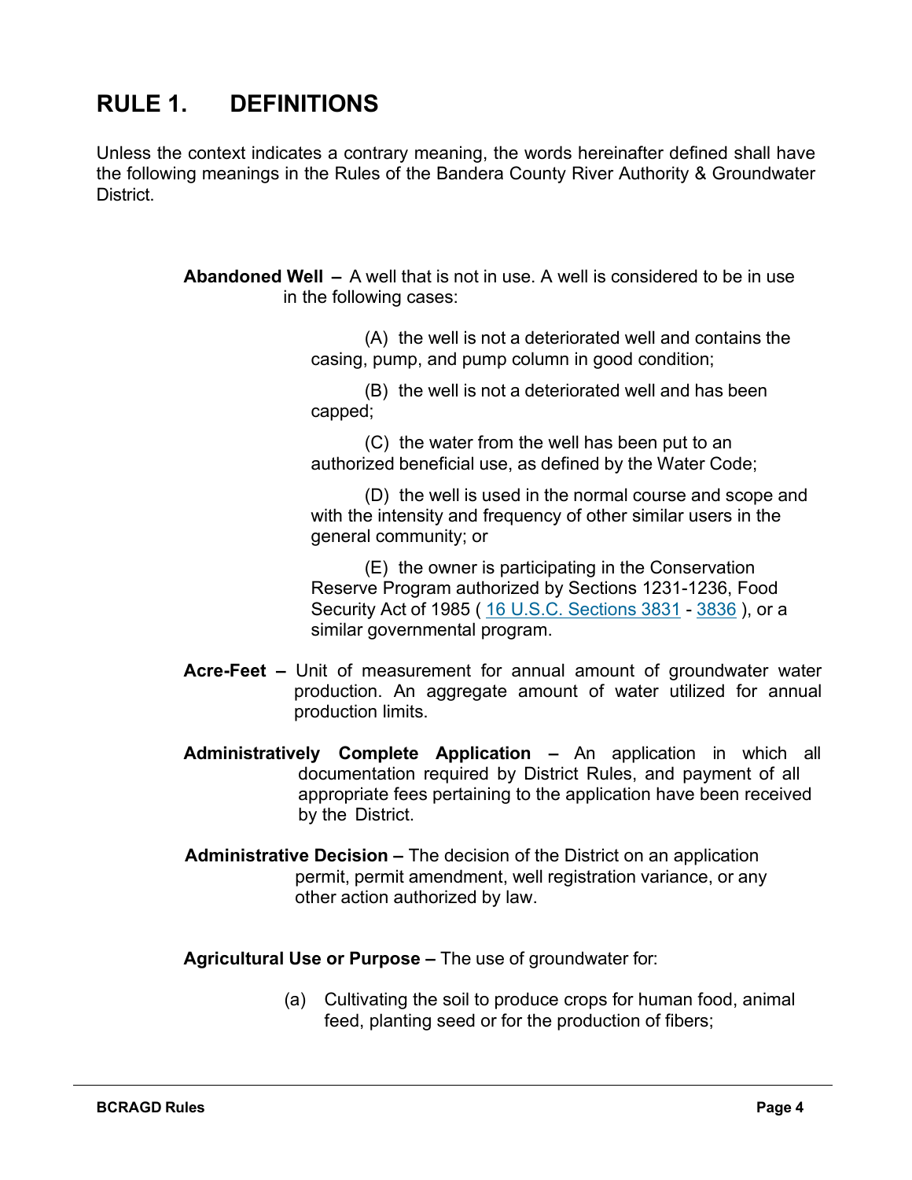# RULE 1. DEFINITIONS

Unless the context indicates a contrary meaning, the words hereinafter defined shall have the following meanings in the Rules of the Bandera County River Authority & Groundwater District.

**Abandoned Well –** A well that is not in use. A well is considered to be in use in the following cases:

(A) the well is not a deteriorated well and contains the casing, pump, and pump column in good condition;

(B) the well is not a deteriorated well and has been capped;

(C) the water from the well has been put to an authorized beneficial use, as defined by the Water Code;

(D) the well is used in the normal course and scope and with the intensity and frequency of other similar users in the general community; or

(E) the owner is participating in the Conservation Reserve Program authorized by Sections 1231-1236, Food Security Act of 1985 ( 16 U.S.C. Sections 3831 - 3836 ), or a similar governmental program.

**Acre-Feet –** Unit of measurement for annual amount of groundwater water production. An aggregate amount of water utilized for annual production limits.

**Administratively Complete Application –** An application in which all documentation required by District Rules, and payment of all appropriate fees pertaining to the application have been received by the District.

**Administrative Decision –** The decision of the District on an application permit, permit amendment, well registration variance, or any other action authorized by law.

**Agricultural Use or Purpose –** The use of groundwater for:

(a) Cultivating the soil to produce crops for human food, animal feed, planting seed or for the production of fibers;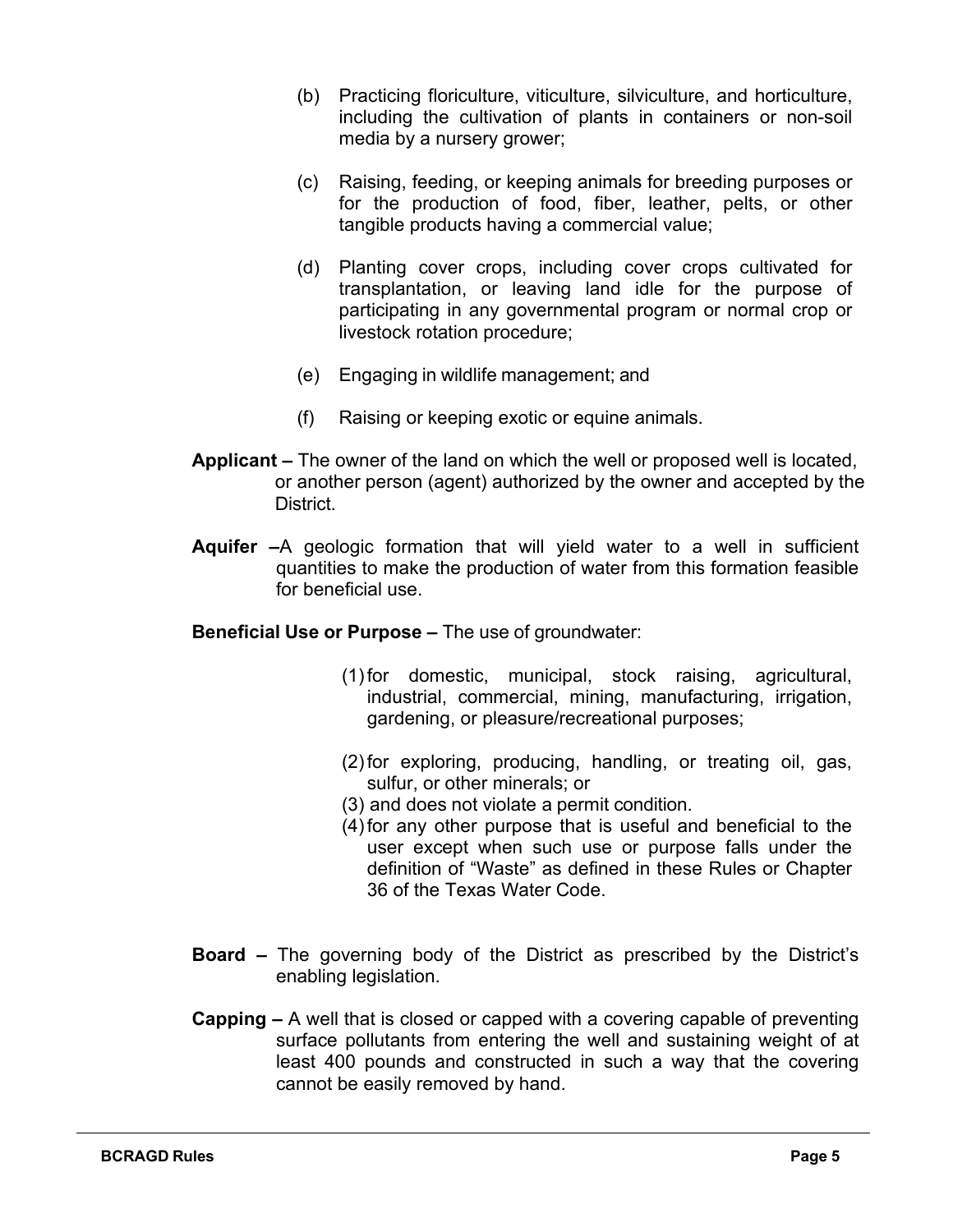(b) Practicing floriculture, viticulture, silviculture, and horticulture, including the cultivation of plants in containers or non-soil media by a nursery grower;

(c) Raising, feeding, or keeping animals for breeding purposes or for the production of food, fiber, leather, pelts, or other tangible products having a commercial value;

(d) Planting cover crops, including cover crops cultivated for transplantation, or leaving land idle for the purpose of participating in any governmental program or normal crop or livestock rotation procedure;

(e) Engaging in wildlife management; and

(f) Raising or keeping exotic or equine animals.

**Applicant –** The owner of the land on which the well or proposed well is located, or another person (agent) authorized by the owner and accepted by the District.

**Aquifer –**A geologic formation that will yield water to a well in sufficient quantities to make the production of water from this formation feasible for beneficial use.

**Beneficial Use or Purpose –** The use of groundwater:

(1) for domestic, municipal, stock raising, agricultural, industrial, commercial, mining, manufacturing, irrigation, gardening, or pleasure/recreational purposes;

(2) for exploring, producing, handling, or treating oil, gas, sulfur, or other minerals; or

(3) and does not violate a permit condition.

(4) for any other purpose that is useful and beneficial to the user except when such use or purpose falls under the definition of "Waste" as defined in these Rules or Chapter 36 of the Texas Water Code.

**Board –** The governing body of the District as prescribed by the District's enabling legislation.

**Capping –** A well that is closed or capped with a covering capable of preventing surface pollutants from entering the well and sustaining weight of at least 400 pounds and constructed in such a way that the covering cannot be easily removed by hand.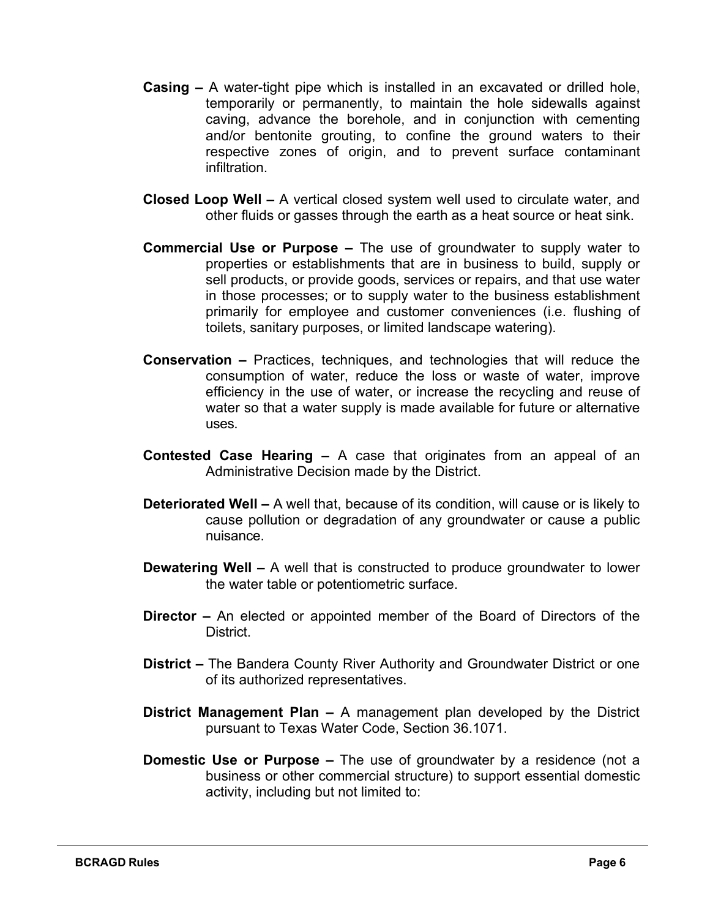**Casing –** A water-tight pipe which is installed in an excavated or drilled hole, temporarily or permanently, to maintain the hole sidewalls against caving, advance the borehole, and in conjunction with cementing and/or bentonite grouting, to confine the ground waters to their respective zones of origin, and to prevent surface contaminant infiltration.

**Closed Loop Well –** A vertical closed system well used to circulate water, and other fluids or gasses through the earth as a heat source or heat sink.

**Commercial Use or Purpose –** The use of groundwater to supply water to properties or establishments that are in business to build, supply or sell products, or provide goods, services or repairs, and that use water in those processes; or to supply water to the business establishment primarily for employee and customer conveniences (i.e. flushing of toilets, sanitary purposes, or limited landscape watering).

**Conservation –** Practices, techniques, and technologies that will reduce the consumption of water, reduce the loss or waste of water, improve efficiency in the use of water, or increase the recycling and reuse of water so that a water supply is made available for future or alternative uses.

**Contested Case Hearing –** A case that originates from an appeal of an Administrative Decision made by the District.

**Deteriorated Well –** A well that, because of its condition, will cause or is likely to cause pollution or degradation of any groundwater or cause a public nuisance.

**Dewatering Well –** A well that is constructed to produce groundwater to lower the water table or potentiometric surface.

**Director –** An elected or appointed member of the Board of Directors of the District.

**District –** The Bandera County River Authority and Groundwater District or one of its authorized representatives.

**District Management Plan –** A management plan developed by the District pursuant to Texas Water Code, Section 36.1071.

**Domestic Use or Purpose –** The use of groundwater by a residence (not a business or other commercial structure) to support essential domestic activity, including but not limited to: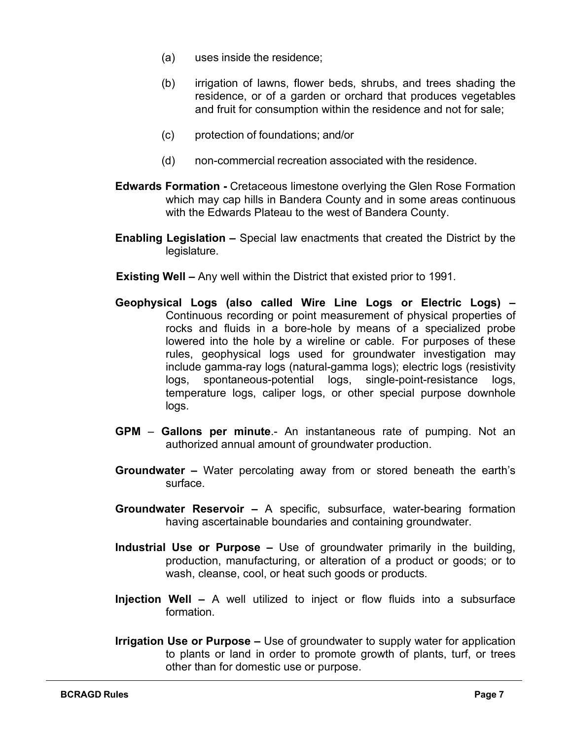(a) uses inside the residence;

(b) irrigation of lawns, flower beds, shrubs, and trees shading the residence, or of a garden or orchard that produces vegetables and fruit for consumption within the residence and not for sale;

(c) protection of foundations; and/or

(d) non-commercial recreation associated with the residence.

**Edwards Formation -** Cretaceous limestone overlying the Glen Rose Formation which may cap hills in Bandera County and in some areas continuous with the Edwards Plateau to the west of Bandera County.

**Enabling Legislation –** Special law enactments that created the District by the legislature.

**Existing Well –** Any well within the District that existed prior to 1991.

**Geophysical Logs (also called Wire Line Logs or Electric Logs) –** Continuous recording or point measurement of physical properties of rocks and fluids in a bore-hole by means of a specialized probe lowered into the hole by a wireline or cable. For purposes of these rules, geophysical logs used for groundwater investigation may include gamma-ray logs (natural-gamma logs); electric logs (resistivity logs, spontaneous-potential logs, single-point-resistance logs, temperature logs, caliper logs, or other special purpose downhole logs.

**GPM** – **Gallons per minute**.- An instantaneous rate of pumping. Not an authorized annual amount of groundwater production.

**Groundwater –** Water percolating away from or stored beneath the earth's surface.

**Groundwater Reservoir –** A specific, subsurface, water-bearing formation having ascertainable boundaries and containing groundwater.

**Industrial Use or Purpose –** Use of groundwater primarily in the building, production, manufacturing, or alteration of a product or goods; or to wash, cleanse, cool, or heat such goods or products.

**Injection Well –** A well utilized to inject or flow fluids into a subsurface formation.

**Irrigation Use or Purpose –** Use of groundwater to supply water for application to plants or land in order to promote growth of plants, turf, or trees other than for domestic use or purpose.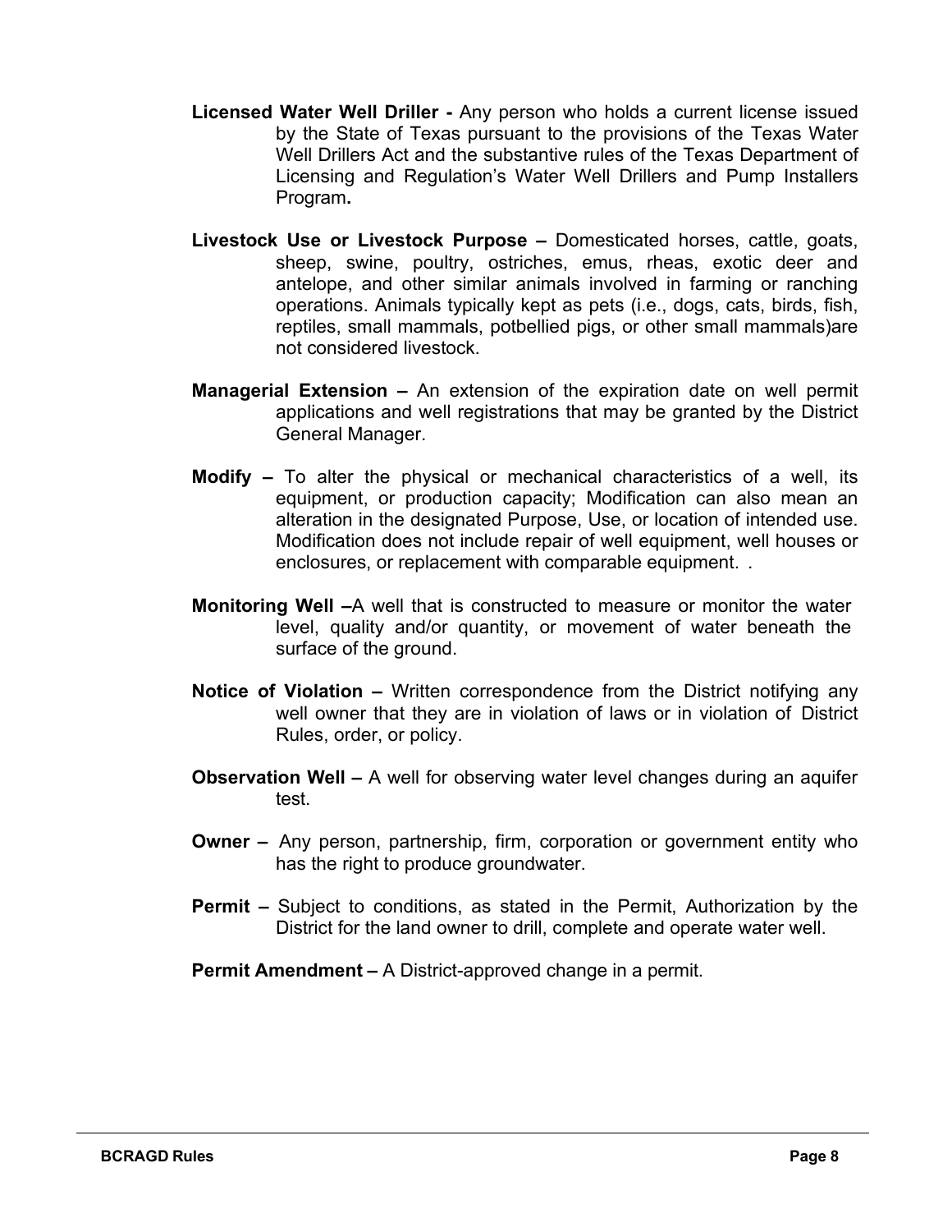**Licensed Water Well Driller -** Any person who holds a current license issued by the State of Texas pursuant to the provisions of the Texas Water Well Drillers Act and the substantive rules of the Texas Department of Licensing and Regulation's Water Well Drillers and Pump Installers Program**.**

**Livestock Use or Livestock Purpose –** Domesticated horses, cattle, goats, sheep, swine, poultry, ostriches, emus, rheas, exotic deer and antelope, and other similar animals involved in farming or ranching operations. Animals typically kept as pets (i.e., dogs, cats, birds, fish, reptiles, small mammals, potbellied pigs, or other small mammals)are not considered livestock.

**Managerial Extension –** An extension of the expiration date on well permit applications and well registrations that may be granted by the District General Manager.

**Modify –** To alter the physical or mechanical characteristics of a well, its equipment, or production capacity; Modification can also mean an alteration in the designated Purpose, Use, or location of intended use. Modification does not include repair of well equipment, well houses or enclosures, or replacement with comparable equipment. .

**Monitoring Well –**A well that is constructed to measure or monitor the water level, quality and/or quantity, or movement of water beneath the surface of the ground.

**Notice of Violation –** Written correspondence from the District notifying any well owner that they are in violation of laws or in violation of District Rules, order, or policy.

**Observation Well –** A well for observing water level changes during an aquifer test.

**Owner –** Any person, partnership, firm, corporation or government entity who has the right to produce groundwater.

**Permit –** Subject to conditions, as stated in the Permit, Authorization by the District for the land owner to drill, complete and operate water well.

**Permit Amendment –** A District-approved change in a permit.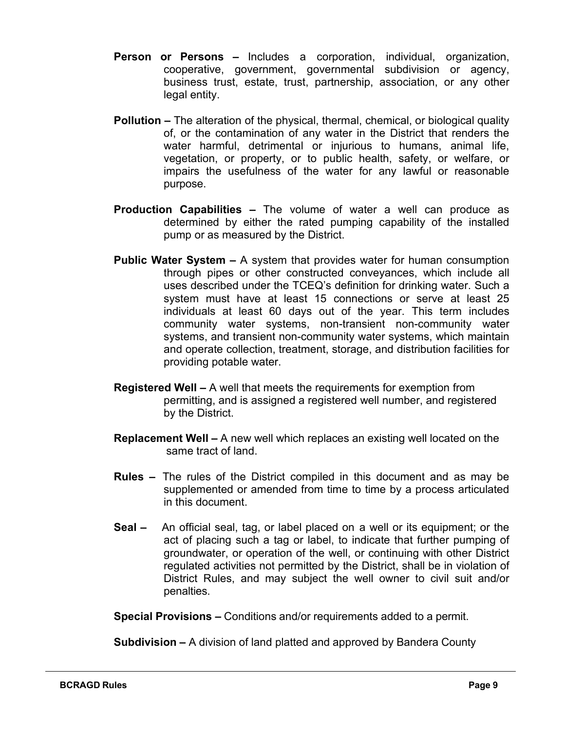**Person or Persons –** Includes a corporation, individual, organization, cooperative, government, governmental subdivision or agency, business trust, estate, trust, partnership, association, or any other legal entity.

**Pollution –** The alteration of the physical, thermal, chemical, or biological quality of, or the contamination of any water in the District that renders the water harmful, detrimental or injurious to humans, animal life, vegetation, or property, or to public health, safety, or welfare, or impairs the usefulness of the water for any lawful or reasonable purpose.

**Production Capabilities –** The volume of water a well can produce as determined by either the rated pumping capability of the installed pump or as measured by the District.

**Public Water System –** A system that provides water for human consumption through pipes or other constructed conveyances, which include all uses described under the TCEQ's definition for drinking water. Such a system must have at least 15 connections or serve at least 25 individuals at least 60 days out of the year. This term includes community water systems, non-transient non-community water systems, and transient non-community water systems, which maintain and operate collection, treatment, storage, and distribution facilities for providing potable water.

**Registered Well –** A well that meets the requirements for exemption from permitting, and is assigned a registered well number, and registered by the District.

**Replacement Well –** A new well which replaces an existing well located on the same tract of land.

**Rules –** The rules of the District compiled in this document and as may be supplemented or amended from time to time by a process articulated in this document.

**Seal –** An official seal, tag, or label placed on a well or its equipment; or the act of placing such a tag or label, to indicate that further pumping of groundwater, or operation of the well, or continuing with other District regulated activities not permitted by the District, shall be in violation of District Rules, and may subject the well owner to civil suit and/or penalties.

**Special Provisions –** Conditions and/or requirements added to a permit.

**Subdivision –** A division of land platted and approved by Bandera County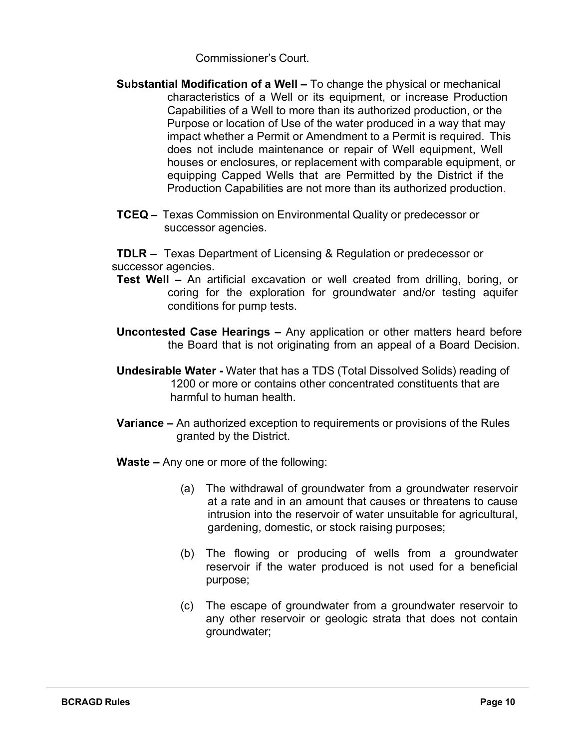Commissioner's Court.

**Substantial Modification of a Well –** To change the physical or mechanical characteristics of a Well or its equipment, or increase Production Capabilities of a Well to more than its authorized production, or the Purpose or location of Use of the water produced in a way that may impact whether a Permit or Amendment to a Permit is required. This does not include maintenance or repair of Well equipment, Well houses or enclosures, or replacement with comparable equipment, or equipping Capped Wells that are Permitted by the District if the Production Capabilities are not more than its authorized production.

**TCEQ –** Texas Commission on Environmental Quality or predecessor or successor agencies.

**TDLR –** Texas Department of Licensing & Regulation or predecessor or successor agencies.

**Test Well –** An artificial excavation or well created from drilling, boring, or coring for the exploration for groundwater and/or testing aquifer conditions for pump tests.

**Uncontested Case Hearings –** Any application or other matters heard before the Board that is not originating from an appeal of a Board Decision.

**Undesirable Water -** Water that has a TDS (Total Dissolved Solids) reading of 1200 or more or contains other concentrated constituents that are harmful to human health.

**Variance –** An authorized exception to requirements or provisions of the Rules granted by the District.

**Waste –** Any one or more of the following:

(a) The withdrawal of groundwater from a groundwater reservoir at a rate and in an amount that causes or threatens to cause intrusion into the reservoir of water unsuitable for agricultural, gardening, domestic, or stock raising purposes;

(b) The flowing or producing of wells from a groundwater reservoir if the water produced is not used for a beneficial purpose;

(c) The escape of groundwater from a groundwater reservoir to any other reservoir or geologic strata that does not contain groundwater;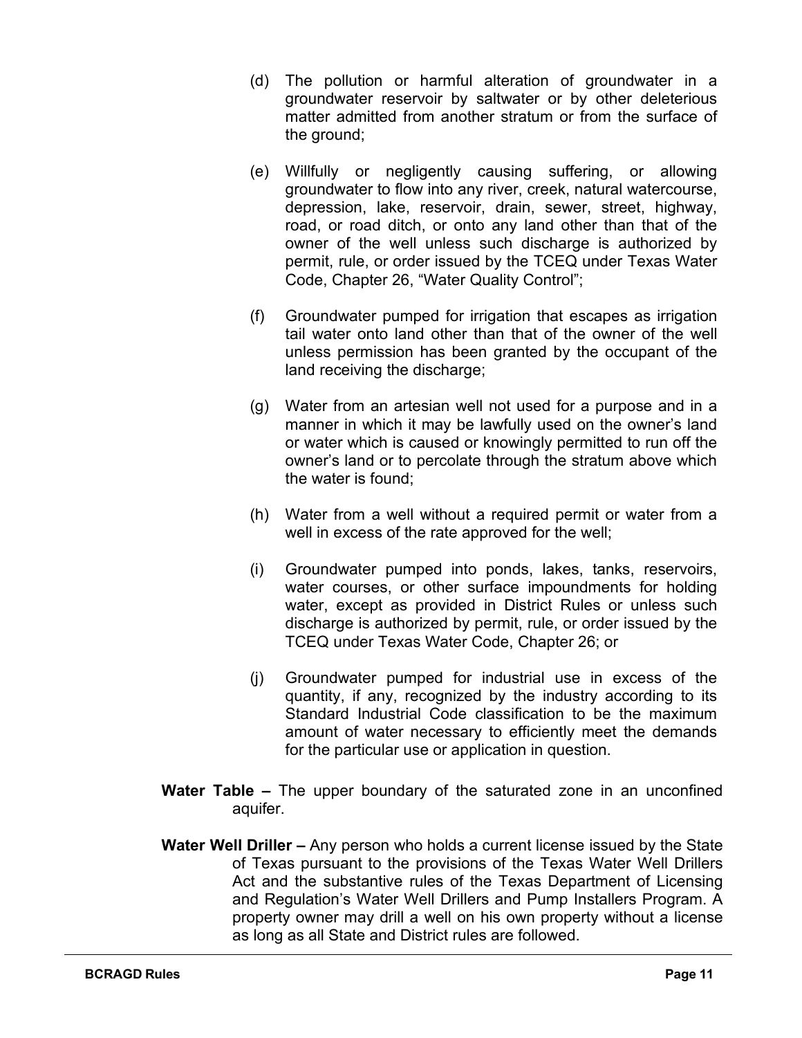(d) The pollution or harmful alteration of groundwater in a groundwater reservoir by saltwater or by other deleterious matter admitted from another stratum or from the surface of the ground;

(e) Willfully or negligently causing suffering, or allowing groundwater to flow into any river, creek, natural watercourse, depression, lake, reservoir, drain, sewer, street, highway, road, or road ditch, or onto any land other than that of the owner of the well unless such discharge is authorized by permit, rule, or order issued by the TCEQ under Texas Water Code, Chapter 26, "Water Quality Control";

(f) Groundwater pumped for irrigation that escapes as irrigation tail water onto land other than that of the owner of the well unless permission has been granted by the occupant of the land receiving the discharge;

(g) Water from an artesian well not used for a purpose and in a manner in which it may be lawfully used on the owner's land or water which is caused or knowingly permitted to run off the owner's land or to percolate through the stratum above which the water is found;

(h) Water from a well without a required permit or water from a well in excess of the rate approved for the well;

(i) Groundwater pumped into ponds, lakes, tanks, reservoirs, water courses, or other surface impoundments for holding water, except as provided in District Rules or unless such discharge is authorized by permit, rule, or order issued by the TCEQ under Texas Water Code, Chapter 26; or

(j) Groundwater pumped for industrial use in excess of the quantity, if any, recognized by the industry according to its Standard Industrial Code classification to be the maximum amount of water necessary to efficiently meet the demands for the particular use or application in question.

**Water Table –** The upper boundary of the saturated zone in an unconfined aquifer.

**Water Well Driller –** Any person who holds a current license issued by the State of Texas pursuant to the provisions of the Texas Water Well Drillers Act and the substantive rules of the Texas Department of Licensing and Regulation's Water Well Drillers and Pump Installers Program. A property owner may drill a well on his own property without a license as long as all State and District rules are followed.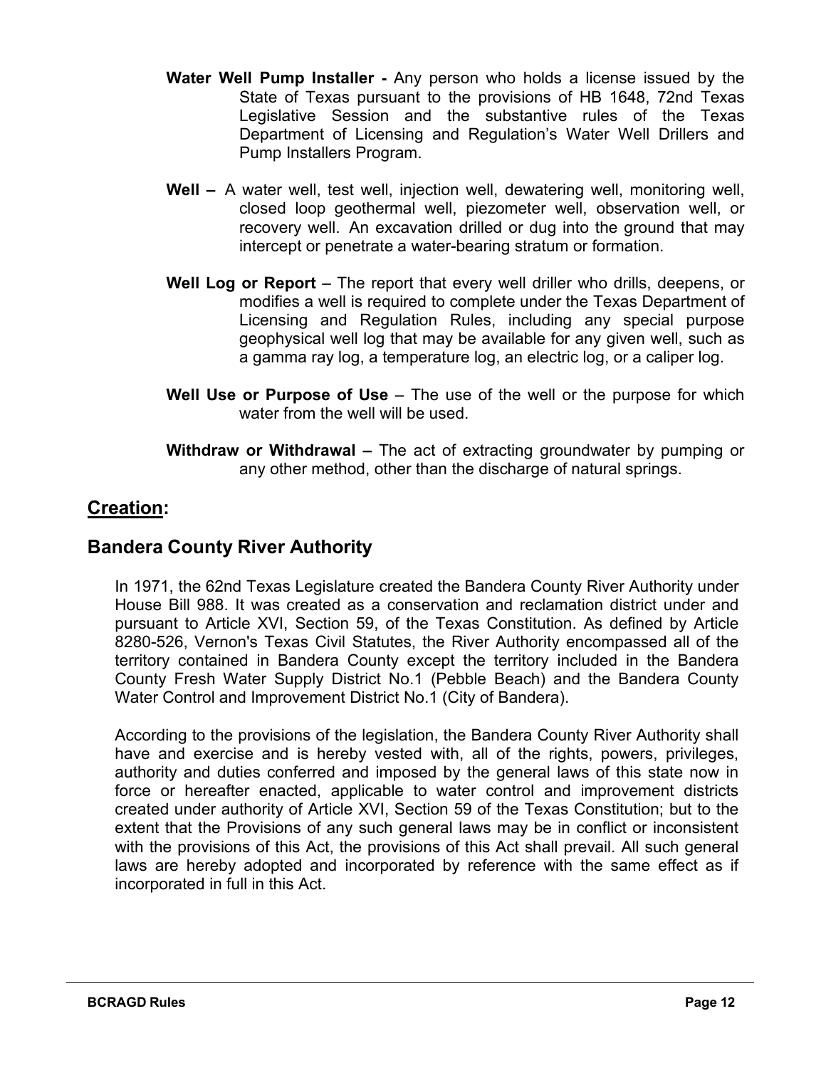**Water Well Pump Installer -** Any person who holds a license issued by the State of Texas pursuant to the provisions of HB 1648, 72nd Texas Legislative Session and the substantive rules of the Texas Department of Licensing and Regulation's Water Well Drillers and Pump Installers Program.

**Well –** A water well, test well, injection well, dewatering well, monitoring well, closed loop geothermal well, piezometer well, observation well, or recovery well. An excavation drilled or dug into the ground that may intercept or penetrate a water-bearing stratum or formation.

**Well Log or Report** – The report that every well driller who drills, deepens, or modifies a well is required to complete under the Texas Department of Licensing and Regulation Rules, including any special purpose geophysical well log that may be available for any given well, such as a gamma ray log, a temperature log, an electric log, or a caliper log.

**Well Use or Purpose of Use** – The use of the well or the purpose for which water from the well will be used.

**Withdraw or Withdrawal –** The act of extracting groundwater by pumping or any other method, other than the discharge of natural springs.

## <u>Creation</u>:

## Bandera County River Authority

In 1971, the 62nd Texas Legislature created the Bandera County River Authority under House Bill 988. It was created as a conservation and reclamation district under and pursuant to Article XVI, Section 59, of the Texas Constitution. As defined by Article 8280-526, Vernon's Texas Civil Statutes, the River Authority encompassed all of the territory contained in Bandera County except the territory included in the Bandera County Fresh Water Supply District No.1 (Pebble Beach) and the Bandera County Water Control and Improvement District No.1 (City of Bandera).

According to the provisions of the legislation, the Bandera County River Authority shall have and exercise and is hereby vested with, all of the rights, powers, privileges, authority and duties conferred and imposed by the general laws of this state now in force or hereafter enacted, applicable to water control and improvement districts created under authority of Article XVI, Section 59 of the Texas Constitution; but to the extent that the Provisions of any such general laws may be in conflict or inconsistent with the provisions of this Act, the provisions of this Act shall prevail. All such general laws are hereby adopted and incorporated by reference with the same effect as if incorporated in full in this Act.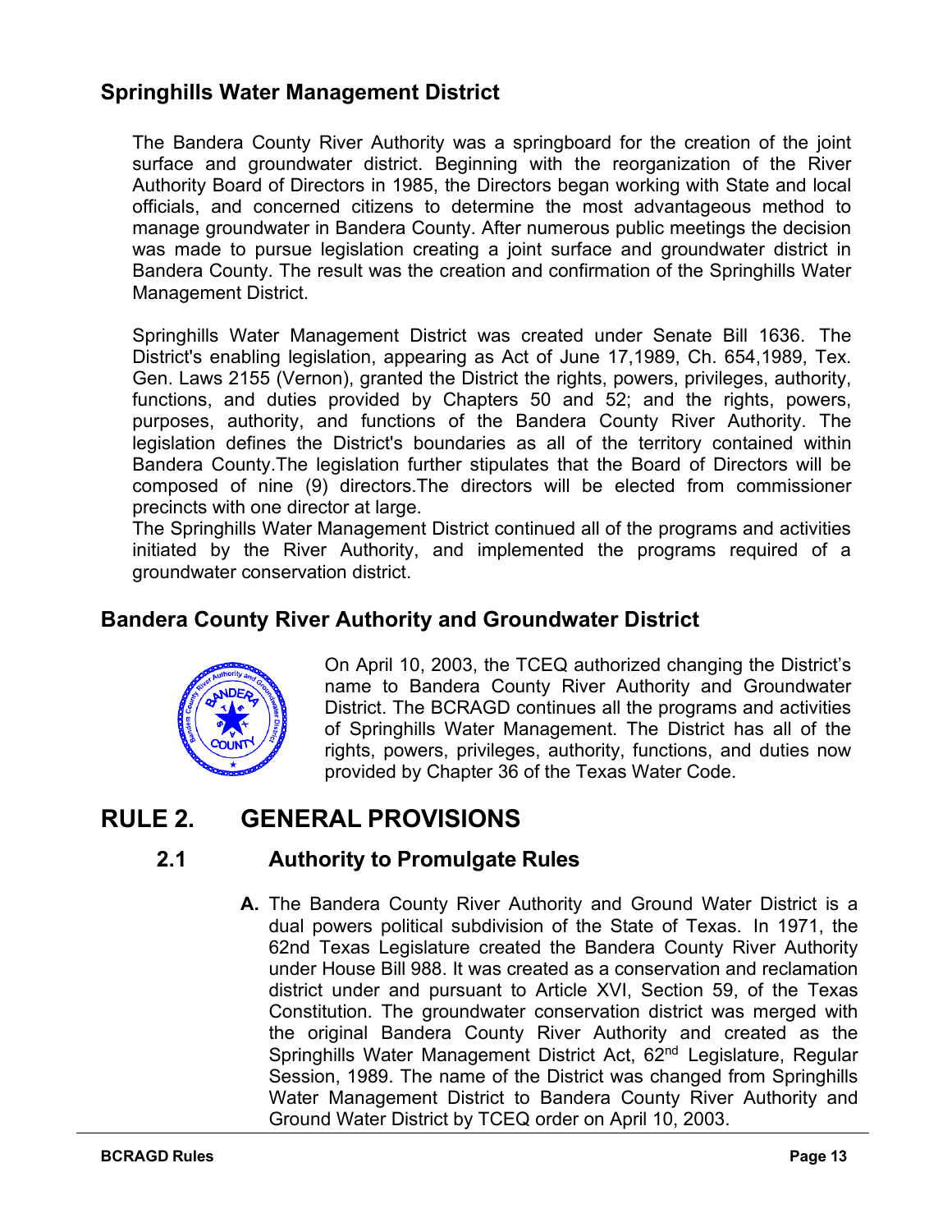## Springhills Water Management District

The Bandera County River Authority was a springboard for the creation of the joint surface and groundwater district. Beginning with the reorganization of the River Authority Board of Directors in 1985, the Directors began working with State and local officials, and concerned citizens to determine the most advantageous method to manage groundwater in Bandera County. After numerous public meetings the decision was made to pursue legislation creating a joint surface and groundwater district in Bandera County. The result was the creation and confirmation of the Springhills Water Management District.

Springhills Water Management District was created under Senate Bill 1636. The District's enabling legislation, appearing as Act of June 17,1989, Ch. 654,1989, Tex. Gen. Laws 2155 (Vernon), granted the District the rights, powers, privileges, authority, functions, and duties provided by Chapters 50 and 52; and the rights, powers, purposes, authority, and functions of the Bandera County River Authority. The legislation defines the District's boundaries as all of the territory contained within Bandera County.The legislation further stipulates that the Board of Directors will be composed of nine (9) directors.The directors will be elected from commissioner precincts with one director at large.

The Springhills Water Management District continued all of the programs and activities initiated by the River Authority, and implemented the programs required of a groundwater conservation district.

## Bandera County River Authority and Groundwater District

On April 10, 2003, the TCEQ authorized changing the District's name to Bandera County River Authority and Groundwater District. The BCRAGD continues all the programs and activities of Springhills Water Management. The District has all of the rights, powers, privileges, authority, functions, and duties now provided by Chapter 36 of the Texas Water Code.

# RULE 2. GENERAL PROVISIONS

## 2.1 Authority to Promulgate Rules

**A.** The Bandera County River Authority and Ground Water District is a dual powers political subdivision of the State of Texas. In 1971, the 62nd Texas Legislature created the Bandera County River Authority under House Bill 988. It was created as a conservation and reclamation district under and pursuant to Article XVI, Section 59, of the Texas Constitution. The groundwater conservation district was merged with the original Bandera County River Authority and created as the Springhills Water Management District Act, 62nd Legislature, Regular Session, 1989. The name of the District was changed from Springhills Water Management District to Bandera County River Authority and Ground Water District by TCEQ order on April 10, 2003.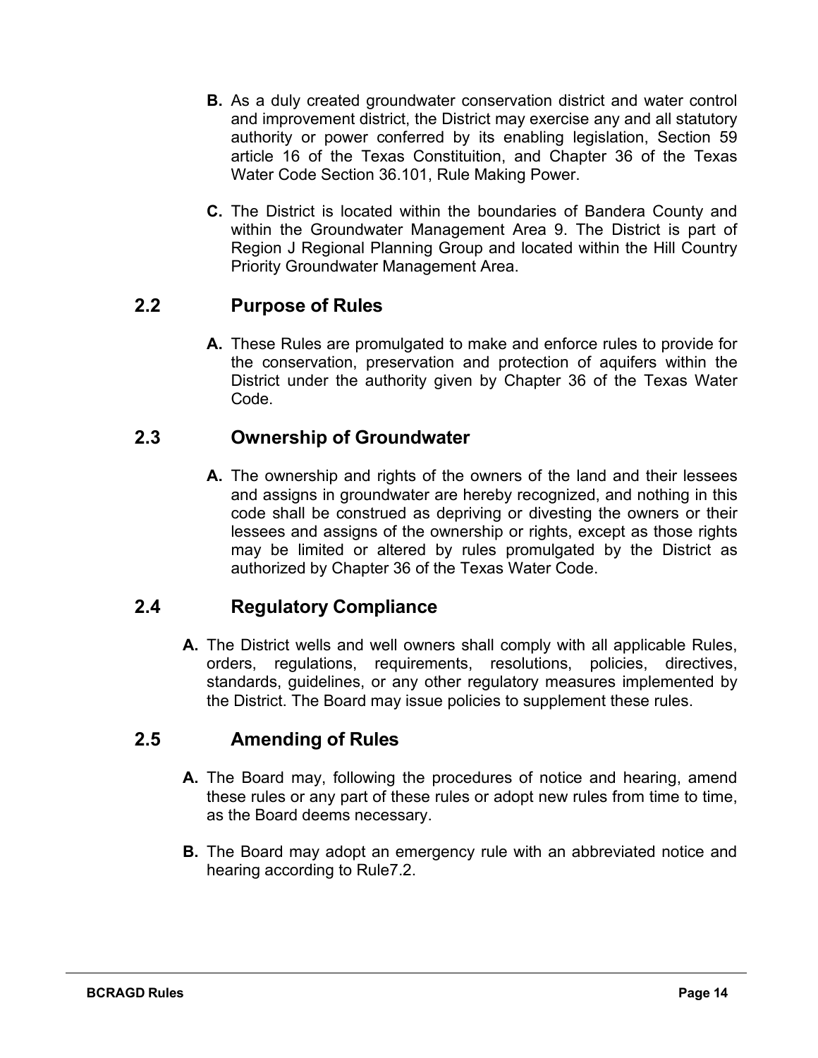**B.** As a duly created groundwater conservation district and water control and improvement district, the District may exercise any and all statutory authority or power conferred by its enabling legislation, Section 59 article 16 of the Texas Constituition, and Chapter 36 of the Texas Water Code Section 36.101, Rule Making Power.

**C.** The District is located within the boundaries of Bandera County and within the Groundwater Management Area 9. The District is part of Region J Regional Planning Group and located within the Hill Country Priority Groundwater Management Area.

## 2.2 Purpose of Rules

**A.** These Rules are promulgated to make and enforce rules to provide for the conservation, preservation and protection of aquifers within the District under the authority given by Chapter 36 of the Texas Water Code.

## 2.3 Ownership of Groundwater

**A.** The ownership and rights of the owners of the land and their lessees and assigns in groundwater are hereby recognized, and nothing in this code shall be construed as depriving or divesting the owners or their lessees and assigns of the ownership or rights, except as those rights may be limited or altered by rules promulgated by the District as authorized by Chapter 36 of the Texas Water Code.

## 2.4 Regulatory Compliance

**A.** The District wells and well owners shall comply with all applicable Rules, orders, regulations, requirements, resolutions, policies, directives, standards, guidelines, or any other regulatory measures implemented by the District. The Board may issue policies to supplement these rules.

## 2.5 Amending of Rules

**A.** The Board may, following the procedures of notice and hearing, amend these rules or any part of these rules or adopt new rules from time to time, as the Board deems necessary.

**B.** The Board may adopt an emergency rule with an abbreviated notice and hearing according to Rule7.2.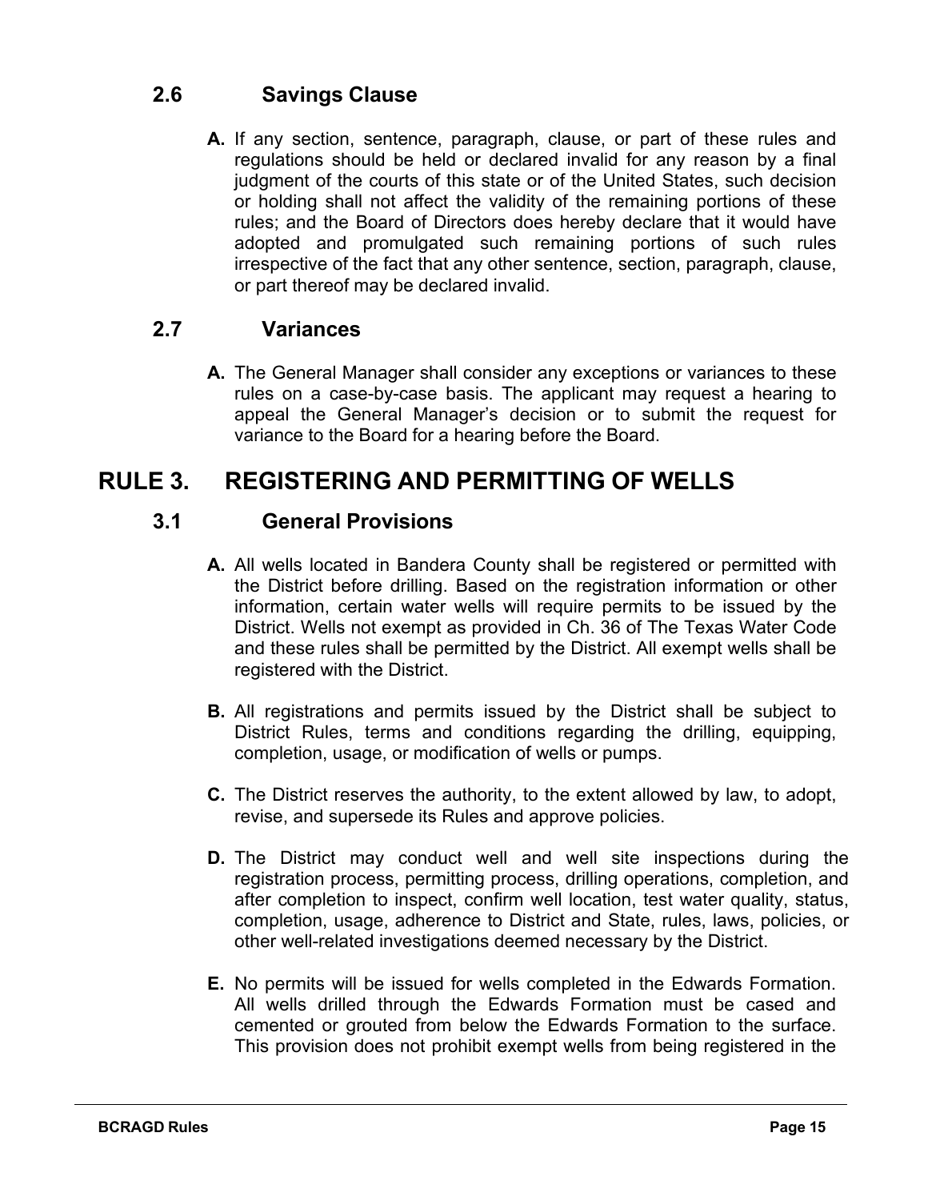### 2.6 Savings Clause

**A.** If any section, sentence, paragraph, clause, or part of these rules and regulations should be held or declared invalid for any reason by a final judgment of the courts of this state or of the United States, such decision or holding shall not affect the validity of the remaining portions of these rules; and the Board of Directors does hereby declare that it would have adopted and promulgated such remaining portions of such rules irrespective of the fact that any other sentence, section, paragraph, clause, or part thereof may be declared invalid.

### 2.7 Variances

**A.** The General Manager shall consider any exceptions or variances to these rules on a case-by-case basis. The applicant may request a hearing to appeal the General Manager's decision or to submit the request for variance to the Board for a hearing before the Board.

## RULE 3. REGISTERING AND PERMITTING OF WELLS

### 3.1 General Provisions

**A.** All wells located in Bandera County shall be registered or permitted with the District before drilling. Based on the registration information or other information, certain water wells will require permits to be issued by the District. Wells not exempt as provided in Ch. 36 of The Texas Water Code and these rules shall be permitted by the District. All exempt wells shall be registered with the District.

**B.** All registrations and permits issued by the District shall be subject to District Rules, terms and conditions regarding the drilling, equipping, completion, usage, or modification of wells or pumps.

**C.** The District reserves the authority, to the extent allowed by law, to adopt, revise, and supersede its Rules and approve policies.

**D.** The District may conduct well and well site inspections during the registration process, permitting process, drilling operations, completion, and after completion to inspect, confirm well location, test water quality, status, completion, usage, adherence to District and State, rules, laws, policies, or other well-related investigations deemed necessary by the District.

**E.** No permits will be issued for wells completed in the Edwards Formation. All wells drilled through the Edwards Formation must be cased and cemented or grouted from below the Edwards Formation to the surface. This provision does not prohibit exempt wells from being registered in the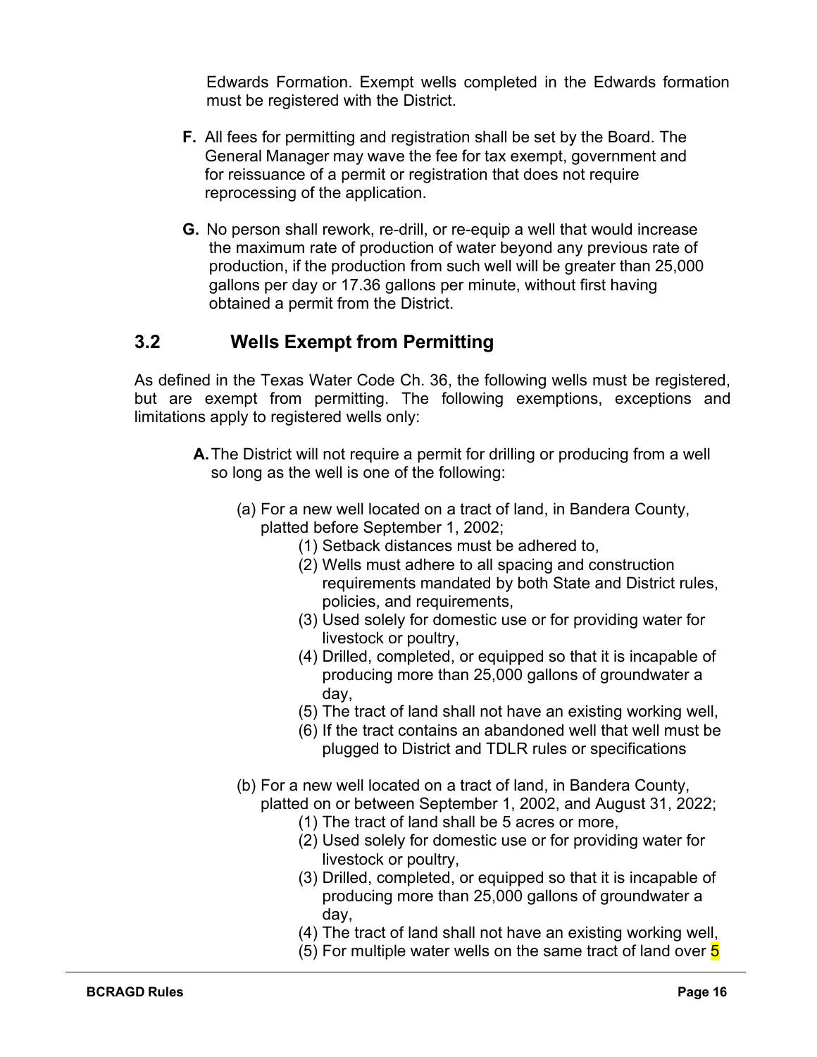Edwards Formation. Exempt wells completed in the Edwards formation must be registered with the District.

**F.** All fees for permitting and registration shall be set by the Board. The General Manager may wave the fee for tax exempt, government and for reissuance of a permit or registration that does not require reprocessing of the application.

**G.** No person shall rework, re-drill, or re-equip a well that would increase the maximum rate of production of water beyond any previous rate of production, if the production from such well will be greater than 25,000 gallons per day or 17.36 gallons per minute, without first having obtained a permit from the District.

## 3.2 Wells Exempt from Permitting

As defined in the Texas Water Code Ch. 36, the following wells must be registered, but are exempt from permitting. The following exemptions, exceptions and limitations apply to registered wells only:

**A.** The District will not require a permit for drilling or producing from a well so long as the well is one of the following:

(a) For a new well located on a tract of land, in Bandera County, platted before September 1, 2002;

(1) Setback distances must be adhered to,
(2) Wells must adhere to all spacing and construction requirements mandated by both State and District rules, policies, and requirements,
(3) Used solely for domestic use or for providing water for livestock or poultry,
(4) Drilled, completed, or equipped so that it is incapable of producing more than 25,000 gallons of groundwater a day,
(5) The tract of land shall not have an existing working well,
(6) If the tract contains an abandoned well that well must be plugged to District and TDLR rules or specifications

(b) For a new well located on a tract of land, in Bandera County, platted on or between September 1, 2002, and August 31, 2022;

(1) The tract of land shall be 5 acres or more,
(2) Used solely for domestic use or for providing water for livestock or poultry,
(3) Drilled, completed, or equipped so that it is incapable of producing more than 25,000 gallons of groundwater a day,
(4) The tract of land shall not have an existing working well,
(5) For multiple water wells on the same tract of land over 5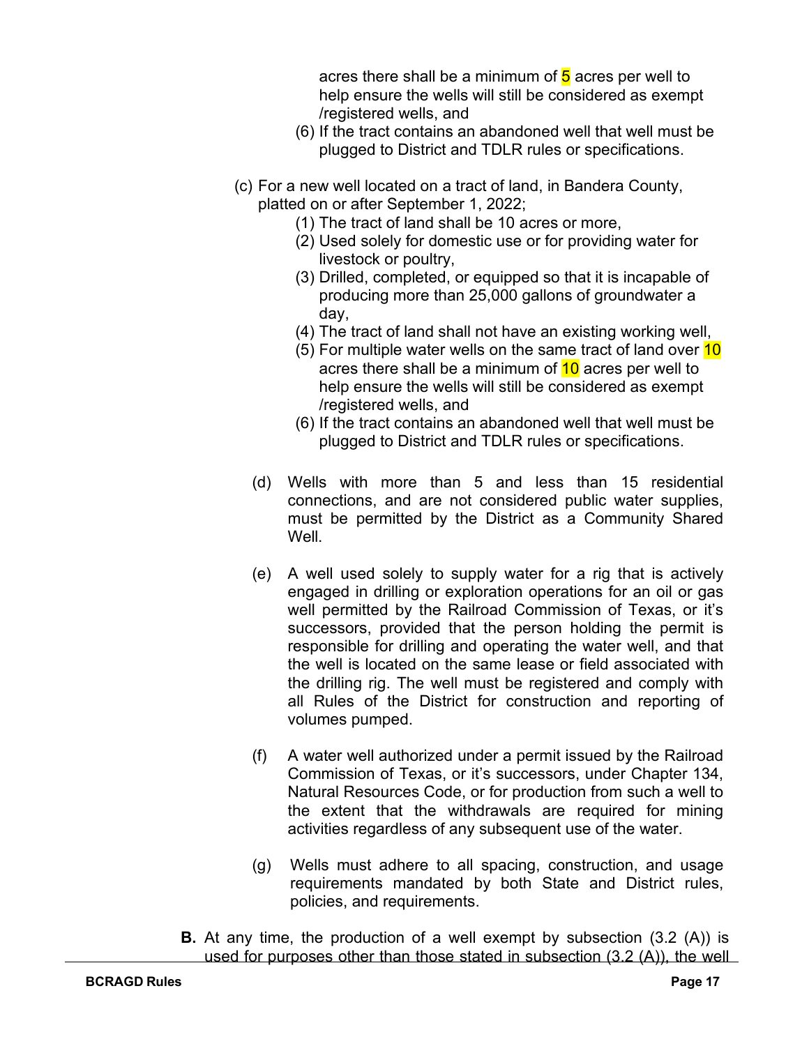acres there shall be a minimum of 5 acres per well to help ensure the wells will still be considered as exempt /registered wells, and

(6) If the tract contains an abandoned well that well must be plugged to District and TDLR rules or specifications.

(c) For a new well located on a tract of land, in Bandera County, platted on or after September 1, 2022;

(1) The tract of land shall be 10 acres or more,

(2) Used solely for domestic use or for providing water for livestock or poultry,

(3) Drilled, completed, or equipped so that it is incapable of producing more than 25,000 gallons of groundwater a day,

(4) The tract of land shall not have an existing working well,

(5) For multiple water wells on the same tract of land over 10 acres there shall be a minimum of 10 acres per well to help ensure the wells will still be considered as exempt /registered wells, and

(6) If the tract contains an abandoned well that well must be plugged to District and TDLR rules or specifications.

(d) Wells with more than 5 and less than 15 residential connections, and are not considered public water supplies, must be permitted by the District as a Community Shared Well.

(e) A well used solely to supply water for a rig that is actively engaged in drilling or exploration operations for an oil or gas well permitted by the Railroad Commission of Texas, or it's successors, provided that the person holding the permit is responsible for drilling and operating the water well, and that the well is located on the same lease or field associated with the drilling rig. The well must be registered and comply with all Rules of the District for construction and reporting of volumes pumped.

(f) A water well authorized under a permit issued by the Railroad Commission of Texas, or it's successors, under Chapter 134, Natural Resources Code, or for production from such a well to the extent that the withdrawals are required for mining activities regardless of any subsequent use of the water.

(g) Wells must adhere to all spacing, construction, and usage requirements mandated by both State and District rules, policies, and requirements.

**B.** At any time, the production of a well exempt by subsection (3.2 (A)) is used for purposes other than those stated in subsection (3.2 (A)), the well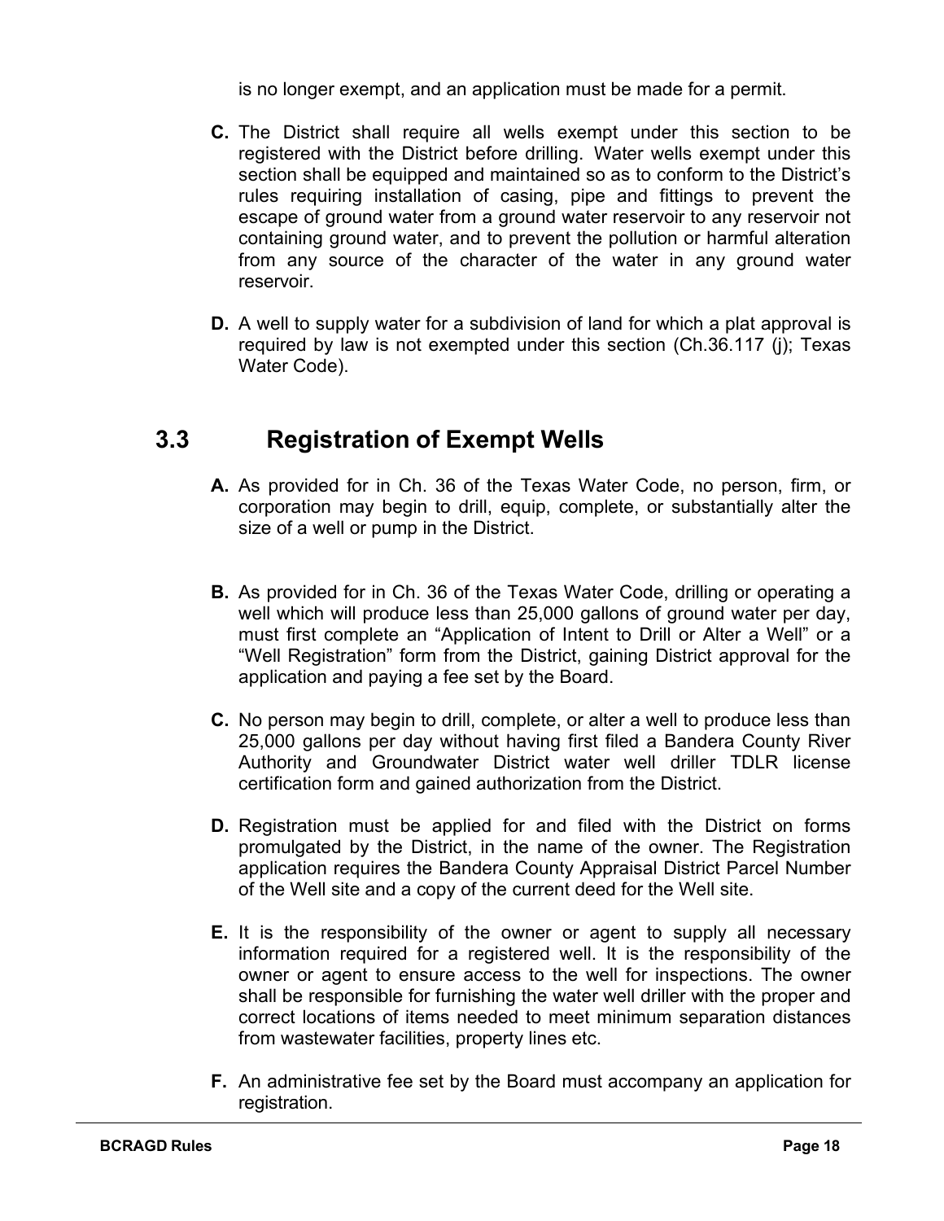is no longer exempt, and an application must be made for a permit.

**C.** The District shall require all wells exempt under this section to be registered with the District before drilling. Water wells exempt under this section shall be equipped and maintained so as to conform to the District's rules requiring installation of casing, pipe and fittings to prevent the escape of ground water from a ground water reservoir to any reservoir not containing ground water, and to prevent the pollution or harmful alteration from any source of the character of the water in any ground water reservoir.

**D.** A well to supply water for a subdivision of land for which a plat approval is required by law is not exempted under this section (Ch.36.117 (j); Texas Water Code).

## 3.3 Registration of Exempt Wells

**A.** As provided for in Ch. 36 of the Texas Water Code, no person, firm, or corporation may begin to drill, equip, complete, or substantially alter the size of a well or pump in the District.

**B.** As provided for in Ch. 36 of the Texas Water Code, drilling or operating a well which will produce less than 25,000 gallons of ground water per day, must first complete an "Application of Intent to Drill or Alter a Well" or a "Well Registration" form from the District, gaining District approval for the application and paying a fee set by the Board.

**C.** No person may begin to drill, complete, or alter a well to produce less than 25,000 gallons per day without having first filed a Bandera County River Authority and Groundwater District water well driller TDLR license certification form and gained authorization from the District.

**D.** Registration must be applied for and filed with the District on forms promulgated by the District, in the name of the owner. The Registration application requires the Bandera County Appraisal District Parcel Number of the Well site and a copy of the current deed for the Well site.

**E.** It is the responsibility of the owner or agent to supply all necessary information required for a registered well. It is the responsibility of the owner or agent to ensure access to the well for inspections. The owner shall be responsible for furnishing the water well driller with the proper and correct locations of items needed to meet minimum separation distances from wastewater facilities, property lines etc.

**F.** An administrative fee set by the Board must accompany an application for registration.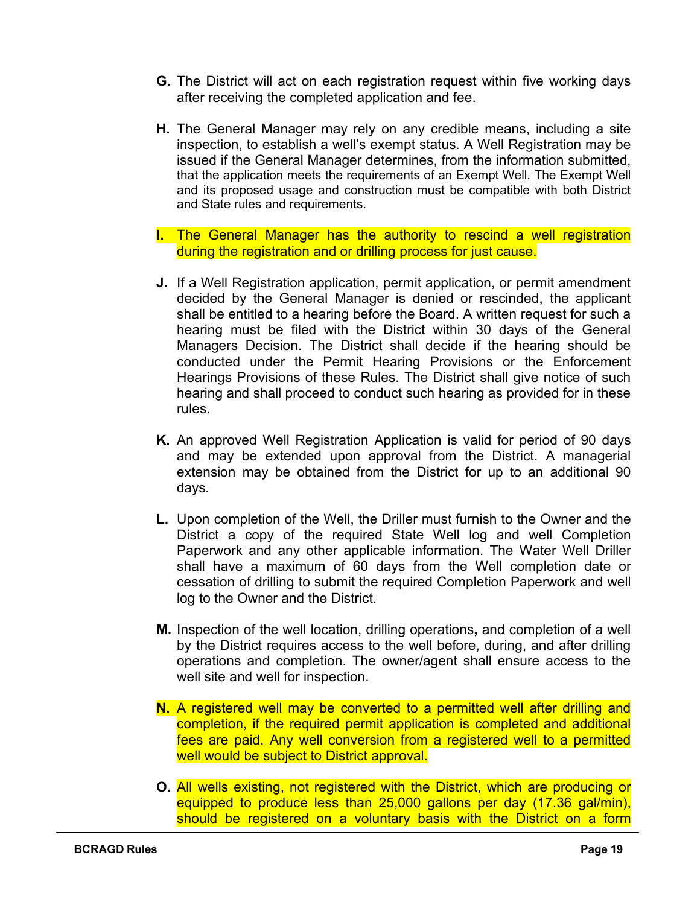**G.** The District will act on each registration request within five working days after receiving the completed application and fee.

**H.** The General Manager may rely on any credible means, including a site inspection, to establish a well's exempt status. A Well Registration may be issued if the General Manager determines, from the information submitted, that the application meets the requirements of an Exempt Well. The Exempt Well and its proposed usage and construction must be compatible with both District and State rules and requirements.

**I.** The General Manager has the authority to rescind a well registration during the registration and or drilling process for just cause.

**J.** If a Well Registration application, permit application, or permit amendment decided by the General Manager is denied or rescinded, the applicant shall be entitled to a hearing before the Board. A written request for such a hearing must be filed with the District within 30 days of the General Managers Decision. The District shall decide if the hearing should be conducted under the Permit Hearing Provisions or the Enforcement Hearings Provisions of these Rules. The District shall give notice of such hearing and shall proceed to conduct such hearing as provided for in these rules.

**K.** An approved Well Registration Application is valid for period of 90 days and may be extended upon approval from the District. A managerial extension may be obtained from the District for up to an additional 90 days.

**L.** Upon completion of the Well, the Driller must furnish to the Owner and the District a copy of the required State Well log and well Completion Paperwork and any other applicable information. The Water Well Driller shall have a maximum of 60 days from the Well completion date or cessation of drilling to submit the required Completion Paperwork and well log to the Owner and the District.

**M.** Inspection of the well location, drilling operations**,** and completion of a well by the District requires access to the well before, during, and after drilling operations and completion. The owner/agent shall ensure access to the well site and well for inspection.

**N.** A registered well may be converted to a permitted well after drilling and completion, if the required permit application is completed and additional fees are paid. Any well conversion from a registered well to a permitted well would be subject to District approval.

**O.** All wells existing, not registered with the District, which are producing or equipped to produce less than 25,000 gallons per day (17.36 gal/min), should be registered on a voluntary basis with the District on a form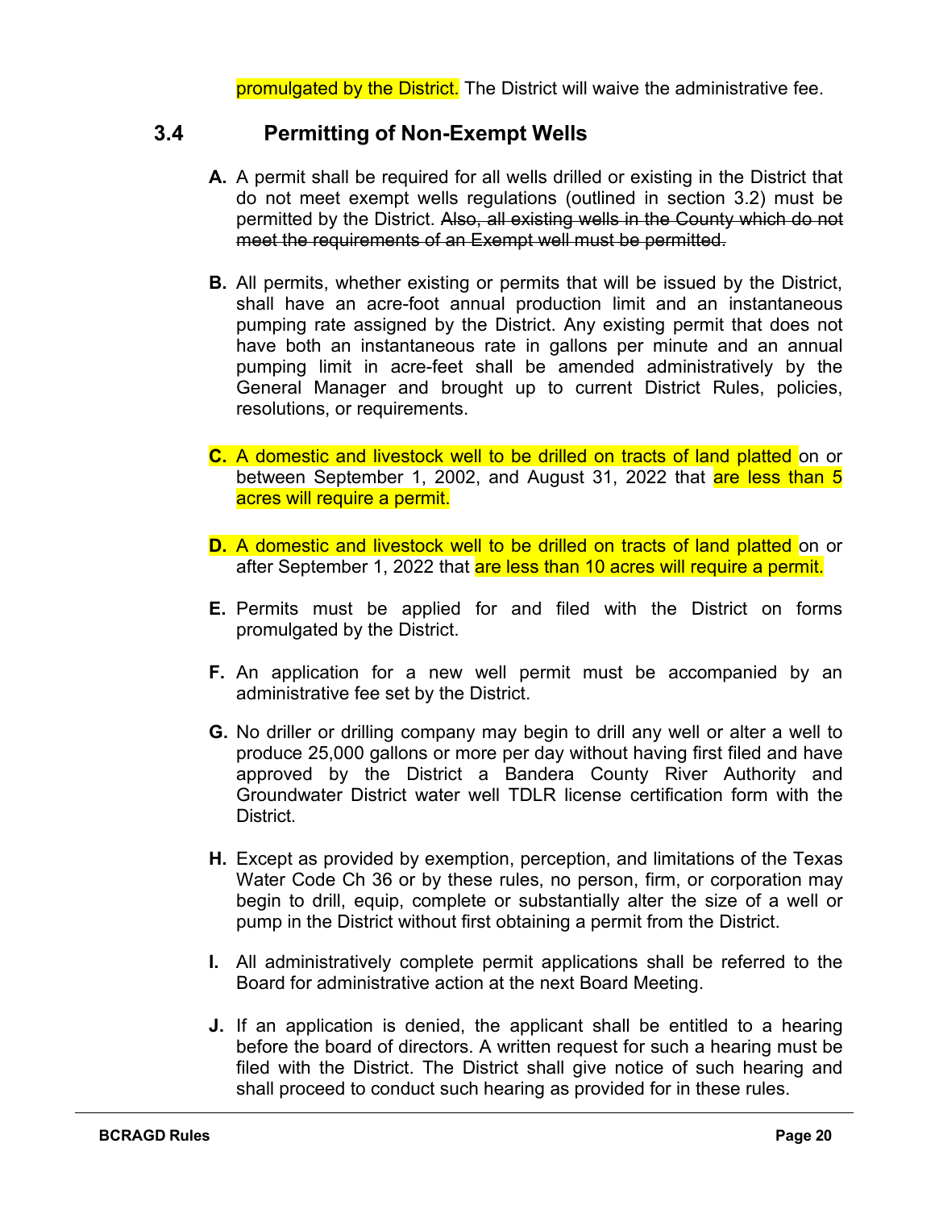promulgated by the District. The District will waive the administrative fee.

## 3.4 Permitting of Non-Exempt Wells

**A.** A permit shall be required for all wells drilled or existing in the District that do not meet exempt wells regulations (outlined in section 3.2) must be permitted by the District. ~~Also, all existing wells in the County which do not meet the requirements of an Exempt well must be permitted.~~

**B.** All permits, whether existing or permits that will be issued by the District, shall have an acre-foot annual production limit and an instantaneous pumping rate assigned by the District. Any existing permit that does not have both an instantaneous rate in gallons per minute and an annual pumping limit in acre-feet shall be amended administratively by the General Manager and brought up to current District Rules, policies, resolutions, or requirements.

**C.** A domestic and livestock well to be drilled on tracts of land platted on or between September 1, 2002, and August 31, 2022 that are less than 5 acres will require a permit.

**D.** A domestic and livestock well to be drilled on tracts of land platted on or after September 1, 2022 that are less than 10 acres will require a permit.

**E.** Permits must be applied for and filed with the District on forms promulgated by the District.

**F.** An application for a new well permit must be accompanied by an administrative fee set by the District.

**G.** No driller or drilling company may begin to drill any well or alter a well to produce 25,000 gallons or more per day without having first filed and have approved by the District a Bandera County River Authority and Groundwater District water well TDLR license certification form with the District.

**H.** Except as provided by exemption, perception, and limitations of the Texas Water Code Ch 36 or by these rules, no person, firm, or corporation may begin to drill, equip, complete or substantially alter the size of a well or pump in the District without first obtaining a permit from the District.

**I.** All administratively complete permit applications shall be referred to the Board for administrative action at the next Board Meeting.

**J.** If an application is denied, the applicant shall be entitled to a hearing before the board of directors. A written request for such a hearing must be filed with the District. The District shall give notice of such hearing and shall proceed to conduct such hearing as provided for in these rules.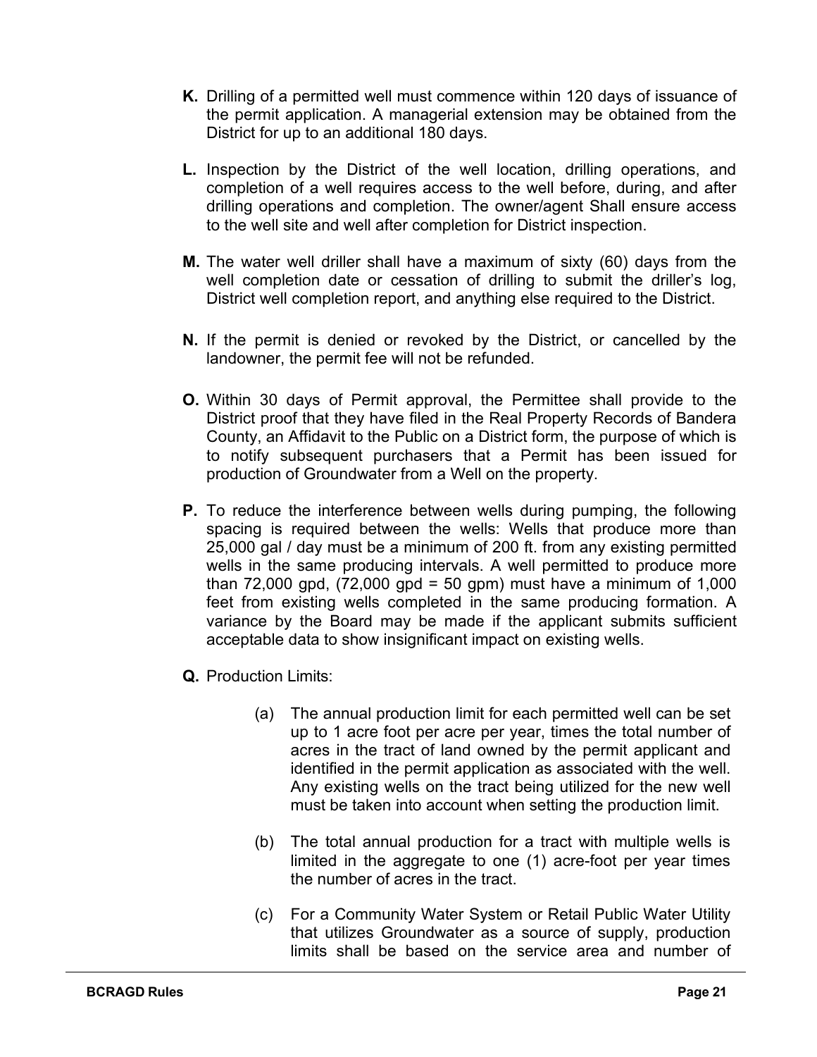**K.** Drilling of a permitted well must commence within 120 days of issuance of the permit application. A managerial extension may be obtained from the District for up to an additional 180 days.

**L.** Inspection by the District of the well location, drilling operations, and completion of a well requires access to the well before, during, and after drilling operations and completion. The owner/agent Shall ensure access to the well site and well after completion for District inspection.

**M.** The water well driller shall have a maximum of sixty (60) days from the well completion date or cessation of drilling to submit the driller's log, District well completion report, and anything else required to the District.

**N.** If the permit is denied or revoked by the District, or cancelled by the landowner, the permit fee will not be refunded.

**O.** Within 30 days of Permit approval, the Permittee shall provide to the District proof that they have filed in the Real Property Records of Bandera County, an Affidavit to the Public on a District form, the purpose of which is to notify subsequent purchasers that a Permit has been issued for production of Groundwater from a Well on the property.

**P.** To reduce the interference between wells during pumping, the following spacing is required between the wells: Wells that produce more than 25,000 gal / day must be a minimum of 200 ft. from any existing permitted wells in the same producing intervals. A well permitted to produce more than 72,000 gpd, (72,000 gpd = 50 gpm) must have a minimum of 1,000 feet from existing wells completed in the same producing formation. A variance by the Board may be made if the applicant submits sufficient acceptable data to show insignificant impact on existing wells.

**Q.** Production Limits:

(a) The annual production limit for each permitted well can be set up to 1 acre foot per acre per year, times the total number of acres in the tract of land owned by the permit applicant and identified in the permit application as associated with the well. Any existing wells on the tract being utilized for the new well must be taken into account when setting the production limit.

(b) The total annual production for a tract with multiple wells is limited in the aggregate to one (1) acre-foot per year times the number of acres in the tract.

(c) For a Community Water System or Retail Public Water Utility that utilizes Groundwater as a source of supply, production limits shall be based on the service area and number of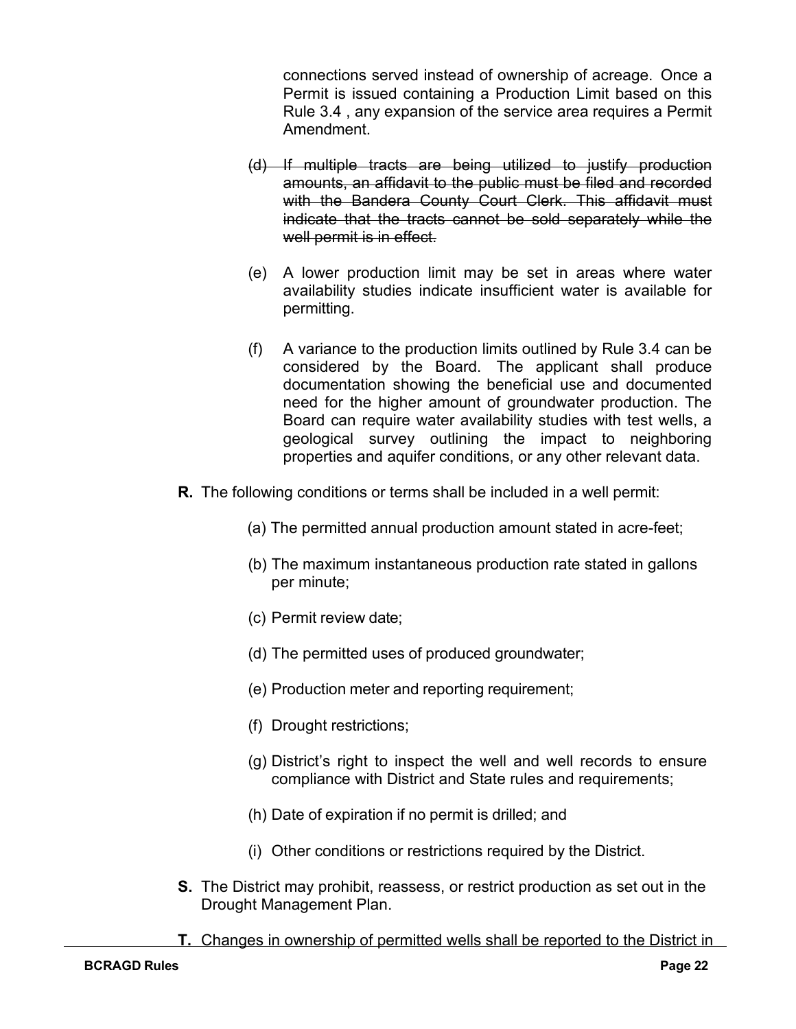connections served instead of ownership of acreage. Once a Permit is issued containing a Production Limit based on this Rule 3.4 , any expansion of the service area requires a Permit Amendment.

~~(d) If multiple tracts are being utilized to justify production amounts, an affidavit to the public must be filed and recorded with the Bandera County Court Clerk. This affidavit must indicate that the tracts cannot be sold separately while the well permit is in effect.~~

(e) A lower production limit may be set in areas where water availability studies indicate insufficient water is available for permitting.

(f) A variance to the production limits outlined by Rule 3.4 can be considered by the Board. The applicant shall produce documentation showing the beneficial use and documented need for the higher amount of groundwater production. The Board can require water availability studies with test wells, a geological survey outlining the impact to neighboring properties and aquifer conditions, or any other relevant data.

**R.** The following conditions or terms shall be included in a well permit:

(a) The permitted annual production amount stated in acre-feet;

(b) The maximum instantaneous production rate stated in gallons per minute;

(c) Permit review date;

(d) The permitted uses of produced groundwater;

(e) Production meter and reporting requirement;

(f) Drought restrictions;

(g) District's right to inspect the well and well records to ensure compliance with District and State rules and requirements;

(h) Date of expiration if no permit is drilled; and

(i) Other conditions or restrictions required by the District.

**S.** The District may prohibit, reassess, or restrict production as set out in the Drought Management Plan.

**T.** Changes in ownership of permitted wells shall be reported to the District in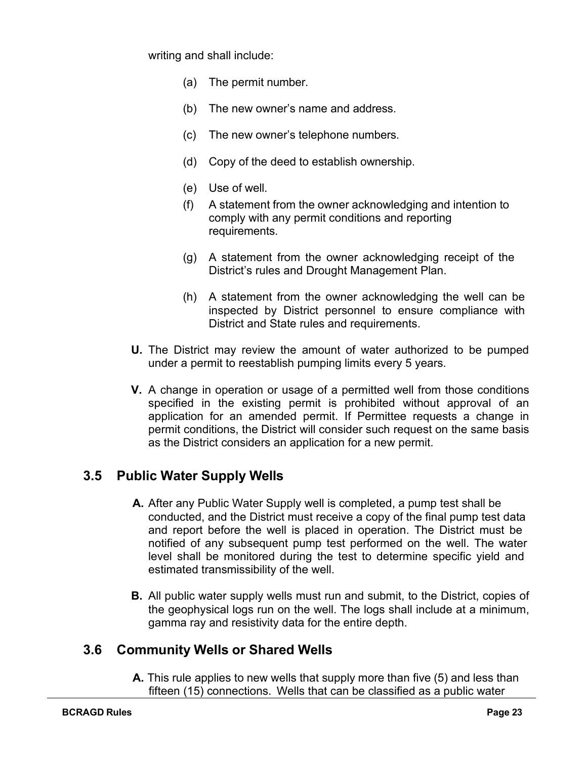writing and shall include:

(a) The permit number.

(b) The new owner's name and address.

(c) The new owner's telephone numbers.

(d) Copy of the deed to establish ownership.

(e) Use of well.

(f) A statement from the owner acknowledging and intention to comply with any permit conditions and reporting requirements.

(g) A statement from the owner acknowledging receipt of the District's rules and Drought Management Plan.

(h) A statement from the owner acknowledging the well can be inspected by District personnel to ensure compliance with District and State rules and requirements.

**U.** The District may review the amount of water authorized to be pumped under a permit to reestablish pumping limits every 5 years.

**V.** A change in operation or usage of a permitted well from those conditions specified in the existing permit is prohibited without approval of an application for an amended permit. If Permittee requests a change in permit conditions, the District will consider such request on the same basis as the District considers an application for a new permit.

## 3.5 Public Water Supply Wells

**A.** After any Public Water Supply well is completed, a pump test shall be conducted, and the District must receive a copy of the final pump test data and report before the well is placed in operation. The District must be notified of any subsequent pump test performed on the well. The water level shall be monitored during the test to determine specific yield and estimated transmissibility of the well.

**B.** All public water supply wells must run and submit, to the District, copies of the geophysical logs run on the well. The logs shall include at a minimum, gamma ray and resistivity data for the entire depth.

## 3.6 Community Wells or Shared Wells

**A.** This rule applies to new wells that supply more than five (5) and less than fifteen (15) connections. Wells that can be classified as a public water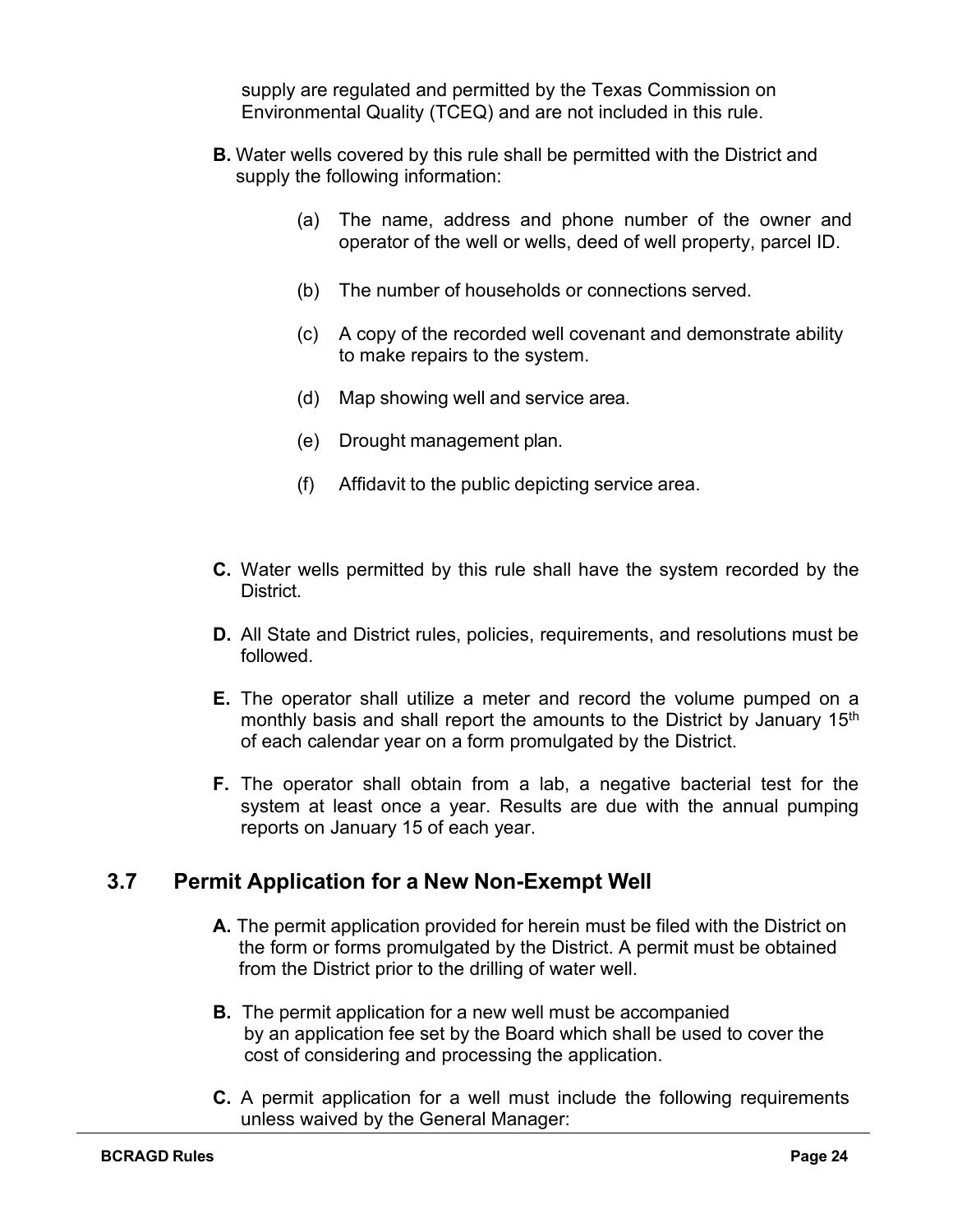supply are regulated and permitted by the Texas Commission on Environmental Quality (TCEQ) and are not included in this rule.

**B.** Water wells covered by this rule shall be permitted with the District and supply the following information:

(a) The name, address and phone number of the owner and operator of the well or wells, deed of well property, parcel ID.

(b) The number of households or connections served.

(c) A copy of the recorded well covenant and demonstrate ability to make repairs to the system.

(d) Map showing well and service area.

(e) Drought management plan.

(f) Affidavit to the public depicting service area.

**C.** Water wells permitted by this rule shall have the system recorded by the District.

**D.** All State and District rules, policies, requirements, and resolutions must be followed.

**E.** The operator shall utilize a meter and record the volume pumped on a monthly basis and shall report the amounts to the District by January 15th of each calendar year on a form promulgated by the District.

**F.** The operator shall obtain from a lab, a negative bacterial test for the system at least once a year. Results are due with the annual pumping reports on January 15 of each year.

## 3.7 Permit Application for a New Non-Exempt Well

**A.** The permit application provided for herein must be filed with the District on the form or forms promulgated by the District. A permit must be obtained from the District prior to the drilling of water well.

**B.** The permit application for a new well must be accompanied by an application fee set by the Board which shall be used to cover the cost of considering and processing the application.

**C.** A permit application for a well must include the following requirements unless waived by the General Manager: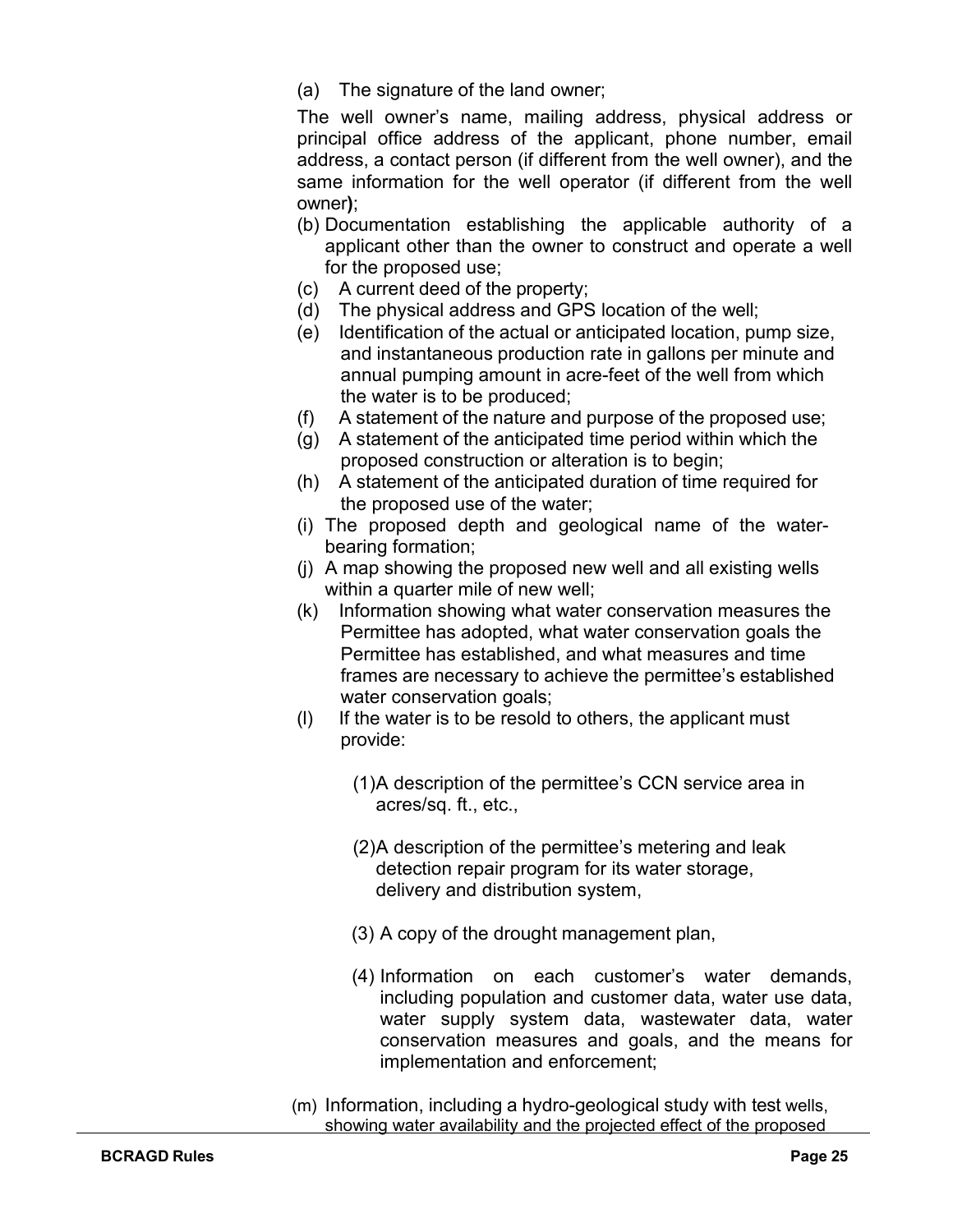(a) The signature of the land owner;

The well owner's name, mailing address, physical address or principal office address of the applicant, phone number, email address, a contact person (if different from the well owner), and the same information for the well operator (if different from the well owner);

(b) Documentation establishing the applicable authority of a applicant other than the owner to construct and operate a well for the proposed use;

(c) A current deed of the property;

(d) The physical address and GPS location of the well;

(e) Identification of the actual or anticipated location, pump size, and instantaneous production rate in gallons per minute and annual pumping amount in acre-feet of the well from which the water is to be produced;

(f) A statement of the nature and purpose of the proposed use;

(g) A statement of the anticipated time period within which the proposed construction or alteration is to begin;

(h) A statement of the anticipated duration of time required for the proposed use of the water;

(i) The proposed depth and geological name of the water-bearing formation;

(j) A map showing the proposed new well and all existing wells within a quarter mile of new well;

(k) Information showing what water conservation measures the Permittee has adopted, what water conservation goals the Permittee has established, and what measures and time frames are necessary to achieve the permittee's established water conservation goals;

(l) If the water is to be resold to others, the applicant must provide:

  (1) A description of the permittee's CCN service area in acres/sq. ft., etc.,

  (2) A description of the permittee's metering and leak detection repair program for its water storage, delivery and distribution system,

  (3) A copy of the drought management plan,

  (4) Information on each customer's water demands, including population and customer data, water use data, water supply system data, wastewater data, water conservation measures and goals, and the means for implementation and enforcement;

(m) Information, including a hydro-geological study with test wells, showing water availability and the projected effect of the proposed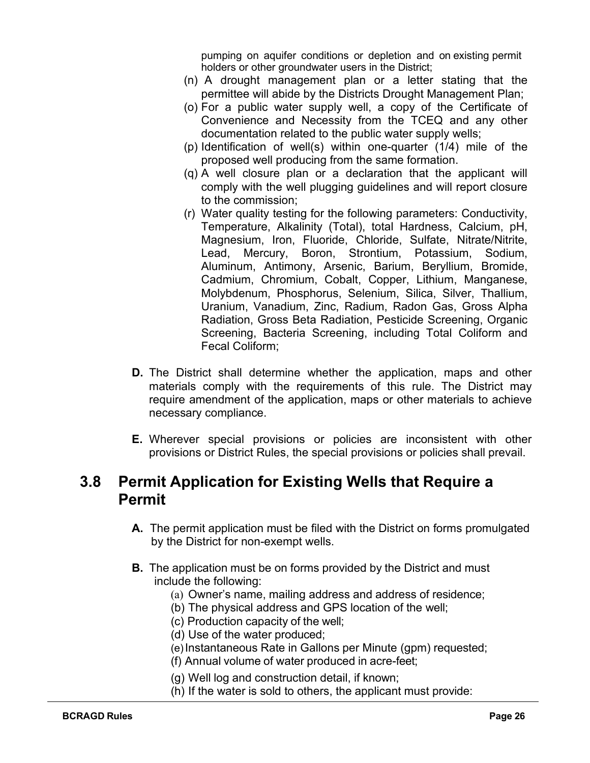pumping on aquifer conditions or depletion and on existing permit holders or other groundwater users in the District;

(n) A drought management plan or a letter stating that the permittee will abide by the Districts Drought Management Plan;

(o) For a public water supply well, a copy of the Certificate of Convenience and Necessity from the TCEQ and any other documentation related to the public water supply wells;

(p) Identification of well(s) within one-quarter (1/4) mile of the proposed well producing from the same formation.

(q) A well closure plan or a declaration that the applicant will comply with the well plugging guidelines and will report closure to the commission;

(r) Water quality testing for the following parameters: Conductivity, Temperature, Alkalinity (Total), total Hardness, Calcium, pH, Magnesium, Iron, Fluoride, Chloride, Sulfate, Nitrate/Nitrite, Lead, Mercury, Boron, Strontium, Potassium, Sodium, Aluminum, Antimony, Arsenic, Barium, Beryllium, Bromide, Cadmium, Chromium, Cobalt, Copper, Lithium, Manganese, Molybdenum, Phosphorus, Selenium, Silica, Silver, Thallium, Uranium, Vanadium, Zinc, Radium, Radon Gas, Gross Alpha Radiation, Gross Beta Radiation, Pesticide Screening, Organic Screening, Bacteria Screening, including Total Coliform and Fecal Coliform;

**D.** The District shall determine whether the application, maps and other materials comply with the requirements of this rule. The District may require amendment of the application, maps or other materials to achieve necessary compliance.

**E.** Wherever special provisions or policies are inconsistent with other provisions or District Rules, the special provisions or policies shall prevail.

## 3.8 Permit Application for Existing Wells that Require a Permit

**A.** The permit application must be filed with the District on forms promulgated by the District for non-exempt wells.

**B.** The application must be on forms provided by the District and must include the following:

(a) Owner's name, mailing address and address of residence;

(b) The physical address and GPS location of the well;

(c) Production capacity of the well;

(d) Use of the water produced;

(e) Instantaneous Rate in Gallons per Minute (gpm) requested;

(f) Annual volume of water produced in acre-feet;

(g) Well log and construction detail, if known;

(h) If the water is sold to others, the applicant must provide: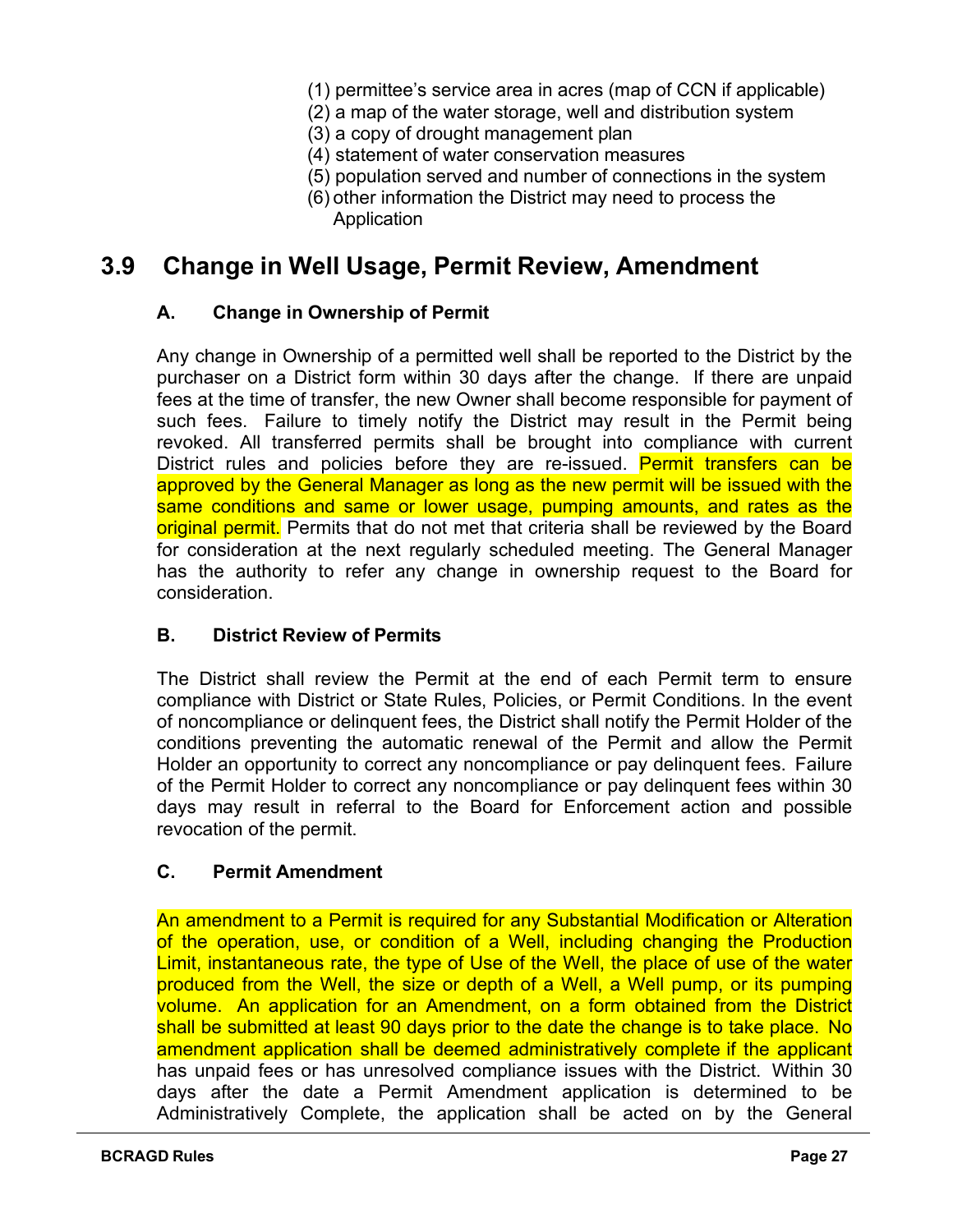(1) permittee's service area in acres (map of CCN if applicable)
(2) a map of the water storage, well and distribution system
(3) a copy of drought management plan
(4) statement of water conservation measures
(5) population served and number of connections in the system
(6) other information the District may need to process the Application

## 3.9 Change in Well Usage, Permit Review, Amendment

### A. Change in Ownership of Permit

Any change in Ownership of a permitted well shall be reported to the District by the purchaser on a District form within 30 days after the change. If there are unpaid fees at the time of transfer, the new Owner shall become responsible for payment of such fees. Failure to timely notify the District may result in the Permit being revoked. All transferred permits shall be brought into compliance with current District rules and policies before they are re-issued. Permit transfers can be approved by the General Manager as long as the new permit will be issued with the same conditions and same or lower usage, pumping amounts, and rates as the original permit. Permits that do not met that criteria shall be reviewed by the Board for consideration at the next regularly scheduled meeting. The General Manager has the authority to refer any change in ownership request to the Board for consideration.

### B. District Review of Permits

The District shall review the Permit at the end of each Permit term to ensure compliance with District or State Rules, Policies, or Permit Conditions. In the event of noncompliance or delinquent fees, the District shall notify the Permit Holder of the conditions preventing the automatic renewal of the Permit and allow the Permit Holder an opportunity to correct any noncompliance or pay delinquent fees. Failure of the Permit Holder to correct any noncompliance or pay delinquent fees within 30 days may result in referral to the Board for Enforcement action and possible revocation of the permit.

### C. Permit Amendment

An amendment to a Permit is required for any Substantial Modification or Alteration of the operation, use, or condition of a Well, including changing the Production Limit, instantaneous rate, the type of Use of the Well, the place of use of the water produced from the Well, the size or depth of a Well, a Well pump, or its pumping volume. An application for an Amendment, on a form obtained from the District shall be submitted at least 90 days prior to the date the change is to take place. No amendment application shall be deemed administratively complete if the applicant has unpaid fees or has unresolved compliance issues with the District. Within 30 days after the date a Permit Amendment application is determined to be Administratively Complete, the application shall be acted on by the General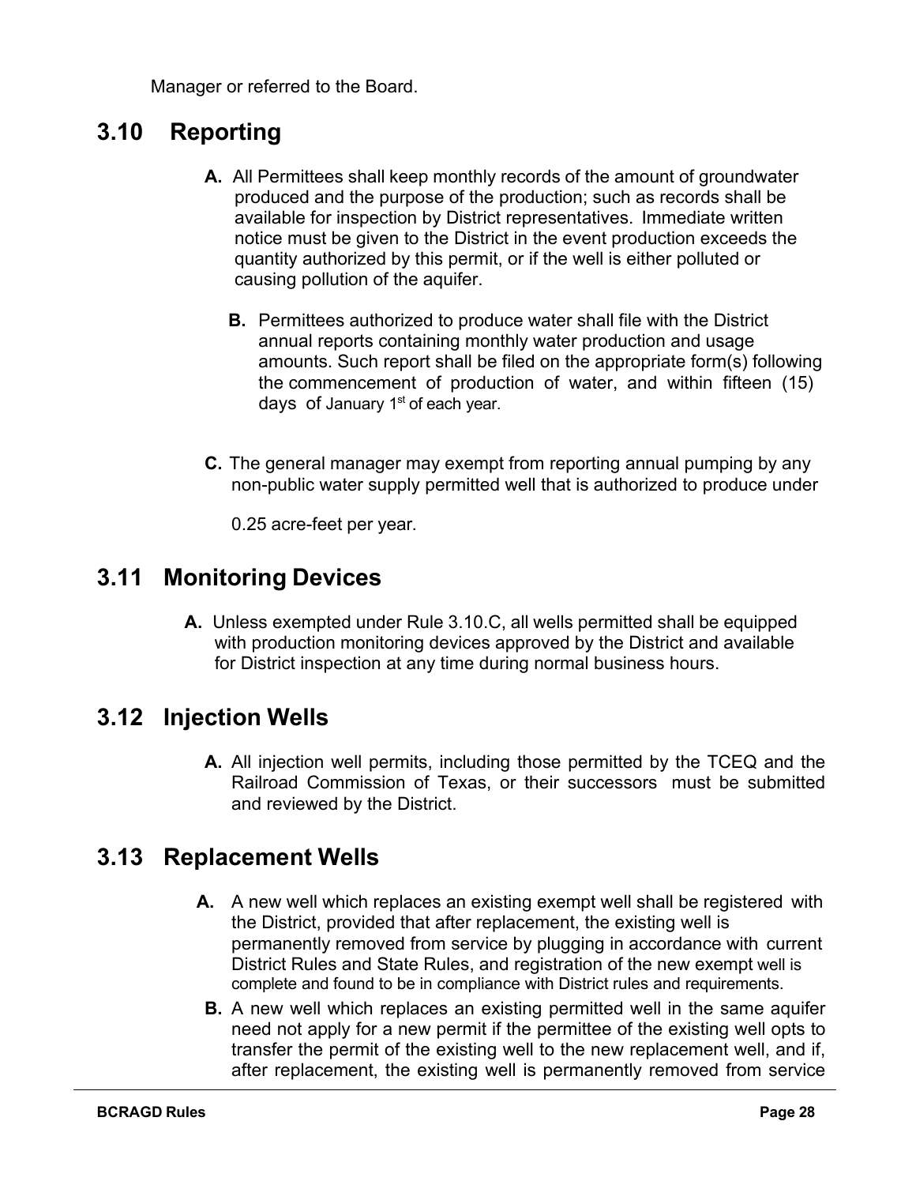Manager or referred to the Board.

## 3.10 Reporting

**A.** All Permittees shall keep monthly records of the amount of groundwater produced and the purpose of the production; such as records shall be available for inspection by District representatives. Immediate written notice must be given to the District in the event production exceeds the quantity authorized by this permit, or if the well is either polluted or causing pollution of the aquifer.

**B.** Permittees authorized to produce water shall file with the District annual reports containing monthly water production and usage amounts. Such report shall be filed on the appropriate form(s) following the commencement of production of water, and within fifteen (15) days of January 1st of each year.

**C.** The general manager may exempt from reporting annual pumping by any non-public water supply permitted well that is authorized to produce under 0.25 acre-feet per year.

## 3.11 Monitoring Devices

**A.** Unless exempted under Rule 3.10.C, all wells permitted shall be equipped with production monitoring devices approved by the District and available for District inspection at any time during normal business hours.

## 3.12 Injection Wells

**A.** All injection well permits, including those permitted by the TCEQ and the Railroad Commission of Texas, or their successors must be submitted and reviewed by the District.

## 3.13 Replacement Wells

**A.** A new well which replaces an existing exempt well shall be registered with the District, provided that after replacement, the existing well is permanently removed from service by plugging in accordance with current District Rules and State Rules, and registration of the new exempt well is complete and found to be in compliance with District rules and requirements.

**B.** A new well which replaces an existing permitted well in the same aquifer need not apply for a new permit if the permittee of the existing well opts to transfer the permit of the existing well to the new replacement well, and if, after replacement, the existing well is permanently removed from service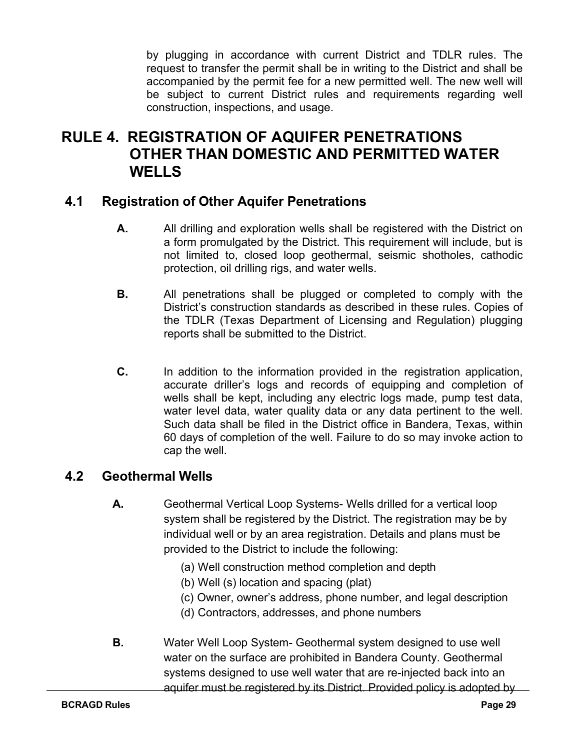by plugging in accordance with current District and TDLR rules. The request to transfer the permit shall be in writing to the District and shall be accompanied by the permit fee for a new permitted well. The new well will be subject to current District rules and requirements regarding well construction, inspections, and usage.

# RULE 4. REGISTRATION OF AQUIFER PENETRATIONS OTHER THAN DOMESTIC AND PERMITTED WATER WELLS

## 4.1 Registration of Other Aquifer Penetrations

**A.** All drilling and exploration wells shall be registered with the District on a form promulgated by the District. This requirement will include, but is not limited to, closed loop geothermal, seismic shotholes, cathodic protection, oil drilling rigs, and water wells.

**B.** All penetrations shall be plugged or completed to comply with the District's construction standards as described in these rules. Copies of the TDLR (Texas Department of Licensing and Regulation) plugging reports shall be submitted to the District.

**C.** In addition to the information provided in the registration application, accurate driller's logs and records of equipping and completion of wells shall be kept, including any electric logs made, pump test data, water level data, water quality data or any data pertinent to the well. Such data shall be filed in the District office in Bandera, Texas, within 60 days of completion of the well. Failure to do so may invoke action to cap the well.

## 4.2 Geothermal Wells

**A.** Geothermal Vertical Loop Systems- Wells drilled for a vertical loop system shall be registered by the District. The registration may be by individual well or by an area registration. Details and plans must be provided to the District to include the following:

(a) Well construction method completion and depth
(b) Well (s) location and spacing (plat)
(c) Owner, owner's address, phone number, and legal description
(d) Contractors, addresses, and phone numbers

**B.** Water Well Loop System- Geothermal system designed to use well water on the surface are prohibited in Bandera County. Geothermal systems designed to use well water that are re-injected back into an aquifer must be registered by its District. Provided policy is adopted by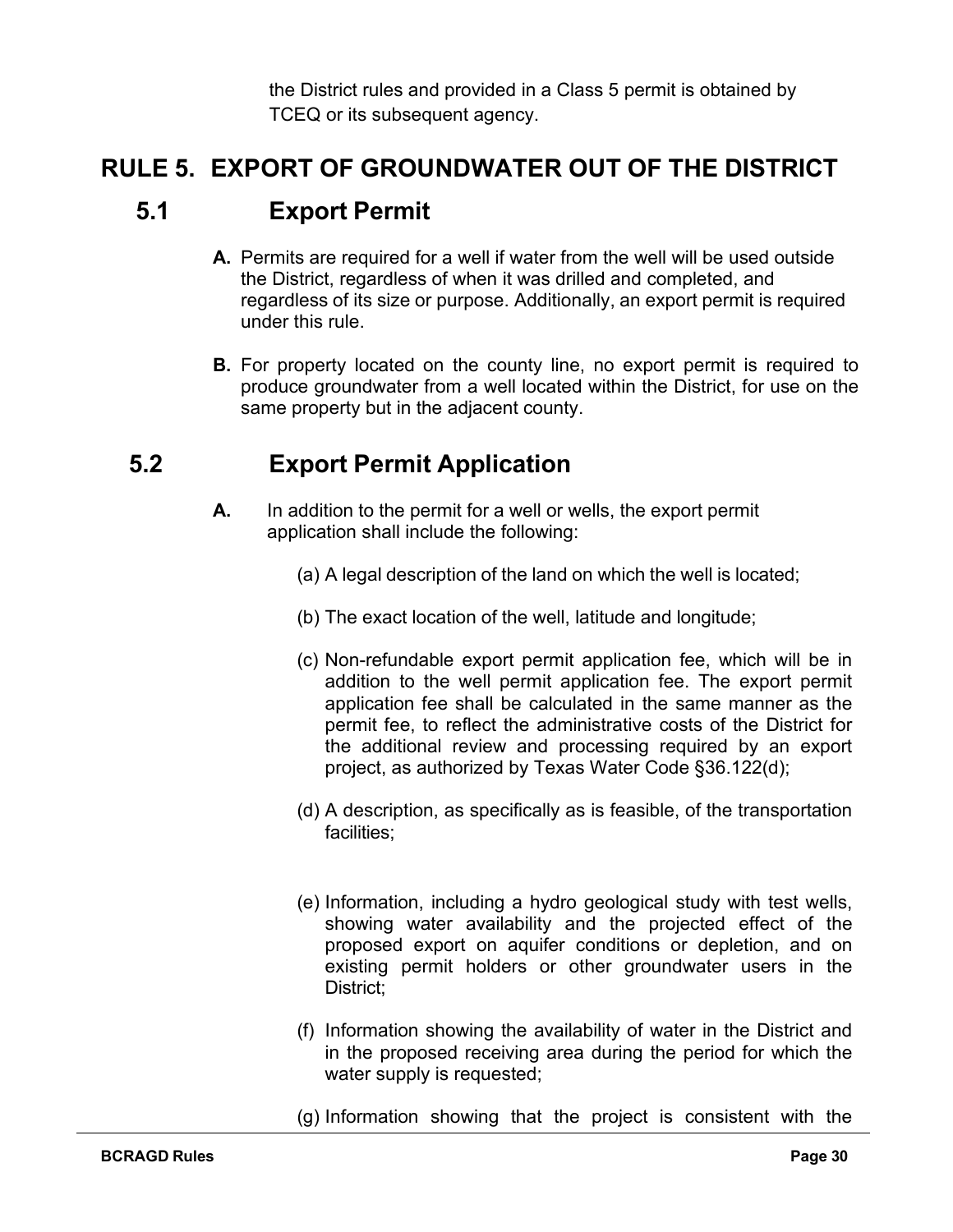the District rules and provided in a Class 5 permit is obtained by TCEQ or its subsequent agency.

# RULE 5. EXPORT OF GROUNDWATER OUT OF THE DISTRICT

## 5.1 Export Permit

**A.** Permits are required for a well if water from the well will be used outside the District, regardless of when it was drilled and completed, and regardless of its size or purpose. Additionally, an export permit is required under this rule.

**B.** For property located on the county line, no export permit is required to produce groundwater from a well located within the District, for use on the same property but in the adjacent county.

## 5.2 Export Permit Application

**A.** In addition to the permit for a well or wells, the export permit application shall include the following:

(a) A legal description of the land on which the well is located;

(b) The exact location of the well, latitude and longitude;

(c) Non-refundable export permit application fee, which will be in addition to the well permit application fee. The export permit application fee shall be calculated in the same manner as the permit fee, to reflect the administrative costs of the District for the additional review and processing required by an export project, as authorized by Texas Water Code §36.122(d);

(d) A description, as specifically as is feasible, of the transportation facilities;

(e) Information, including a hydro geological study with test wells, showing water availability and the projected effect of the proposed export on aquifer conditions or depletion, and on existing permit holders or other groundwater users in the District;

(f) Information showing the availability of water in the District and in the proposed receiving area during the period for which the water supply is requested;

(g) Information showing that the project is consistent with the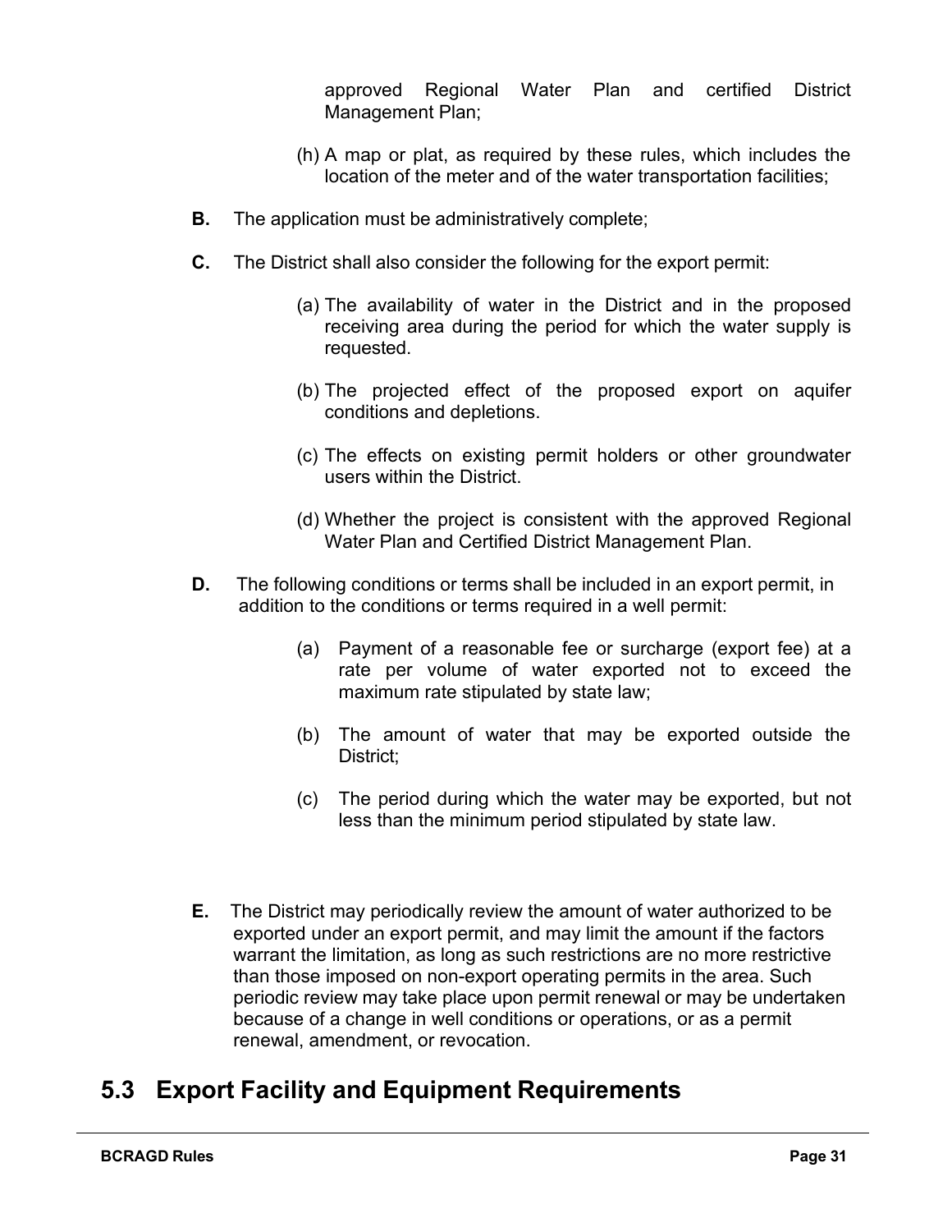approved Regional Water Plan and certified District Management Plan;

(h) A map or plat, as required by these rules, which includes the location of the meter and of the water transportation facilities;

**B.** The application must be administratively complete;

**C.** The District shall also consider the following for the export permit:

(a) The availability of water in the District and in the proposed receiving area during the period for which the water supply is requested.

(b) The projected effect of the proposed export on aquifer conditions and depletions.

(c) The effects on existing permit holders or other groundwater users within the District.

(d) Whether the project is consistent with the approved Regional Water Plan and Certified District Management Plan.

**D.** The following conditions or terms shall be included in an export permit, in addition to the conditions or terms required in a well permit:

(a) Payment of a reasonable fee or surcharge (export fee) at a rate per volume of water exported not to exceed the maximum rate stipulated by state law;

(b) The amount of water that may be exported outside the District;

(c) The period during which the water may be exported, but not less than the minimum period stipulated by state law.

**E.** The District may periodically review the amount of water authorized to be exported under an export permit, and may limit the amount if the factors warrant the limitation, as long as such restrictions are no more restrictive than those imposed on non-export operating permits in the area. Such periodic review may take place upon permit renewal or may be undertaken because of a change in well conditions or operations, or as a permit renewal, amendment, or revocation.

## 5.3 Export Facility and Equipment Requirements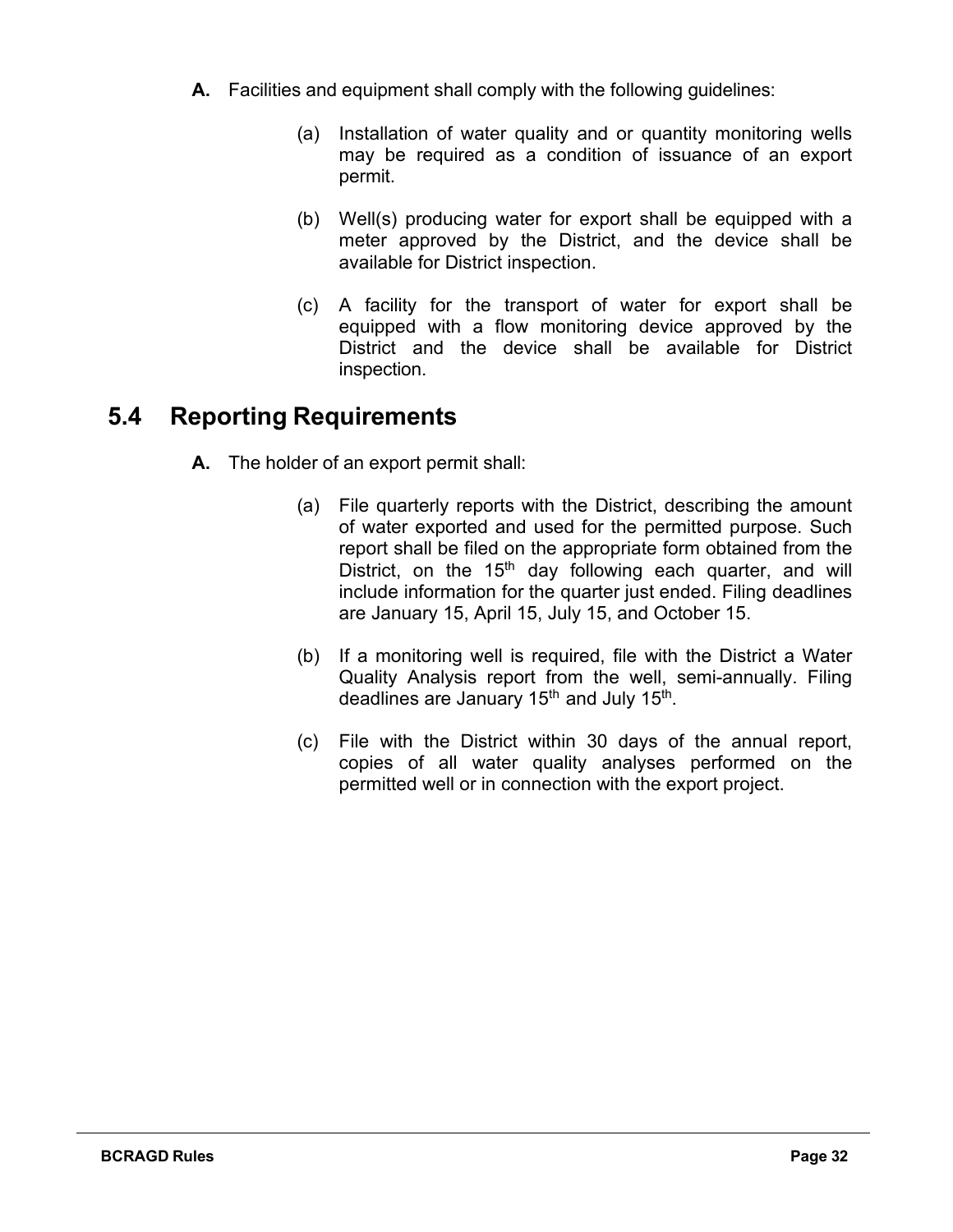**A.** Facilities and equipment shall comply with the following guidelines:

(a) Installation of water quality and or quantity monitoring wells may be required as a condition of issuance of an export permit.

(b) Well(s) producing water for export shall be equipped with a meter approved by the District, and the device shall be available for District inspection.

(c) A facility for the transport of water for export shall be equipped with a flow monitoring device approved by the District and the device shall be available for District inspection.

## 5.4 Reporting Requirements

**A.** The holder of an export permit shall:

(a) File quarterly reports with the District, describing the amount of water exported and used for the permitted purpose. Such report shall be filed on the appropriate form obtained from the District, on the 15th day following each quarter, and will include information for the quarter just ended. Filing deadlines are January 15, April 15, July 15, and October 15.

(b) If a monitoring well is required, file with the District a Water Quality Analysis report from the well, semi-annually. Filing deadlines are January 15th and July 15th.

(c) File with the District within 30 days of the annual report, copies of all water quality analyses performed on the permitted well or in connection with the export project.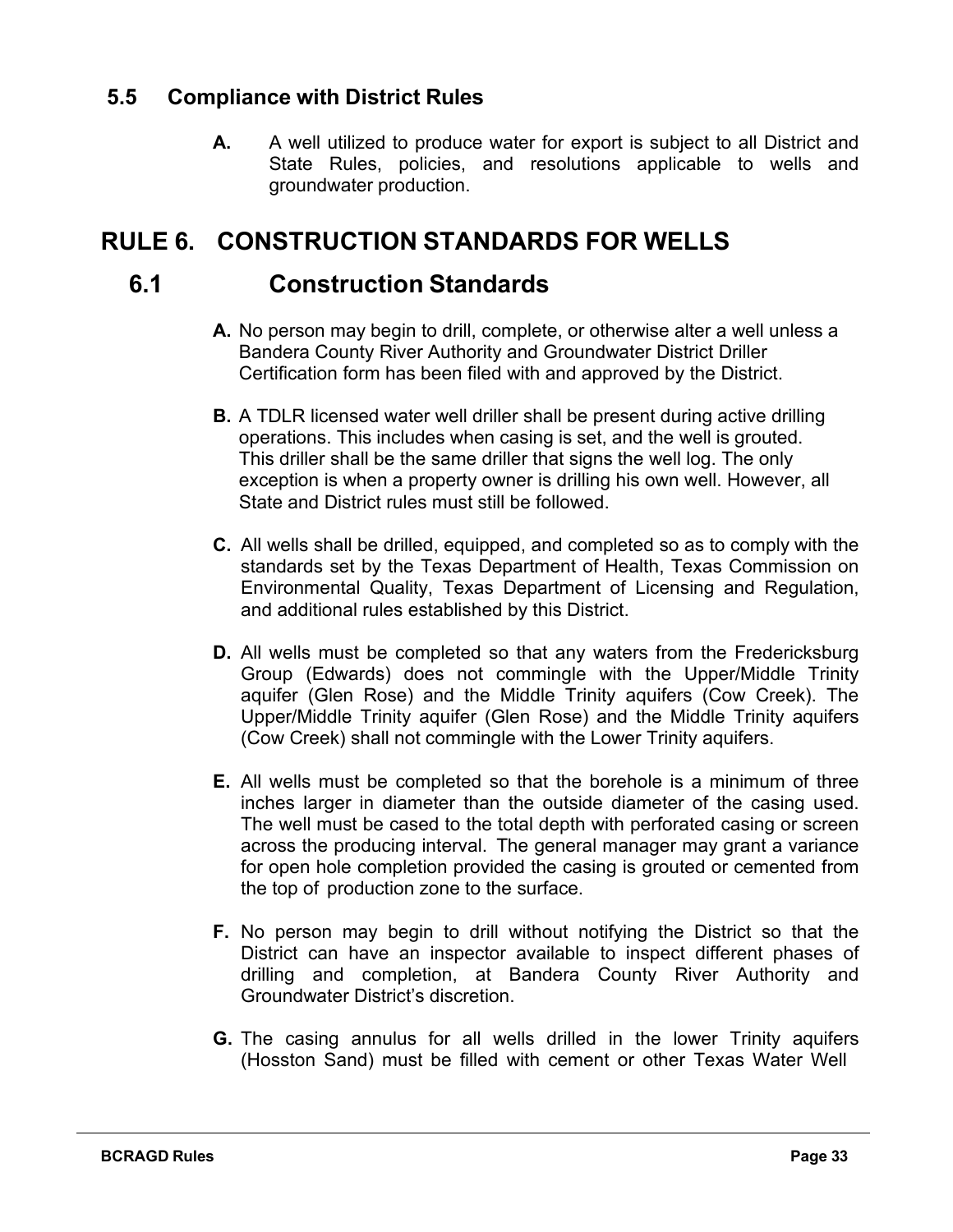### 5.5 Compliance with District Rules

**A.** A well utilized to produce water for export is subject to all District and State Rules, policies, and resolutions applicable to wells and groundwater production.

# RULE 6. CONSTRUCTION STANDARDS FOR WELLS

## 6.1 Construction Standards

**A.** No person may begin to drill, complete, or otherwise alter a well unless a Bandera County River Authority and Groundwater District Driller Certification form has been filed with and approved by the District.

**B.** A TDLR licensed water well driller shall be present during active drilling operations. This includes when casing is set, and the well is grouted. This driller shall be the same driller that signs the well log. The only exception is when a property owner is drilling his own well. However, all State and District rules must still be followed.

**C.** All wells shall be drilled, equipped, and completed so as to comply with the standards set by the Texas Department of Health, Texas Commission on Environmental Quality, Texas Department of Licensing and Regulation, and additional rules established by this District.

**D.** All wells must be completed so that any waters from the Fredericksburg Group (Edwards) does not commingle with the Upper/Middle Trinity aquifer (Glen Rose) and the Middle Trinity aquifers (Cow Creek). The Upper/Middle Trinity aquifer (Glen Rose) and the Middle Trinity aquifers (Cow Creek) shall not commingle with the Lower Trinity aquifers.

**E.** All wells must be completed so that the borehole is a minimum of three inches larger in diameter than the outside diameter of the casing used. The well must be cased to the total depth with perforated casing or screen across the producing interval. The general manager may grant a variance for open hole completion provided the casing is grouted or cemented from the top of production zone to the surface.

**F.** No person may begin to drill without notifying the District so that the District can have an inspector available to inspect different phases of drilling and completion, at Bandera County River Authority and Groundwater District's discretion.

**G.** The casing annulus for all wells drilled in the lower Trinity aquifers (Hosston Sand) must be filled with cement or other Texas Water Well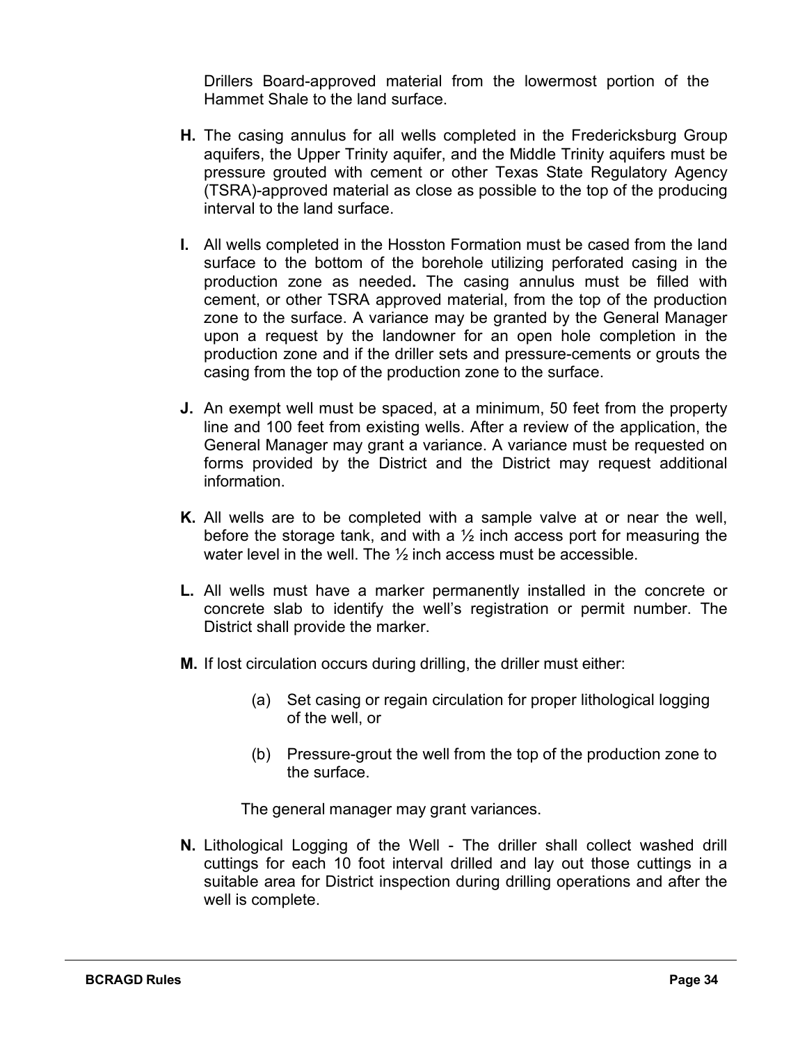Drillers Board-approved material from the lowermost portion of the Hammet Shale to the land surface.

**H.** The casing annulus for all wells completed in the Fredericksburg Group aquifers, the Upper Trinity aquifer, and the Middle Trinity aquifers must be pressure grouted with cement or other Texas State Regulatory Agency (TSRA)-approved material as close as possible to the top of the producing interval to the land surface.

**I.** All wells completed in the Hosston Formation must be cased from the land surface to the bottom of the borehole utilizing perforated casing in the production zone as needed**.** The casing annulus must be filled with cement, or other TSRA approved material, from the top of the production zone to the surface. A variance may be granted by the General Manager upon a request by the landowner for an open hole completion in the production zone and if the driller sets and pressure-cements or grouts the casing from the top of the production zone to the surface.

**J.** An exempt well must be spaced, at a minimum, 50 feet from the property line and 100 feet from existing wells. After a review of the application, the General Manager may grant a variance. A variance must be requested on forms provided by the District and the District may request additional information.

**K.** All wells are to be completed with a sample valve at or near the well, before the storage tank, and with a ½ inch access port for measuring the water level in the well. The ½ inch access must be accessible.

**L.** All wells must have a marker permanently installed in the concrete or concrete slab to identify the well's registration or permit number. The District shall provide the marker.

**M.** If lost circulation occurs during drilling, the driller must either:

(a) Set casing or regain circulation for proper lithological logging of the well, or

(b) Pressure-grout the well from the top of the production zone to the surface.

The general manager may grant variances.

**N.** Lithological Logging of the Well - The driller shall collect washed drill cuttings for each 10 foot interval drilled and lay out those cuttings in a suitable area for District inspection during drilling operations and after the well is complete.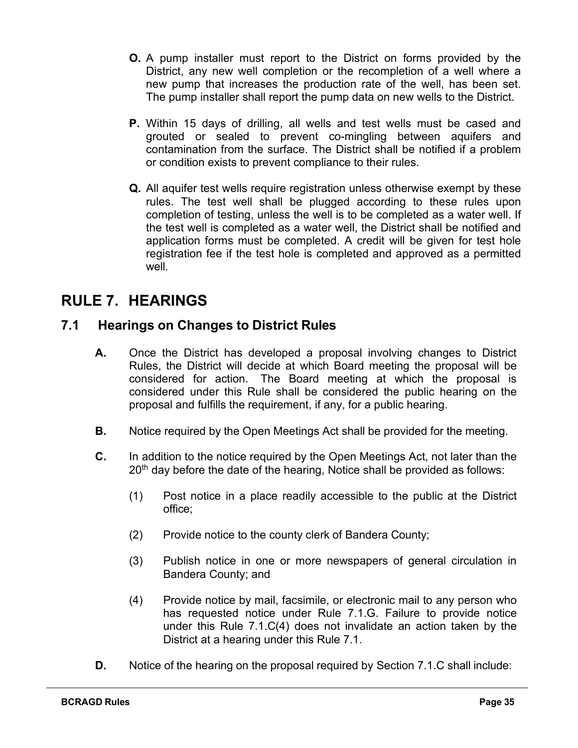**O.** A pump installer must report to the District on forms provided by the District, any new well completion or the recompletion of a well where a new pump that increases the production rate of the well, has been set. The pump installer shall report the pump data on new wells to the District.

**P.** Within 15 days of drilling, all wells and test wells must be cased and grouted or sealed to prevent co-mingling between aquifers and contamination from the surface. The District shall be notified if a problem or condition exists to prevent compliance to their rules.

**Q.** All aquifer test wells require registration unless otherwise exempt by these rules. The test well shall be plugged according to these rules upon completion of testing, unless the well is to be completed as a water well. If the test well is completed as a water well, the District shall be notified and application forms must be completed. A credit will be given for test hole registration fee if the test hole is completed and approved as a permitted well.

# RULE 7. HEARINGS

## 7.1 Hearings on Changes to District Rules

**A.** Once the District has developed a proposal involving changes to District Rules, the District will decide at which Board meeting the proposal will be considered for action. The Board meeting at which the proposal is considered under this Rule shall be considered the public hearing on the proposal and fulfills the requirement, if any, for a public hearing.

**B.** Notice required by the Open Meetings Act shall be provided for the meeting.

**C.** In addition to the notice required by the Open Meetings Act, not later than the 20th day before the date of the hearing, Notice shall be provided as follows:

(1) Post notice in a place readily accessible to the public at the District office;

(2) Provide notice to the county clerk of Bandera County;

(3) Publish notice in one or more newspapers of general circulation in Bandera County; and

(4) Provide notice by mail, facsimile, or electronic mail to any person who has requested notice under Rule 7.1.G. Failure to provide notice under this Rule 7.1.C(4) does not invalidate an action taken by the District at a hearing under this Rule 7.1.

**D.** Notice of the hearing on the proposal required by Section 7.1.C shall include: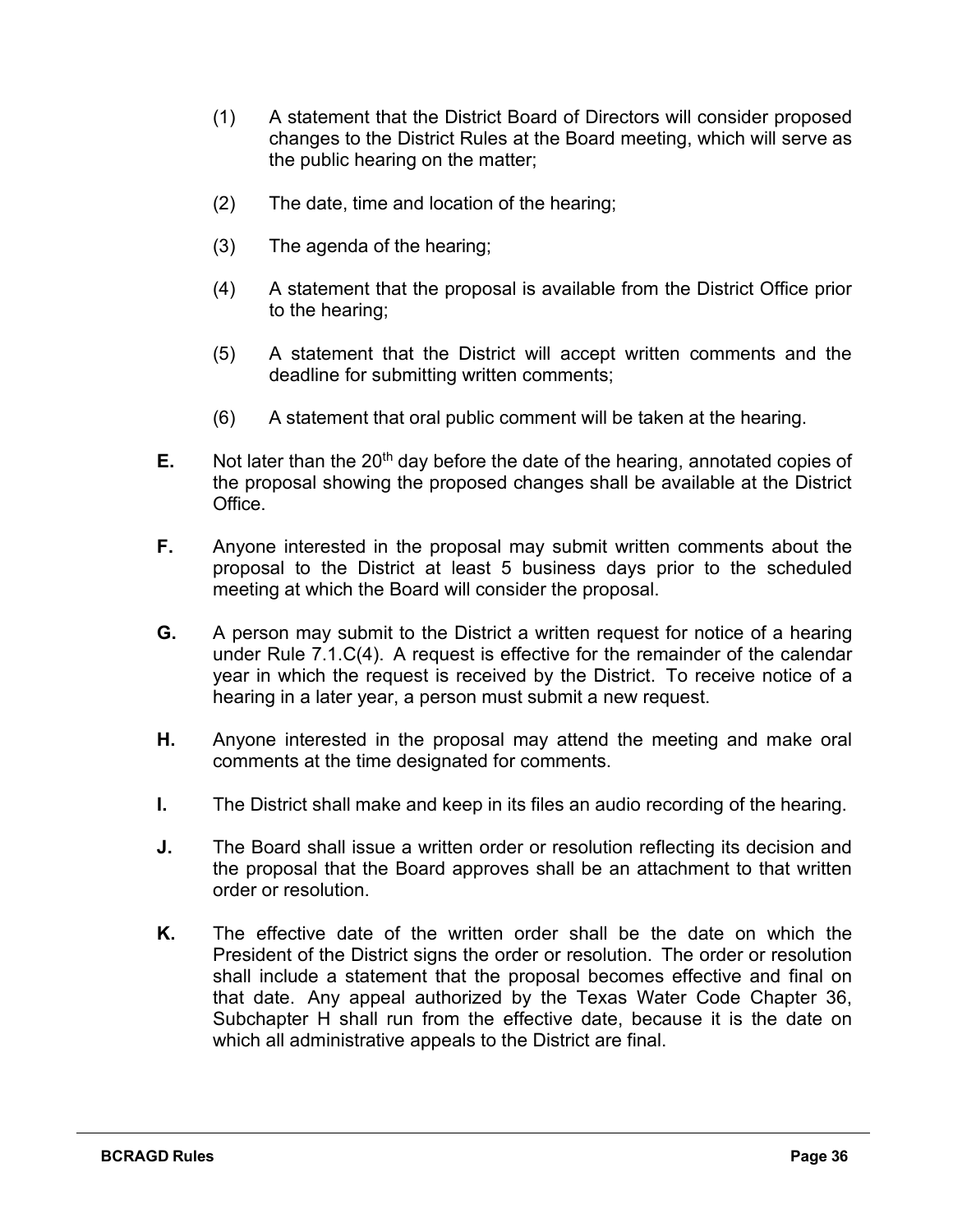(1) A statement that the District Board of Directors will consider proposed changes to the District Rules at the Board meeting, which will serve as the public hearing on the matter;

(2) The date, time and location of the hearing;

(3) The agenda of the hearing;

(4) A statement that the proposal is available from the District Office prior to the hearing;

(5) A statement that the District will accept written comments and the deadline for submitting written comments;

(6) A statement that oral public comment will be taken at the hearing.

**E.** Not later than the 20th day before the date of the hearing, annotated copies of the proposal showing the proposed changes shall be available at the District Office.

**F.** Anyone interested in the proposal may submit written comments about the proposal to the District at least 5 business days prior to the scheduled meeting at which the Board will consider the proposal.

**G.** A person may submit to the District a written request for notice of a hearing under Rule 7.1.C(4). A request is effective for the remainder of the calendar year in which the request is received by the District. To receive notice of a hearing in a later year, a person must submit a new request.

**H.** Anyone interested in the proposal may attend the meeting and make oral comments at the time designated for comments.

**I.** The District shall make and keep in its files an audio recording of the hearing.

**J.** The Board shall issue a written order or resolution reflecting its decision and the proposal that the Board approves shall be an attachment to that written order or resolution.

**K.** The effective date of the written order shall be the date on which the President of the District signs the order or resolution. The order or resolution shall include a statement that the proposal becomes effective and final on that date. Any appeal authorized by the Texas Water Code Chapter 36, Subchapter H shall run from the effective date, because it is the date on which all administrative appeals to the District are final.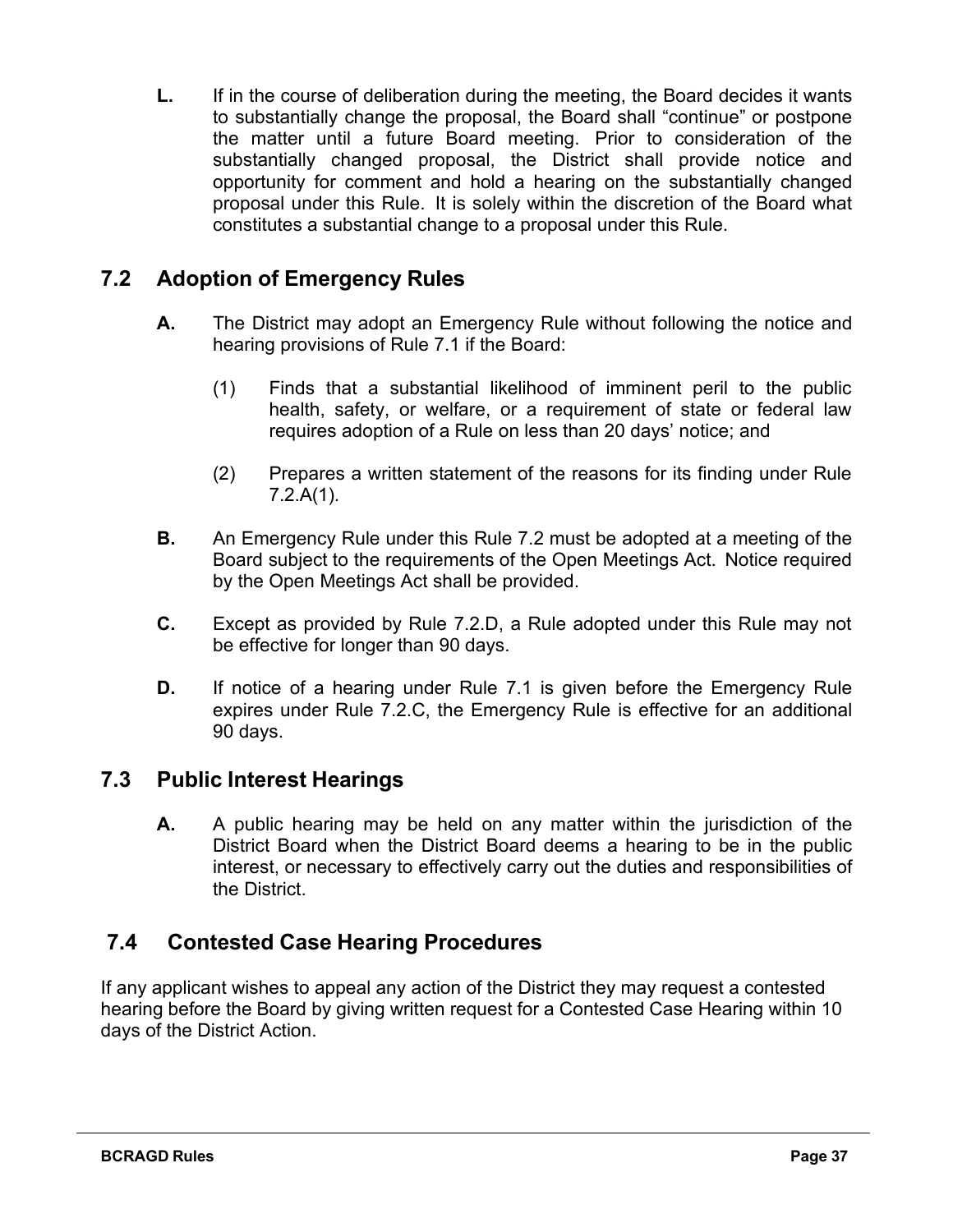**L.** If in the course of deliberation during the meeting, the Board decides it wants to substantially change the proposal, the Board shall "continue" or postpone the matter until a future Board meeting. Prior to consideration of the substantially changed proposal, the District shall provide notice and opportunity for comment and hold a hearing on the substantially changed proposal under this Rule. It is solely within the discretion of the Board what constitutes a substantial change to a proposal under this Rule.

## 7.2 Adoption of Emergency Rules

**A.** The District may adopt an Emergency Rule without following the notice and hearing provisions of Rule 7.1 if the Board:

(1) Finds that a substantial likelihood of imminent peril to the public health, safety, or welfare, or a requirement of state or federal law requires adoption of a Rule on less than 20 days' notice; and

(2) Prepares a written statement of the reasons for its finding under Rule 7.2.A(1).

**B.** An Emergency Rule under this Rule 7.2 must be adopted at a meeting of the Board subject to the requirements of the Open Meetings Act. Notice required by the Open Meetings Act shall be provided.

**C.** Except as provided by Rule 7.2.D, a Rule adopted under this Rule may not be effective for longer than 90 days.

**D.** If notice of a hearing under Rule 7.1 is given before the Emergency Rule expires under Rule 7.2.C, the Emergency Rule is effective for an additional 90 days.

## 7.3 Public Interest Hearings

**A.** A public hearing may be held on any matter within the jurisdiction of the District Board when the District Board deems a hearing to be in the public interest, or necessary to effectively carry out the duties and responsibilities of the District.

## 7.4 Contested Case Hearing Procedures

If any applicant wishes to appeal any action of the District they may request a contested hearing before the Board by giving written request for a Contested Case Hearing within 10 days of the District Action.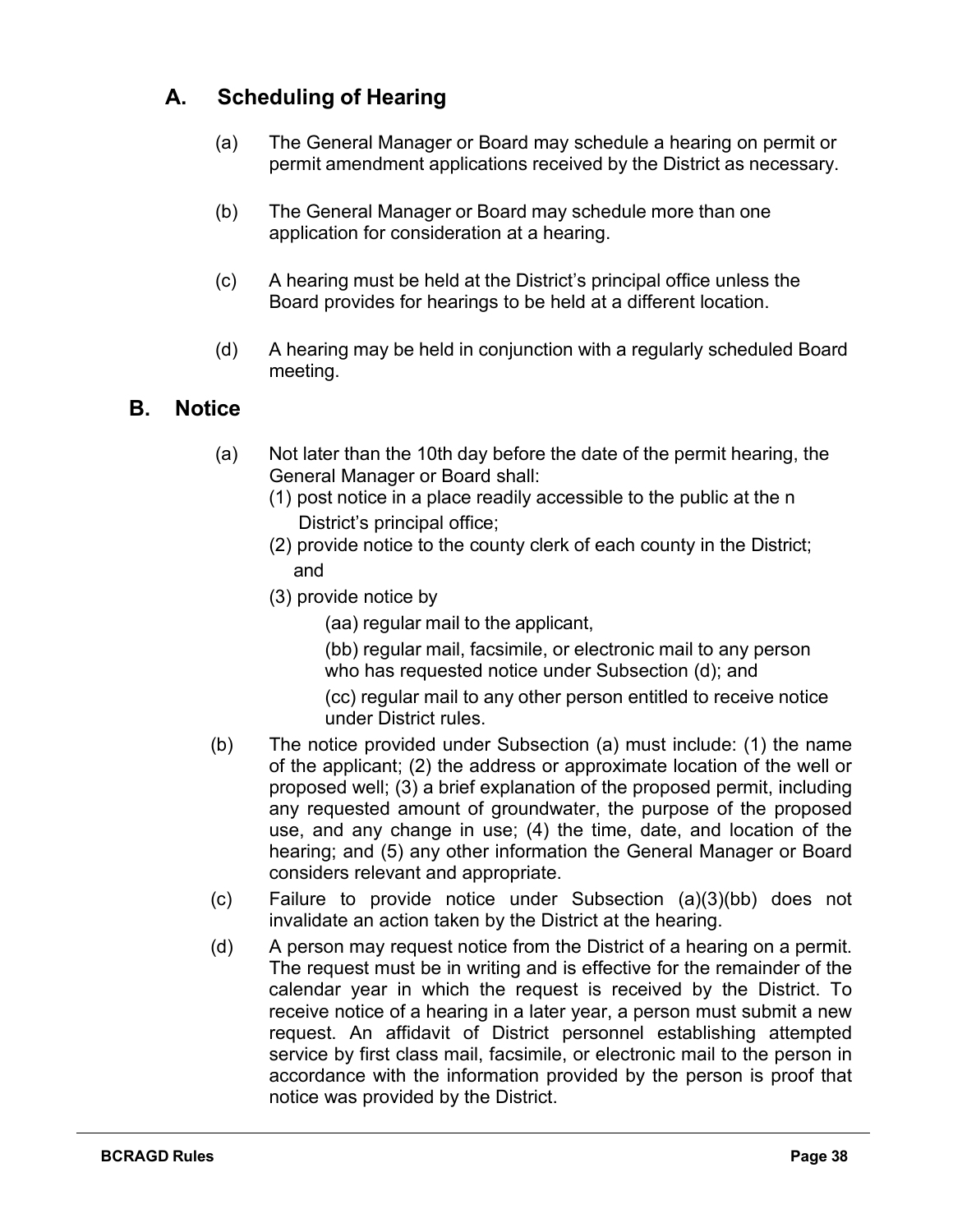## A. Scheduling of Hearing

(a) The General Manager or Board may schedule a hearing on permit or permit amendment applications received by the District as necessary.

(b) The General Manager or Board may schedule more than one application for consideration at a hearing.

(c) A hearing must be held at the District's principal office unless the Board provides for hearings to be held at a different location.

(d) A hearing may be held in conjunction with a regularly scheduled Board meeting.

## B. Notice

(a) Not later than the 10th day before the date of the permit hearing, the General Manager or Board shall:
  (1) post notice in a place readily accessible to the public at the n District's principal office;
  (2) provide notice to the county clerk of each county in the District; and
  (3) provide notice by
    (aa) regular mail to the applicant,
    (bb) regular mail, facsimile, or electronic mail to any person who has requested notice under Subsection (d); and
    (cc) regular mail to any other person entitled to receive notice under District rules.

(b) The notice provided under Subsection (a) must include: (1) the name of the applicant; (2) the address or approximate location of the well or proposed well; (3) a brief explanation of the proposed permit, including any requested amount of groundwater, the purpose of the proposed use, and any change in use; (4) the time, date, and location of the hearing; and (5) any other information the General Manager or Board considers relevant and appropriate.

(c) Failure to provide notice under Subsection (a)(3)(bb) does not invalidate an action taken by the District at the hearing.

(d) A person may request notice from the District of a hearing on a permit. The request must be in writing and is effective for the remainder of the calendar year in which the request is received by the District. To receive notice of a hearing in a later year, a person must submit a new request. An affidavit of District personnel establishing attempted service by first class mail, facsimile, or electronic mail to the person in accordance with the information provided by the person is proof that notice was provided by the District.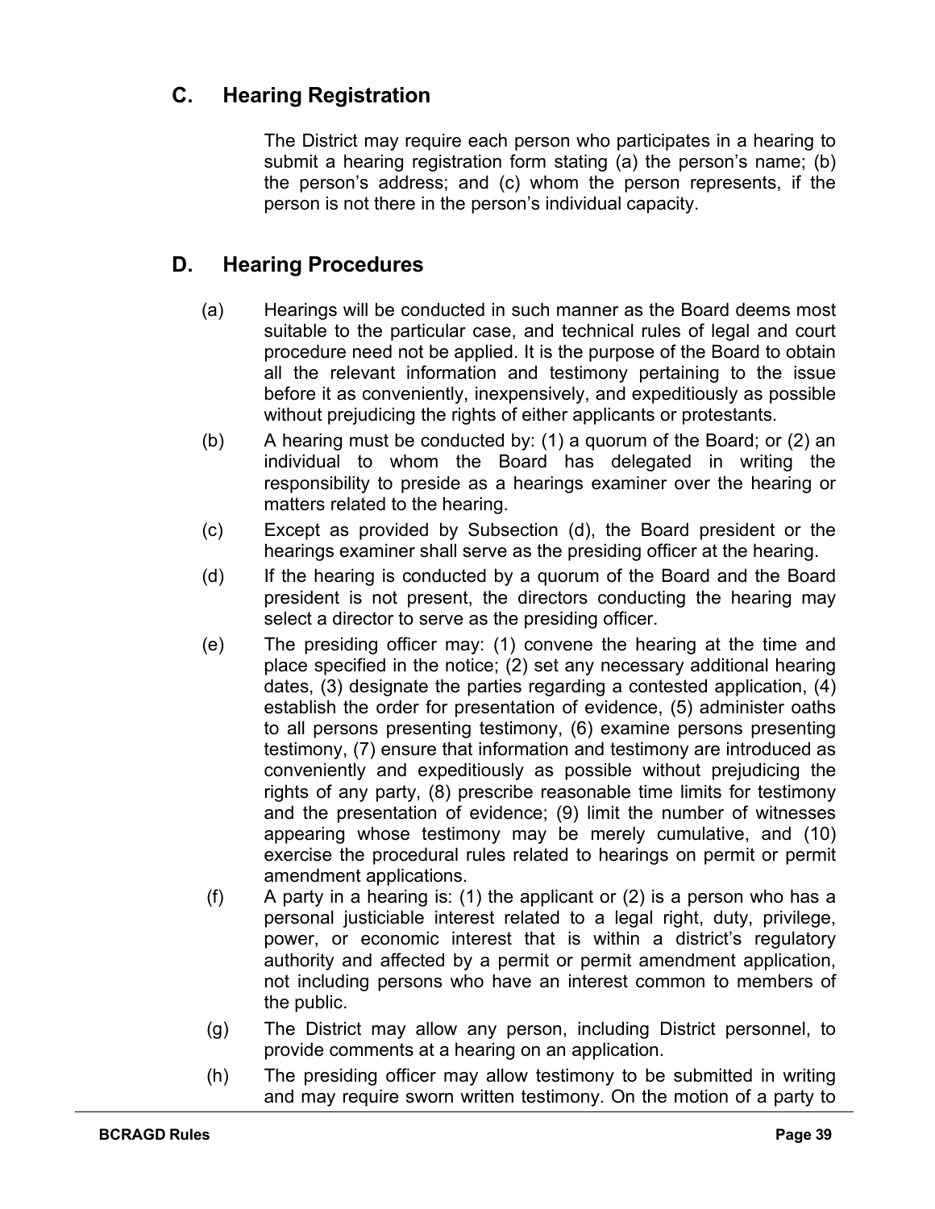## C. Hearing Registration

The District may require each person who participates in a hearing to submit a hearing registration form stating (a) the person's name; (b) the person's address; and (c) whom the person represents, if the person is not there in the person's individual capacity.

## D. Hearing Procedures

(a) Hearings will be conducted in such manner as the Board deems most suitable to the particular case, and technical rules of legal and court procedure need not be applied. It is the purpose of the Board to obtain all the relevant information and testimony pertaining to the issue before it as conveniently, inexpensively, and expeditiously as possible without prejudicing the rights of either applicants or protestants.

(b) A hearing must be conducted by: (1) a quorum of the Board; or (2) an individual to whom the Board has delegated in writing the responsibility to preside as a hearings examiner over the hearing or matters related to the hearing.

(c) Except as provided by Subsection (d), the Board president or the hearings examiner shall serve as the presiding officer at the hearing.

(d) If the hearing is conducted by a quorum of the Board and the Board president is not present, the directors conducting the hearing may select a director to serve as the presiding officer.

(e) The presiding officer may: (1) convene the hearing at the time and place specified in the notice; (2) set any necessary additional hearing dates, (3) designate the parties regarding a contested application, (4) establish the order for presentation of evidence, (5) administer oaths to all persons presenting testimony, (6) examine persons presenting testimony, (7) ensure that information and testimony are introduced as conveniently and expeditiously as possible without prejudicing the rights of any party, (8) prescribe reasonable time limits for testimony and the presentation of evidence; (9) limit the number of witnesses appearing whose testimony may be merely cumulative, and (10) exercise the procedural rules related to hearings on permit or permit amendment applications.

(f) A party in a hearing is: (1) the applicant or (2) is a person who has a personal justiciable interest related to a legal right, duty, privilege, power, or economic interest that is within a district's regulatory authority and affected by a permit or permit amendment application, not including persons who have an interest common to members of the public.

(g) The District may allow any person, including District personnel, to provide comments at a hearing on an application.

(h) The presiding officer may allow testimony to be submitted in writing and may require sworn written testimony. On the motion of a party to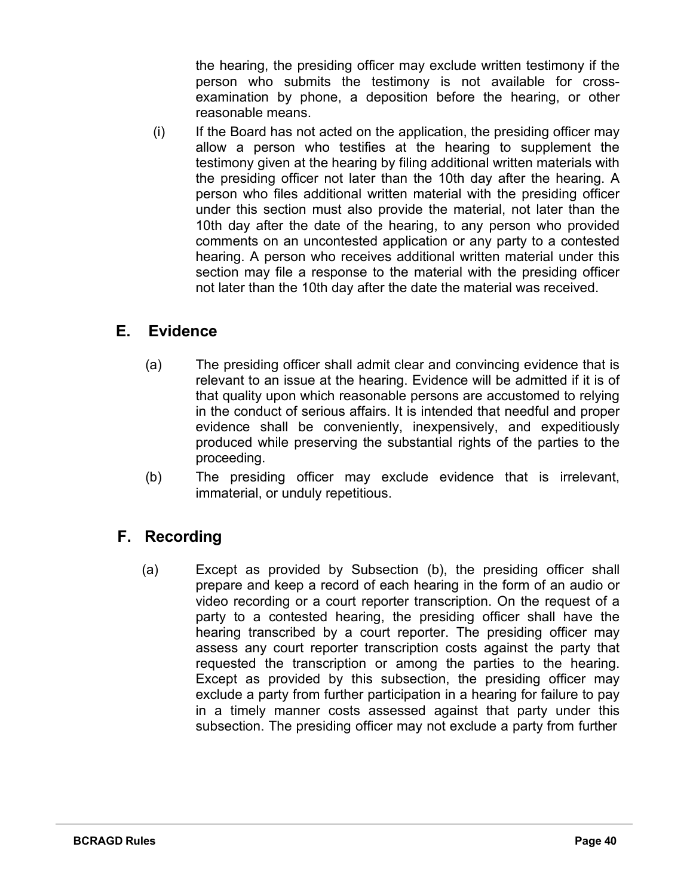the hearing, the presiding officer may exclude written testimony if the person who submits the testimony is not available for cross-examination by phone, a deposition before the hearing, or other reasonable means.

(i) If the Board has not acted on the application, the presiding officer may allow a person who testifies at the hearing to supplement the testimony given at the hearing by filing additional written materials with the presiding officer not later than the 10th day after the hearing. A person who files additional written material with the presiding officer under this section must also provide the material, not later than the 10th day after the date of the hearing, to any person who provided comments on an uncontested application or any party to a contested hearing. A person who receives additional written material under this section may file a response to the material with the presiding officer not later than the 10th day after the date the material was received.

## E. Evidence

(a) The presiding officer shall admit clear and convincing evidence that is relevant to an issue at the hearing. Evidence will be admitted if it is of that quality upon which reasonable persons are accustomed to relying in the conduct of serious affairs. It is intended that needful and proper evidence shall be conveniently, inexpensively, and expeditiously produced while preserving the substantial rights of the parties to the proceeding.

(b) The presiding officer may exclude evidence that is irrelevant, immaterial, or unduly repetitious.

## F. Recording

(a) Except as provided by Subsection (b), the presiding officer shall prepare and keep a record of each hearing in the form of an audio or video recording or a court reporter transcription. On the request of a party to a contested hearing, the presiding officer shall have the hearing transcribed by a court reporter. The presiding officer may assess any court reporter transcription costs against the party that requested the transcription or among the parties to the hearing. Except as provided by this subsection, the presiding officer may exclude a party from further participation in a hearing for failure to pay in a timely manner costs assessed against that party under this subsection. The presiding officer may not exclude a party from further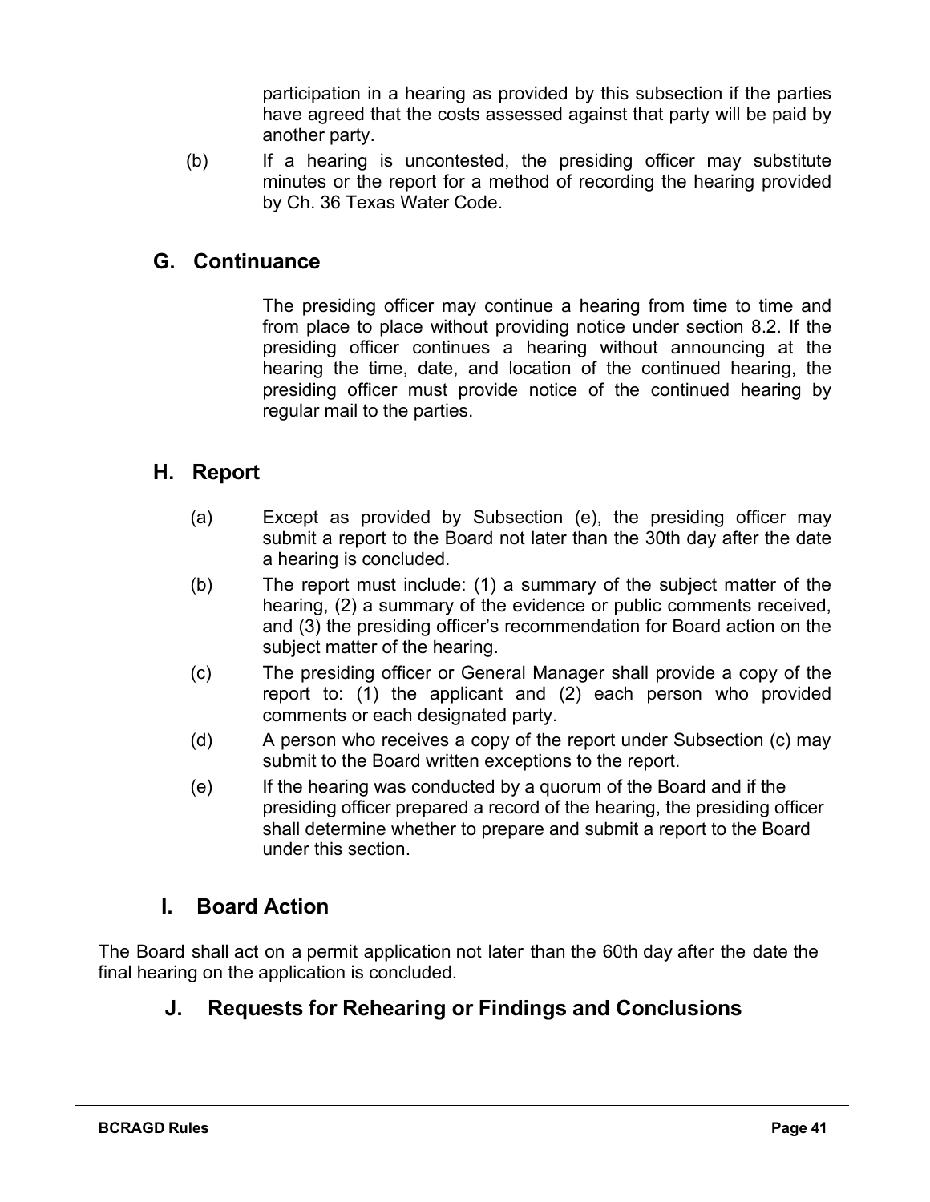participation in a hearing as provided by this subsection if the parties have agreed that the costs assessed against that party will be paid by another party.

(b) If a hearing is uncontested, the presiding officer may substitute minutes or the report for a method of recording the hearing provided by Ch. 36 Texas Water Code.

## G. Continuance

The presiding officer may continue a hearing from time to time and from place to place without providing notice under section 8.2. If the presiding officer continues a hearing without announcing at the hearing the time, date, and location of the continued hearing, the presiding officer must provide notice of the continued hearing by regular mail to the parties.

## H. Report

(a) Except as provided by Subsection (e), the presiding officer may submit a report to the Board not later than the 30th day after the date a hearing is concluded.

(b) The report must include: (1) a summary of the subject matter of the hearing, (2) a summary of the evidence or public comments received, and (3) the presiding officer's recommendation for Board action on the subject matter of the hearing.

(c) The presiding officer or General Manager shall provide a copy of the report to: (1) the applicant and (2) each person who provided comments or each designated party.

(d) A person who receives a copy of the report under Subsection (c) may submit to the Board written exceptions to the report.

(e) If the hearing was conducted by a quorum of the Board and if the presiding officer prepared a record of the hearing, the presiding officer shall determine whether to prepare and submit a report to the Board under this section.

## I. Board Action

The Board shall act on a permit application not later than the 60th day after the date the final hearing on the application is concluded.

## J. Requests for Rehearing or Findings and Conclusions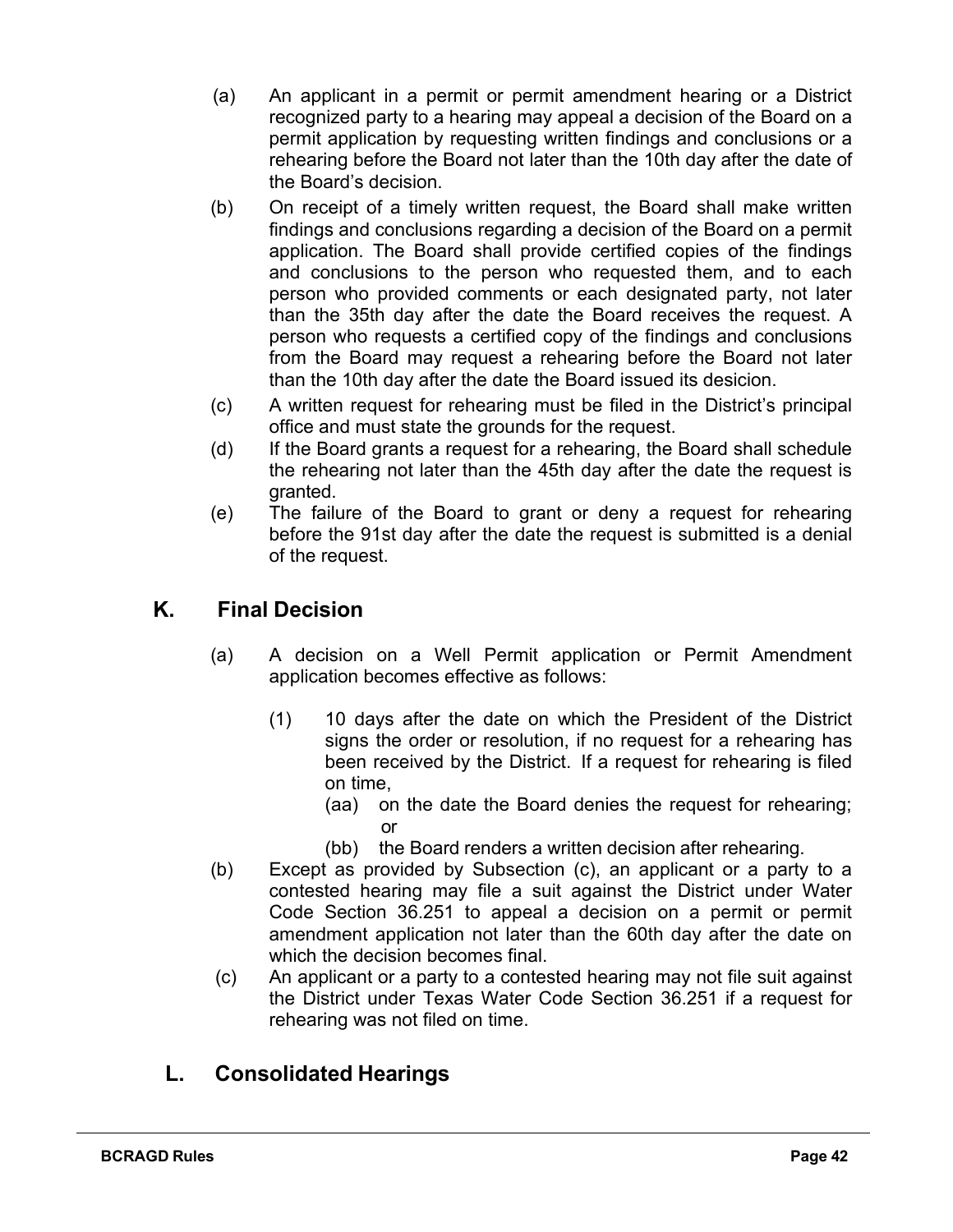(a) An applicant in a permit or permit amendment hearing or a District recognized party to a hearing may appeal a decision of the Board on a permit application by requesting written findings and conclusions or a rehearing before the Board not later than the 10th day after the date of the Board's decision.

(b) On receipt of a timely written request, the Board shall make written findings and conclusions regarding a decision of the Board on a permit application. The Board shall provide certified copies of the findings and conclusions to the person who requested them, and to each person who provided comments or each designated party, not later than the 35th day after the date the Board receives the request. A person who requests a certified copy of the findings and conclusions from the Board may request a rehearing before the Board not later than the 10th day after the date the Board issued its desicion.

(c) A written request for rehearing must be filed in the District's principal office and must state the grounds for the request.

(d) If the Board grants a request for a rehearing, the Board shall schedule the rehearing not later than the 45th day after the date the request is granted.

(e) The failure of the Board to grant or deny a request for rehearing before the 91st day after the date the request is submitted is a denial of the request.

## K. Final Decision

(a) A decision on a Well Permit application or Permit Amendment application becomes effective as follows:

(1) 10 days after the date on which the President of the District signs the order or resolution, if no request for a rehearing has been received by the District. If a request for rehearing is filed on time,

(aa) on the date the Board denies the request for rehearing; or

(bb) the Board renders a written decision after rehearing.

(b) Except as provided by Subsection (c), an applicant or a party to a contested hearing may file a suit against the District under Water Code Section 36.251 to appeal a decision on a permit or permit amendment application not later than the 60th day after the date on which the decision becomes final.

(c) An applicant or a party to a contested hearing may not file suit against the District under Texas Water Code Section 36.251 if a request for rehearing was not filed on time.

## L. Consolidated Hearings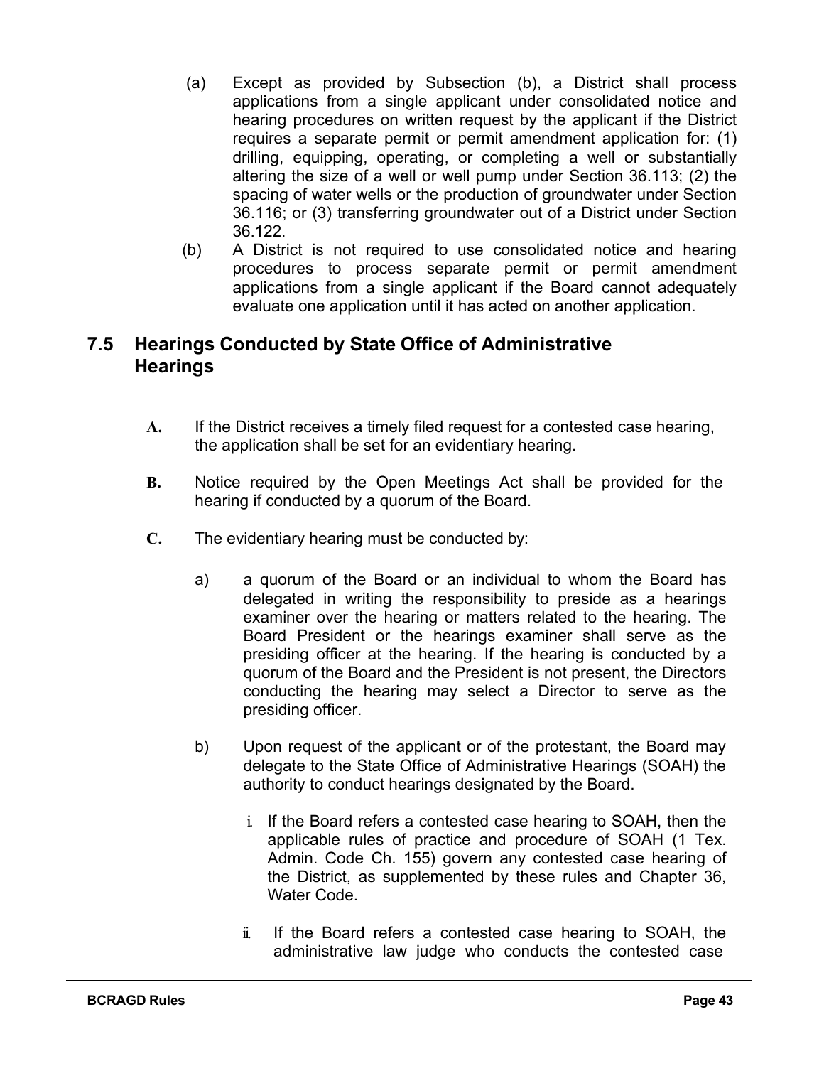(a) Except as provided by Subsection (b), a District shall process applications from a single applicant under consolidated notice and hearing procedures on written request by the applicant if the District requires a separate permit or permit amendment application for: (1) drilling, equipping, operating, or completing a well or substantially altering the size of a well or well pump under Section 36.113; (2) the spacing of water wells or the production of groundwater under Section 36.116; or (3) transferring groundwater out of a District under Section 36.122.

(b) A District is not required to use consolidated notice and hearing procedures to process separate permit or permit amendment applications from a single applicant if the Board cannot adequately evaluate one application until it has acted on another application.

## 7.5 Hearings Conducted by State Office of Administrative Hearings

**A.** If the District receives a timely filed request for a contested case hearing, the application shall be set for an evidentiary hearing.

**B.** Notice required by the Open Meetings Act shall be provided for the hearing if conducted by a quorum of the Board.

**C.** The evidentiary hearing must be conducted by:

a) a quorum of the Board or an individual to whom the Board has delegated in writing the responsibility to preside as a hearings examiner over the hearing or matters related to the hearing. The Board President or the hearings examiner shall serve as the presiding officer at the hearing. If the hearing is conducted by a quorum of the Board and the President is not present, the Directors conducting the hearing may select a Director to serve as the presiding officer.

b) Upon request of the applicant or of the protestant, the Board may delegate to the State Office of Administrative Hearings (SOAH) the authority to conduct hearings designated by the Board.

i. If the Board refers a contested case hearing to SOAH, then the applicable rules of practice and procedure of SOAH (1 Tex. Admin. Code Ch. 155) govern any contested case hearing of the District, as supplemented by these rules and Chapter 36, Water Code.

ii. If the Board refers a contested case hearing to SOAH, the administrative law judge who conducts the contested case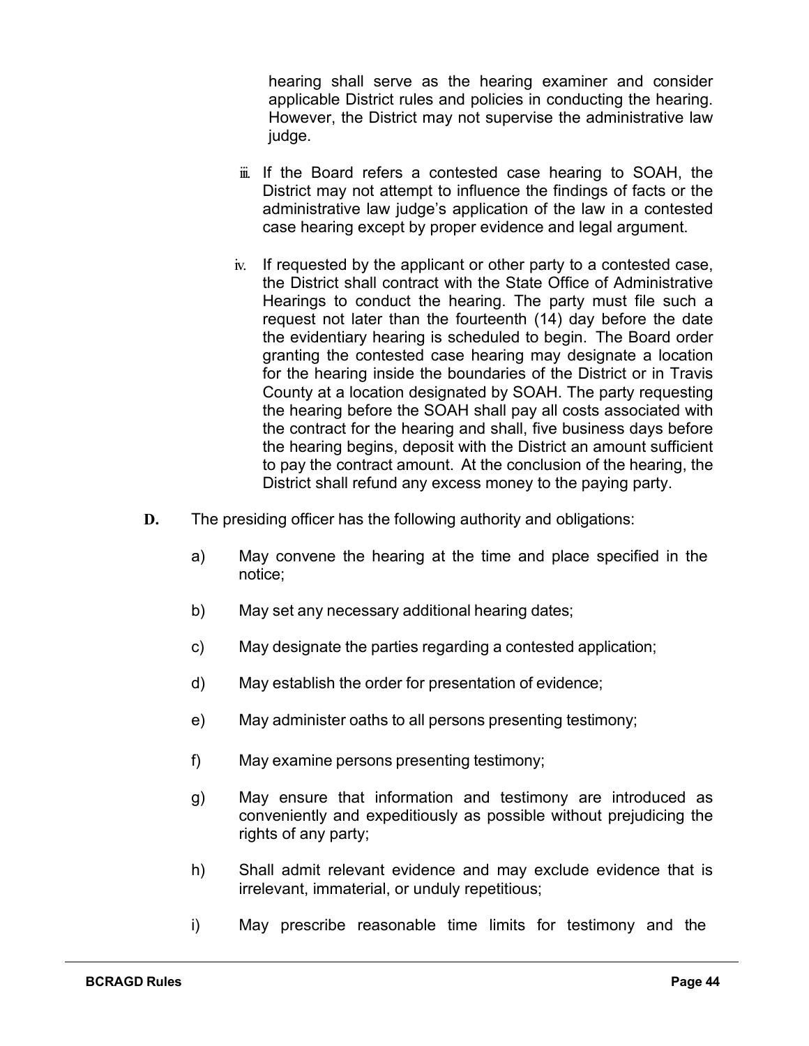hearing shall serve as the hearing examiner and consider applicable District rules and policies in conducting the hearing. However, the District may not supervise the administrative law judge.

iii. If the Board refers a contested case hearing to SOAH, the District may not attempt to influence the findings of facts or the administrative law judge's application of the law in a contested case hearing except by proper evidence and legal argument.

iv. If requested by the applicant or other party to a contested case, the District shall contract with the State Office of Administrative Hearings to conduct the hearing. The party must file such a request not later than the fourteenth (14) day before the date the evidentiary hearing is scheduled to begin. The Board order granting the contested case hearing may designate a location for the hearing inside the boundaries of the District or in Travis County at a location designated by SOAH. The party requesting the hearing before the SOAH shall pay all costs associated with the contract for the hearing and shall, five business days before the hearing begins, deposit with the District an amount sufficient to pay the contract amount. At the conclusion of the hearing, the District shall refund any excess money to the paying party.

**D.** The presiding officer has the following authority and obligations:

a) May convene the hearing at the time and place specified in the notice;

b) May set any necessary additional hearing dates;

c) May designate the parties regarding a contested application;

d) May establish the order for presentation of evidence;

e) May administer oaths to all persons presenting testimony;

f) May examine persons presenting testimony;

g) May ensure that information and testimony are introduced as conveniently and expeditiously as possible without prejudicing the rights of any party;

h) Shall admit relevant evidence and may exclude evidence that is irrelevant, immaterial, or unduly repetitious;

i) May prescribe reasonable time limits for testimony and the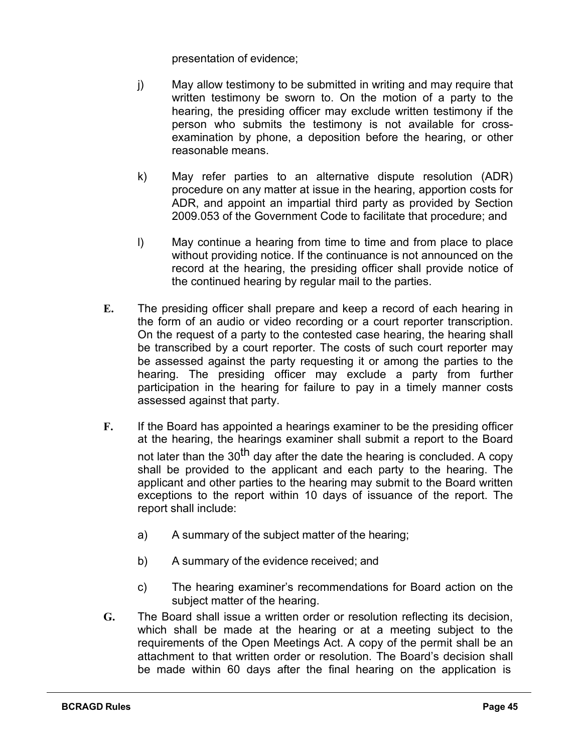presentation of evidence;

j) May allow testimony to be submitted in writing and may require that written testimony be sworn to. On the motion of a party to the hearing, the presiding officer may exclude written testimony if the person who submits the testimony is not available for cross-examination by phone, a deposition before the hearing, or other reasonable means.

k) May refer parties to an alternative dispute resolution (ADR) procedure on any matter at issue in the hearing, apportion costs for ADR, and appoint an impartial third party as provided by Section 2009.053 of the Government Code to facilitate that procedure; and

l) May continue a hearing from time to time and from place to place without providing notice. If the continuance is not announced on the record at the hearing, the presiding officer shall provide notice of the continued hearing by regular mail to the parties.

**E.** The presiding officer shall prepare and keep a record of each hearing in the form of an audio or video recording or a court reporter transcription. On the request of a party to the contested case hearing, the hearing shall be transcribed by a court reporter. The costs of such court reporter may be assessed against the party requesting it or among the parties to the hearing. The presiding officer may exclude a party from further participation in the hearing for failure to pay in a timely manner costs assessed against that party.

**F.** If the Board has appointed a hearings examiner to be the presiding officer at the hearing, the hearings examiner shall submit a report to the Board not later than the 30th day after the date the hearing is concluded. A copy shall be provided to the applicant and each party to the hearing. The applicant and other parties to the hearing may submit to the Board written exceptions to the report within 10 days of issuance of the report. The report shall include:

a) A summary of the subject matter of the hearing;

b) A summary of the evidence received; and

c) The hearing examiner's recommendations for Board action on the subject matter of the hearing.

**G.** The Board shall issue a written order or resolution reflecting its decision, which shall be made at the hearing or at a meeting subject to the requirements of the Open Meetings Act. A copy of the permit shall be an attachment to that written order or resolution. The Board's decision shall be made within 60 days after the final hearing on the application is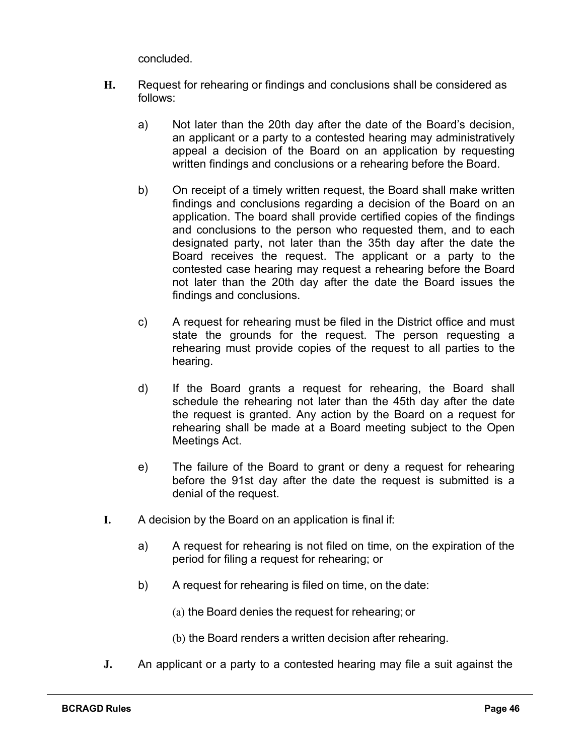concluded.

**H.** Request for rehearing or findings and conclusions shall be considered as follows:

a) Not later than the 20th day after the date of the Board's decision, an applicant or a party to a contested hearing may administratively appeal a decision of the Board on an application by requesting written findings and conclusions or a rehearing before the Board.

b) On receipt of a timely written request, the Board shall make written findings and conclusions regarding a decision of the Board on an application. The board shall provide certified copies of the findings and conclusions to the person who requested them, and to each designated party, not later than the 35th day after the date the Board receives the request. The applicant or a party to the contested case hearing may request a rehearing before the Board not later than the 20th day after the date the Board issues the findings and conclusions.

c) A request for rehearing must be filed in the District office and must state the grounds for the request. The person requesting a rehearing must provide copies of the request to all parties to the hearing.

d) If the Board grants a request for rehearing, the Board shall schedule the rehearing not later than the 45th day after the date the request is granted. Any action by the Board on a request for rehearing shall be made at a Board meeting subject to the Open Meetings Act.

e) The failure of the Board to grant or deny a request for rehearing before the 91st day after the date the request is submitted is a denial of the request.

**I.** A decision by the Board on an application is final if:

a) A request for rehearing is not filed on time, on the expiration of the period for filing a request for rehearing; or

b) A request for rehearing is filed on time, on the date:

(a) the Board denies the request for rehearing; or

(b) the Board renders a written decision after rehearing.

**J.** An applicant or a party to a contested hearing may file a suit against the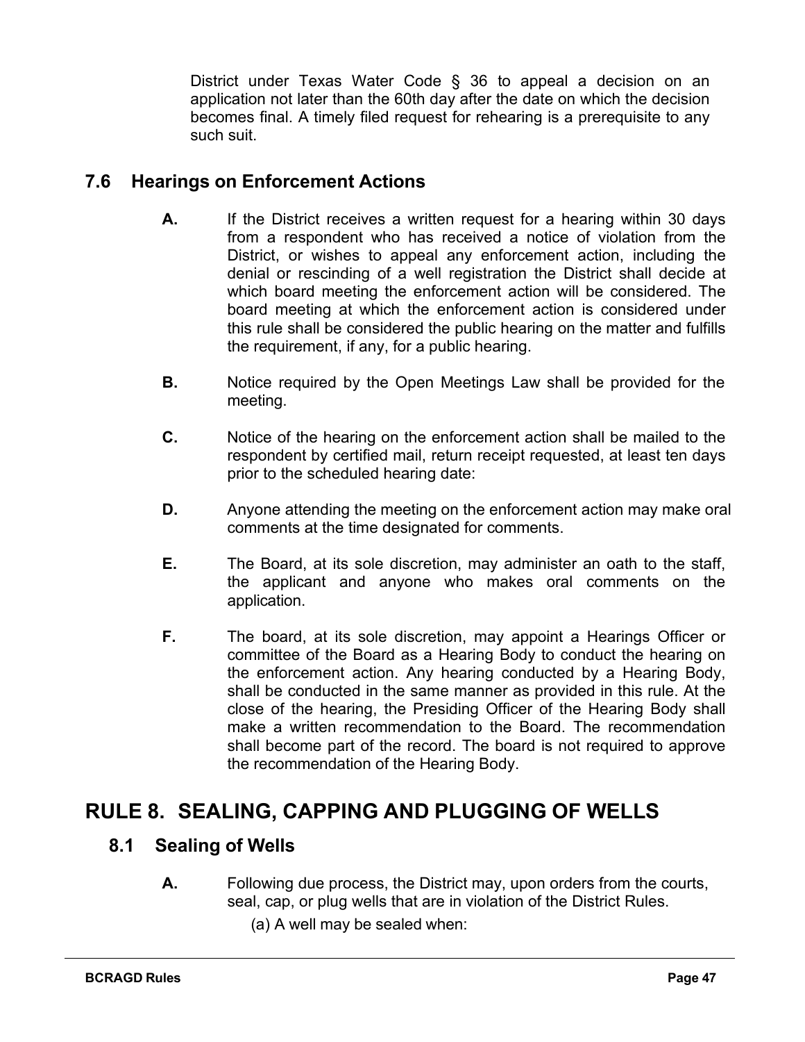District under Texas Water Code § 36 to appeal a decision on an application not later than the 60th day after the date on which the decision becomes final. A timely filed request for rehearing is a prerequisite to any such suit.

## 7.6 Hearings on Enforcement Actions

**A.** If the District receives a written request for a hearing within 30 days from a respondent who has received a notice of violation from the District, or wishes to appeal any enforcement action, including the denial or rescinding of a well registration the District shall decide at which board meeting the enforcement action will be considered. The board meeting at which the enforcement action is considered under this rule shall be considered the public hearing on the matter and fulfills the requirement, if any, for a public hearing.

**B.** Notice required by the Open Meetings Law shall be provided for the meeting.

**C.** Notice of the hearing on the enforcement action shall be mailed to the respondent by certified mail, return receipt requested, at least ten days prior to the scheduled hearing date:

**D.** Anyone attending the meeting on the enforcement action may make oral comments at the time designated for comments.

**E.** The Board, at its sole discretion, may administer an oath to the staff, the applicant and anyone who makes oral comments on the application.

**F.** The board, at its sole discretion, may appoint a Hearings Officer or committee of the Board as a Hearing Body to conduct the hearing on the enforcement action. Any hearing conducted by a Hearing Body, shall be conducted in the same manner as provided in this rule. At the close of the hearing, the Presiding Officer of the Hearing Body shall make a written recommendation to the Board. The recommendation shall become part of the record. The board is not required to approve the recommendation of the Hearing Body.

# RULE 8. SEALING, CAPPING AND PLUGGING OF WELLS

## 8.1 Sealing of Wells

**A.** Following due process, the District may, upon orders from the courts, seal, cap, or plug wells that are in violation of the District Rules.

(a) A well may be sealed when: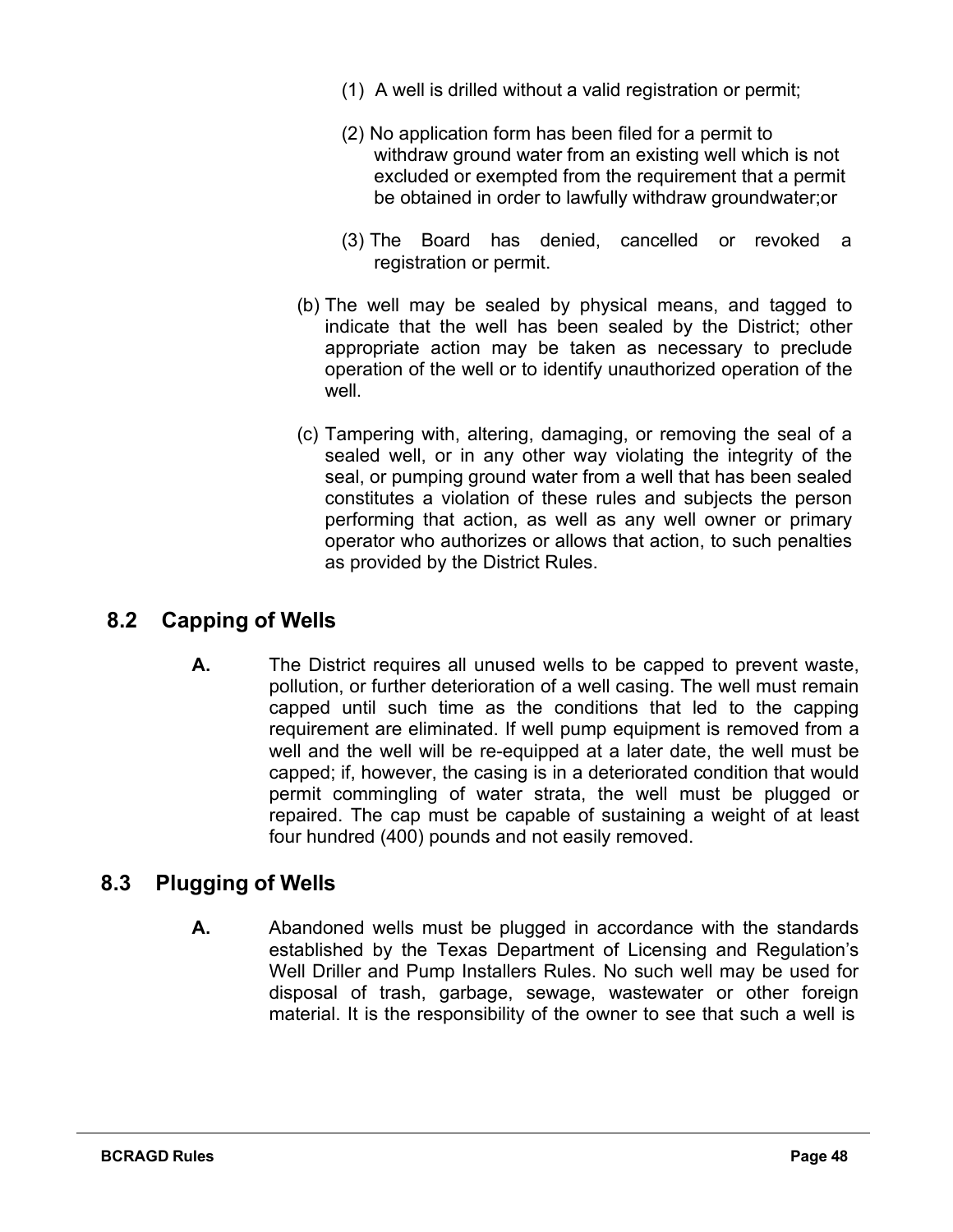(1) A well is drilled without a valid registration or permit;

(2) No application form has been filed for a permit to withdraw ground water from an existing well which is not excluded or exempted from the requirement that a permit be obtained in order to lawfully withdraw groundwater;or

(3) The Board has denied, cancelled or revoked a registration or permit.

(b) The well may be sealed by physical means, and tagged to indicate that the well has been sealed by the District; other appropriate action may be taken as necessary to preclude operation of the well or to identify unauthorized operation of the well.

(c) Tampering with, altering, damaging, or removing the seal of a sealed well, or in any other way violating the integrity of the seal, or pumping ground water from a well that has been sealed constitutes a violation of these rules and subjects the person performing that action, as well as any well owner or primary operator who authorizes or allows that action, to such penalties as provided by the District Rules.

## 8.2 Capping of Wells

**A.** The District requires all unused wells to be capped to prevent waste, pollution, or further deterioration of a well casing. The well must remain capped until such time as the conditions that led to the capping requirement are eliminated. If well pump equipment is removed from a well and the well will be re-equipped at a later date, the well must be capped; if, however, the casing is in a deteriorated condition that would permit commingling of water strata, the well must be plugged or repaired. The cap must be capable of sustaining a weight of at least four hundred (400) pounds and not easily removed.

## 8.3 Plugging of Wells

**A.** Abandoned wells must be plugged in accordance with the standards established by the Texas Department of Licensing and Regulation's Well Driller and Pump Installers Rules. No such well may be used for disposal of trash, garbage, sewage, wastewater or other foreign material. It is the responsibility of the owner to see that such a well is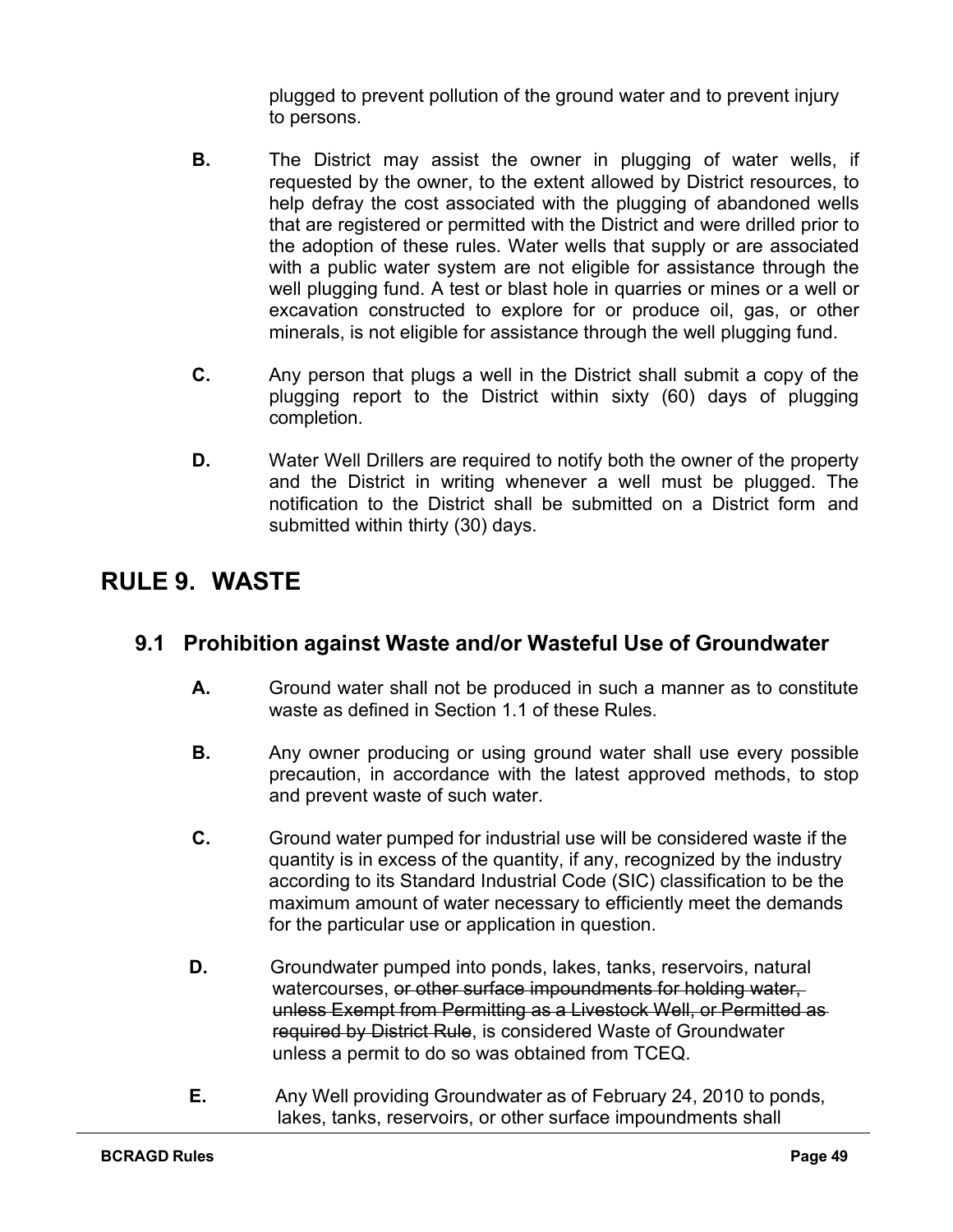plugged to prevent pollution of the ground water and to prevent injury to persons.

**B.** The District may assist the owner in plugging of water wells, if requested by the owner, to the extent allowed by District resources, to help defray the cost associated with the plugging of abandoned wells that are registered or permitted with the District and were drilled prior to the adoption of these rules. Water wells that supply or are associated with a public water system are not eligible for assistance through the well plugging fund. A test or blast hole in quarries or mines or a well or excavation constructed to explore for or produce oil, gas, or other minerals, is not eligible for assistance through the well plugging fund.

**C.** Any person that plugs a well in the District shall submit a copy of the plugging report to the District within sixty (60) days of plugging completion.

**D.** Water Well Drillers are required to notify both the owner of the property and the District in writing whenever a well must be plugged. The notification to the District shall be submitted on a District form and submitted within thirty (30) days.

# RULE 9. WASTE

## 9.1 Prohibition against Waste and/or Wasteful Use of Groundwater

**A.** Ground water shall not be produced in such a manner as to constitute waste as defined in Section 1.1 of these Rules.

**B.** Any owner producing or using ground water shall use every possible precaution, in accordance with the latest approved methods, to stop and prevent waste of such water.

**C.** Ground water pumped for industrial use will be considered waste if the quantity is in excess of the quantity, if any, recognized by the industry according to its Standard Industrial Code (SIC) classification to be the maximum amount of water necessary to efficiently meet the demands for the particular use or application in question.

**D.** Groundwater pumped into ponds, lakes, tanks, reservoirs, natural watercourses, ~~or other surface impoundments for holding water, unless Exempt from Permitting as a Livestock Well, or Permitted as required by District Rule~~, is considered Waste of Groundwater unless a permit to do so was obtained from TCEQ.

**E.** Any Well providing Groundwater as of February 24, 2010 to ponds, lakes, tanks, reservoirs, or other surface impoundments shall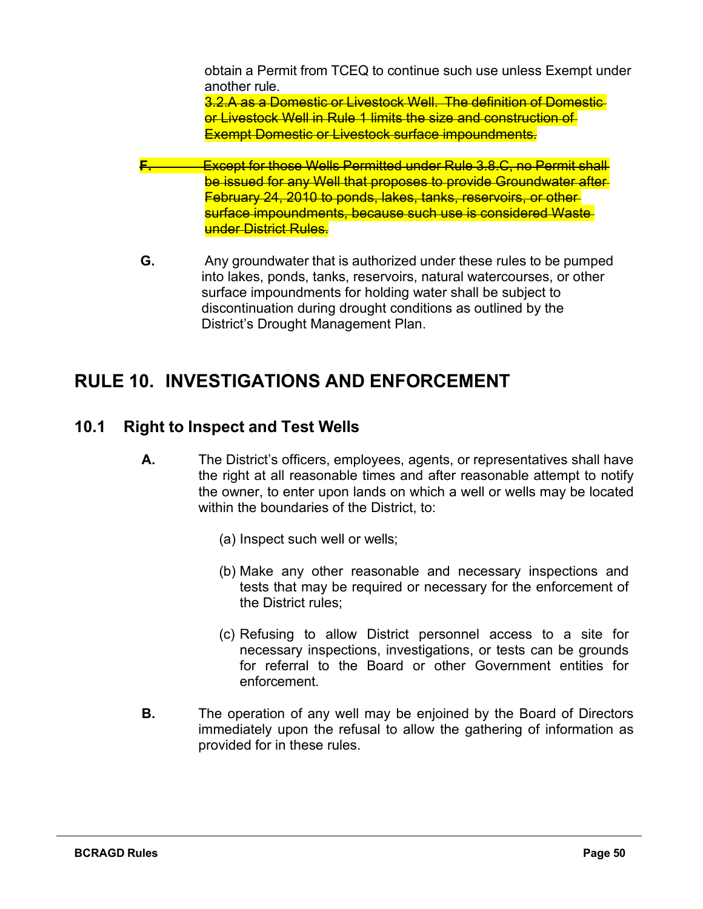obtain a Permit from TCEQ to continue such use unless Exempt under another rule.

~~3.2.A as a Domestic or Livestock Well. The definition of Domestic or Livestock Well in Rule 1 limits the size and construction of Exempt Domestic or Livestock surface impoundments.~~

~~**F.** Except for those Wells Permitted under Rule 3.8.C, no Permit shall be issued for any Well that proposes to provide Groundwater after February 24, 2010 to ponds, lakes, tanks, reservoirs, or other surface impoundments, because such use is considered Waste under District Rules.~~

**G.** Any groundwater that is authorized under these rules to be pumped into lakes, ponds, tanks, reservoirs, natural watercourses, or other surface impoundments for holding water shall be subject to discontinuation during drought conditions as outlined by the District's Drought Management Plan.

# RULE 10. INVESTIGATIONS AND ENFORCEMENT

## 10.1 Right to Inspect and Test Wells

**A.** The District's officers, employees, agents, or representatives shall have the right at all reasonable times and after reasonable attempt to notify the owner, to enter upon lands on which a well or wells may be located within the boundaries of the District, to:

(a) Inspect such well or wells;

(b) Make any other reasonable and necessary inspections and tests that may be required or necessary for the enforcement of the District rules;

(c) Refusing to allow District personnel access to a site for necessary inspections, investigations, or tests can be grounds for referral to the Board or other Government entities for enforcement.

**B.** The operation of any well may be enjoined by the Board of Directors immediately upon the refusal to allow the gathering of information as provided for in these rules.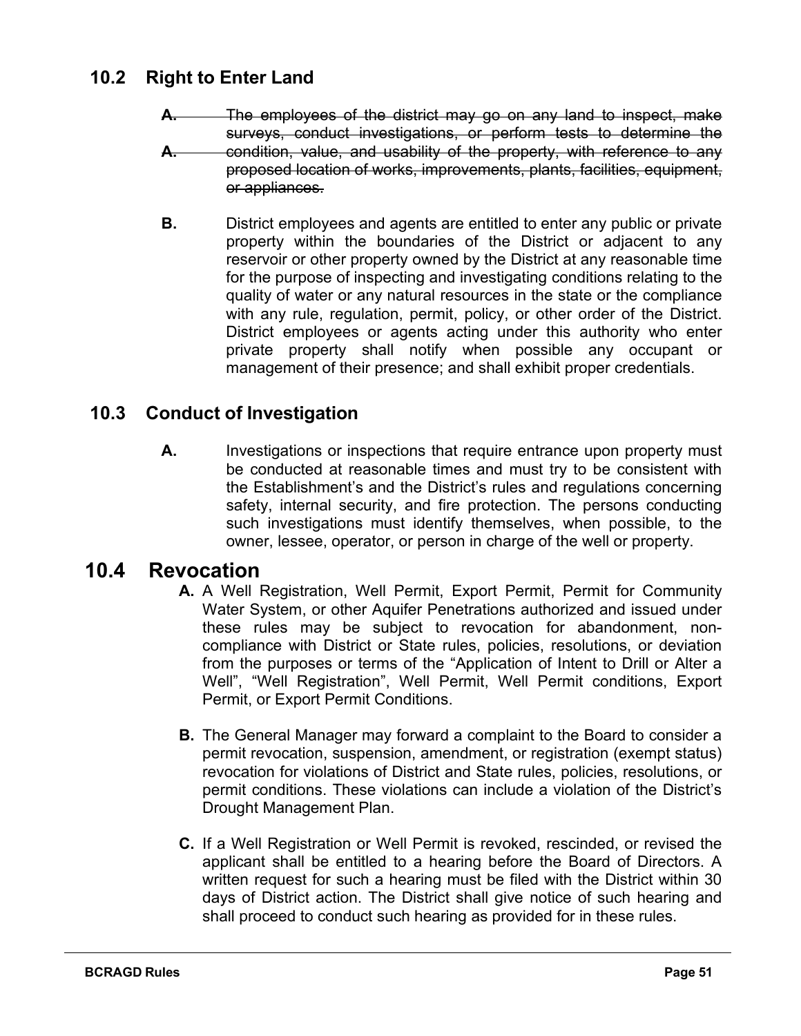## 10.2 Right to Enter Land

~~**A.** The employees of the district may go on any land to inspect, make surveys, conduct investigations, or perform tests to determine the condition, value, and usability of the property, with reference to any proposed location of works, improvements, plants, facilities, equipment, or appliances.~~

**B.** District employees and agents are entitled to enter any public or private property within the boundaries of the District or adjacent to any reservoir or other property owned by the District at any reasonable time for the purpose of inspecting and investigating conditions relating to the quality of water or any natural resources in the state or the compliance with any rule, regulation, permit, policy, or other order of the District. District employees or agents acting under this authority who enter private property shall notify when possible any occupant or management of their presence; and shall exhibit proper credentials.

## 10.3 Conduct of Investigation

**A.** Investigations or inspections that require entrance upon property must be conducted at reasonable times and must try to be consistent with the Establishment's and the District's rules and regulations concerning safety, internal security, and fire protection. The persons conducting such investigations must identify themselves, when possible, to the owner, lessee, operator, or person in charge of the well or property.

# 10.4 Revocation

**A.** A Well Registration, Well Permit, Export Permit, Permit for Community Water System, or other Aquifer Penetrations authorized and issued under these rules may be subject to revocation for abandonment, non-compliance with District or State rules, policies, resolutions, or deviation from the purposes or terms of the "Application of Intent to Drill or Alter a Well", "Well Registration", Well Permit, Well Permit conditions, Export Permit, or Export Permit Conditions.

**B.** The General Manager may forward a complaint to the Board to consider a permit revocation, suspension, amendment, or registration (exempt status) revocation for violations of District and State rules, policies, resolutions, or permit conditions. These violations can include a violation of the District's Drought Management Plan.

**C.** If a Well Registration or Well Permit is revoked, rescinded, or revised the applicant shall be entitled to a hearing before the Board of Directors. A written request for such a hearing must be filed with the District within 30 days of District action. The District shall give notice of such hearing and shall proceed to conduct such hearing as provided for in these rules.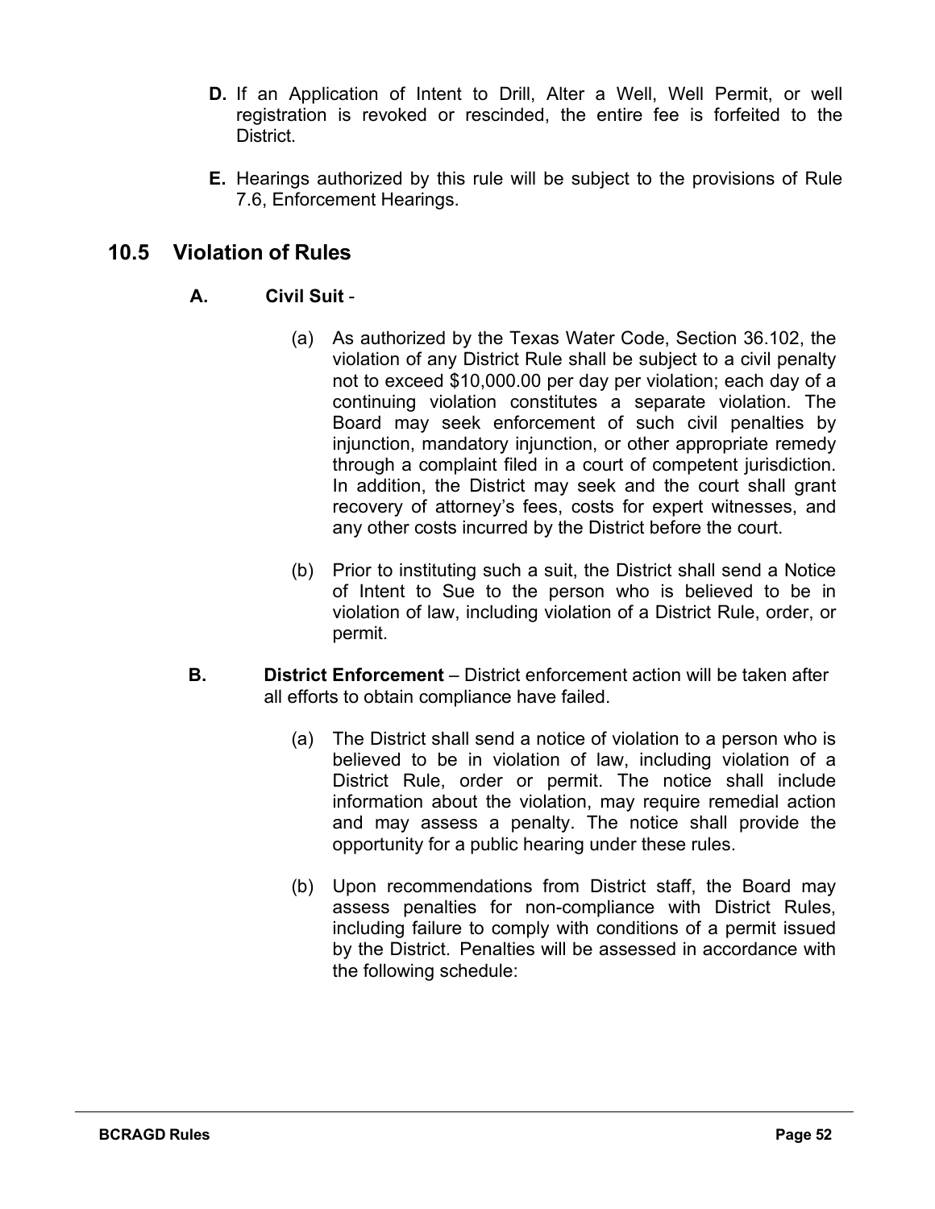**D.** If an Application of Intent to Drill, Alter a Well, Well Permit, or well registration is revoked or rescinded, the entire fee is forfeited to the District.

**E.** Hearings authorized by this rule will be subject to the provisions of Rule 7.6, Enforcement Hearings.

## 10.5 Violation of Rules

### A. Civil Suit -

(a) As authorized by the Texas Water Code, Section 36.102, the violation of any District Rule shall be subject to a civil penalty not to exceed $10,000.00 per day per violation; each day of a continuing violation constitutes a separate violation. The Board may seek enforcement of such civil penalties by injunction, mandatory injunction, or other appropriate remedy through a complaint filed in a court of competent jurisdiction. In addition, the District may seek and the court shall grant recovery of attorney's fees, costs for expert witnesses, and any other costs incurred by the District before the court.

(b) Prior to instituting such a suit, the District shall send a Notice of Intent to Sue to the person who is believed to be in violation of law, including violation of a District Rule, order, or permit.

### B. District Enforcement – District enforcement action will be taken after all efforts to obtain compliance have failed.

(a) The District shall send a notice of violation to a person who is believed to be in violation of law, including violation of a District Rule, order or permit. The notice shall include information about the violation, may require remedial action and may assess a penalty. The notice shall provide the opportunity for a public hearing under these rules.

(b) Upon recommendations from District staff, the Board may assess penalties for non-compliance with District Rules, including failure to comply with conditions of a permit issued by the District. Penalties will be assessed in accordance with the following schedule: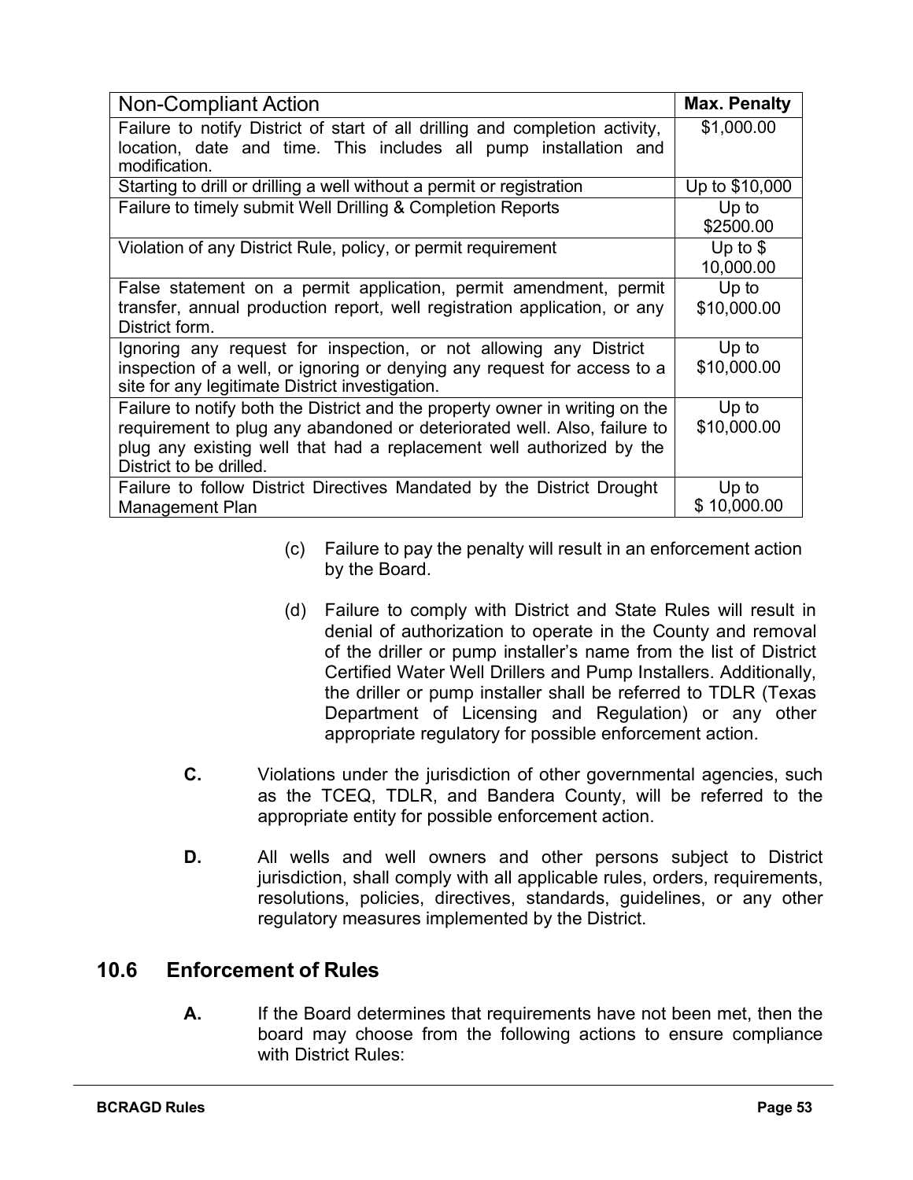| Non-Compliant Action | Max. Penalty |
| --- | --- |
| Failure to notify District of start of all drilling and completion activity, location, date and time. This includes all pump installation and modification. | $1,000.00 |
| Starting to drill or drilling a well without a permit or registration | Up to $10,000 |
| Failure to timely submit Well Drilling & Completion Reports | Up to $2500.00 |
| Violation of any District Rule, policy, or permit requirement | Up to $ 10,000.00 |
| False statement on a permit application, permit amendment, permit transfer, annual production report, well registration application, or any District form. | Up to $10,000.00 |
| Ignoring any request for inspection, or not allowing any District inspection of a well, or ignoring or denying any request for access to a site for any legitimate District investigation. | Up to $10,000.00 |
| Failure to notify both the District and the property owner in writing on the requirement to plug any abandoned or deteriorated well. Also, failure to plug any existing well that had a replacement well authorized by the District to be drilled. | Up to $10,000.00 |
| Failure to follow District Directives Mandated by the District Drought Management Plan | Up to $ 10,000.00 |

(c) Failure to pay the penalty will result in an enforcement action by the Board.

(d) Failure to comply with District and State Rules will result in denial of authorization to operate in the County and removal of the driller or pump installer's name from the list of District Certified Water Well Drillers and Pump Installers. Additionally, the driller or pump installer shall be referred to TDLR (Texas Department of Licensing and Regulation) or any other appropriate regulatory for possible enforcement action.

**C.** Violations under the jurisdiction of other governmental agencies, such as the TCEQ, TDLR, and Bandera County, will be referred to the appropriate entity for possible enforcement action.

**D.** All wells and well owners and other persons subject to District jurisdiction, shall comply with all applicable rules, orders, requirements, resolutions, policies, directives, standards, guidelines, or any other regulatory measures implemented by the District.

## 10.6 Enforcement of Rules

**A.** If the Board determines that requirements have not been met, then the board may choose from the following actions to ensure compliance with District Rules: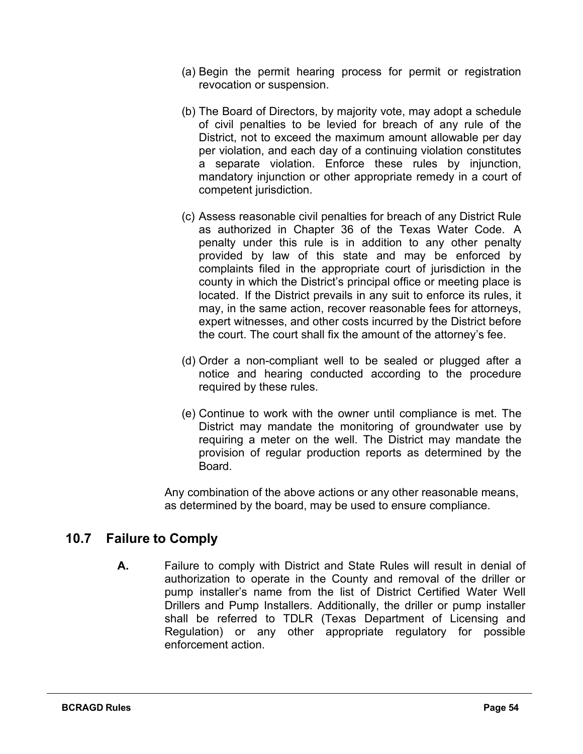(a) Begin the permit hearing process for permit or registration revocation or suspension.

(b) The Board of Directors, by majority vote, may adopt a schedule of civil penalties to be levied for breach of any rule of the District, not to exceed the maximum amount allowable per day per violation, and each day of a continuing violation constitutes a separate violation. Enforce these rules by injunction, mandatory injunction or other appropriate remedy in a court of competent jurisdiction.

(c) Assess reasonable civil penalties for breach of any District Rule as authorized in Chapter 36 of the Texas Water Code. A penalty under this rule is in addition to any other penalty provided by law of this state and may be enforced by complaints filed in the appropriate court of jurisdiction in the county in which the District's principal office or meeting place is located. If the District prevails in any suit to enforce its rules, it may, in the same action, recover reasonable fees for attorneys, expert witnesses, and other costs incurred by the District before the court. The court shall fix the amount of the attorney's fee.

(d) Order a non-compliant well to be sealed or plugged after a notice and hearing conducted according to the procedure required by these rules.

(e) Continue to work with the owner until compliance is met. The District may mandate the monitoring of groundwater use by requiring a meter on the well. The District may mandate the provision of regular production reports as determined by the Board.

Any combination of the above actions or any other reasonable means, as determined by the board, may be used to ensure compliance.

## 10.7 Failure to Comply

**A.** Failure to comply with District and State Rules will result in denial of authorization to operate in the County and removal of the driller or pump installer's name from the list of District Certified Water Well Drillers and Pump Installers. Additionally, the driller or pump installer shall be referred to TDLR (Texas Department of Licensing and Regulation) or any other appropriate regulatory for possible enforcement action.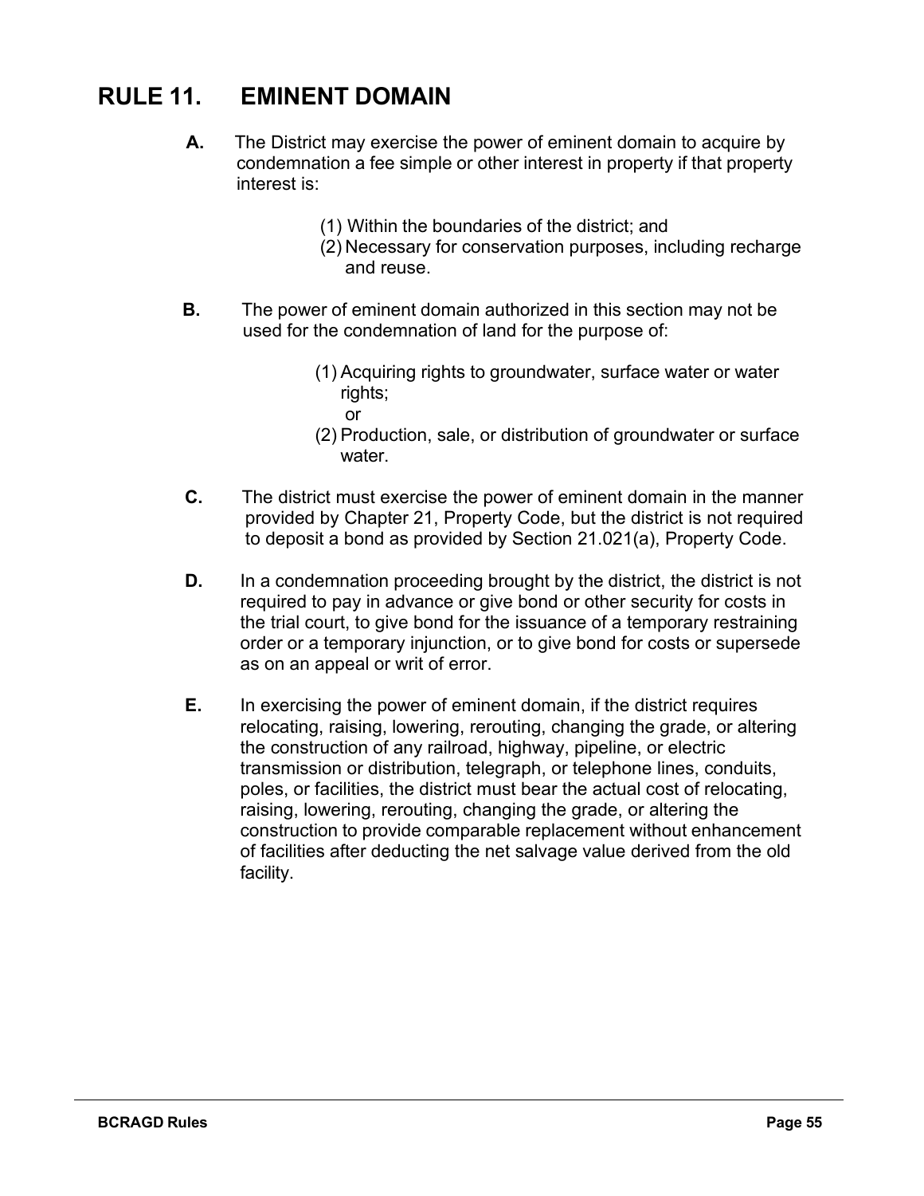# RULE 11. EMINENT DOMAIN

**A.** The District may exercise the power of eminent domain to acquire by condemnation a fee simple or other interest in property if that property interest is:

(1) Within the boundaries of the district; and
(2) Necessary for conservation purposes, including recharge and reuse.

**B.** The power of eminent domain authorized in this section may not be used for the condemnation of land for the purpose of:

(1) Acquiring rights to groundwater, surface water or water rights;
or
(2) Production, sale, or distribution of groundwater or surface water.

**C.** The district must exercise the power of eminent domain in the manner provided by Chapter 21, Property Code, but the district is not required to deposit a bond as provided by Section 21.021(a), Property Code.

**D.** In a condemnation proceeding brought by the district, the district is not required to pay in advance or give bond or other security for costs in the trial court, to give bond for the issuance of a temporary restraining order or a temporary injunction, or to give bond for costs or supersede as on an appeal or writ of error.

**E.** In exercising the power of eminent domain, if the district requires relocating, raising, lowering, rerouting, changing the grade, or altering the construction of any railroad, highway, pipeline, or electric transmission or distribution, telegraph, or telephone lines, conduits, poles, or facilities, the district must bear the actual cost of relocating, raising, lowering, rerouting, changing the grade, or altering the construction to provide comparable replacement without enhancement of facilities after deducting the net salvage value derived from the old facility.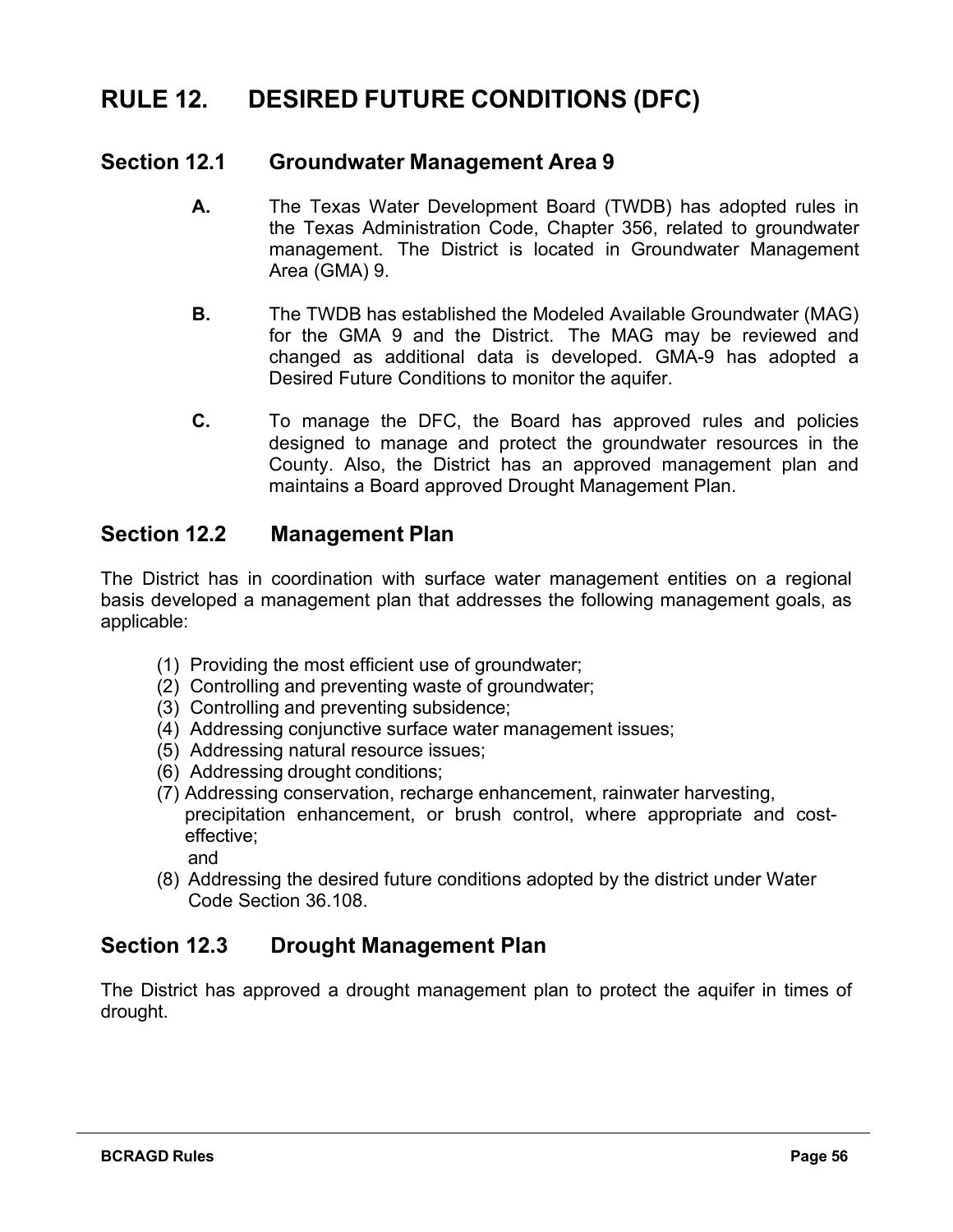# RULE 12. DESIRED FUTURE CONDITIONS (DFC)

## Section 12.1 Groundwater Management Area 9

**A.** The Texas Water Development Board (TWDB) has adopted rules in the Texas Administration Code, Chapter 356, related to groundwater management. The District is located in Groundwater Management Area (GMA) 9.

**B.** The TWDB has established the Modeled Available Groundwater (MAG) for the GMA 9 and the District. The MAG may be reviewed and changed as additional data is developed. GMA-9 has adopted a Desired Future Conditions to monitor the aquifer.

**C.** To manage the DFC, the Board has approved rules and policies designed to manage and protect the groundwater resources in the County. Also, the District has an approved management plan and maintains a Board approved Drought Management Plan.

## Section 12.2 Management Plan

The District has in coordination with surface water management entities on a regional basis developed a management plan that addresses the following management goals, as applicable:

(1) Providing the most efficient use of groundwater;
(2) Controlling and preventing waste of groundwater;
(3) Controlling and preventing subsidence;
(4) Addressing conjunctive surface water management issues;
(5) Addressing natural resource issues;
(6) Addressing drought conditions;
(7) Addressing conservation, recharge enhancement, rainwater harvesting, precipitation enhancement, or brush control, where appropriate and cost-effective;
and
(8) Addressing the desired future conditions adopted by the district under Water Code Section 36.108.

## Section 12.3 Drought Management Plan

The District has approved a drought management plan to protect the aquifer in times of drought.